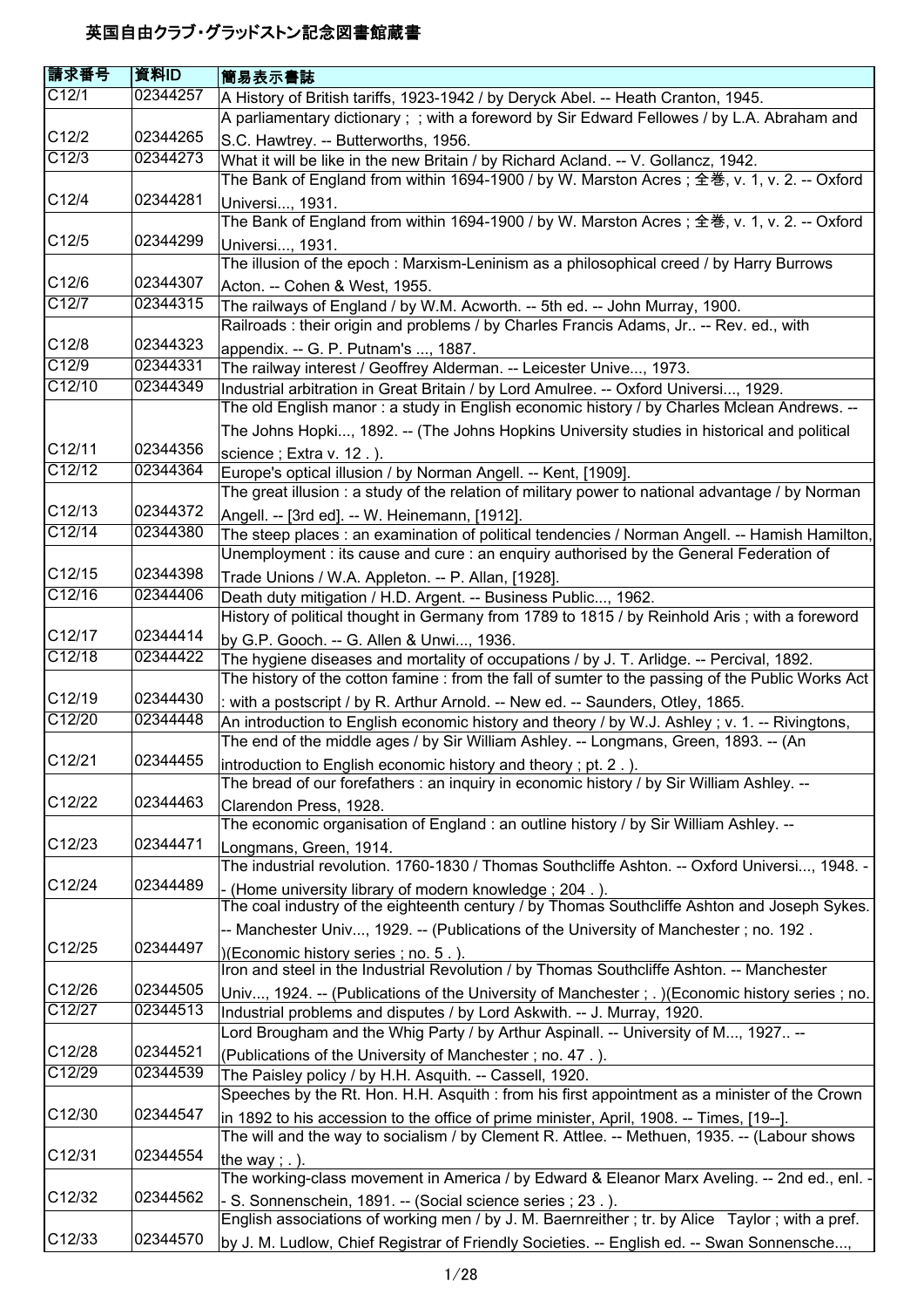# 英国自由クラブ・グラッドストン記念図書館蔵書

| 請求番号 | 資料ID | 簡易表示書誌 |
|---|---|---|
| C12/1 | 02344257 | A History of British tariffs, 1923-1942 / by Deryck Abel. -- Heath Cranton, 1945. |
| C12/2 | 02344265 | A parliamentary dictionary ; ; with a foreword by Sir Edward Fellowes / by L.A. Abraham and S.C. Hawtrey. -- Butterworths, 1956. |
| C12/3 | 02344273 | What it will be like in the new Britain / by Richard Acland. -- V. Gollancz, 1942. |
| C12/4 | 02344281 | The Bank of England from within 1694-1900 / by W. Marston Acres ; 全巻, v. 1, v. 2. -- Oxford Universi..., 1931. |
| C12/5 | 02344299 | The Bank of England from within 1694-1900 / by W. Marston Acres ; 全巻, v. 1, v. 2. -- Oxford Universi..., 1931. |
| C12/6 | 02344307 | The illusion of the epoch : Marxism-Leninism as a philosophical creed / by Harry Burrows Acton. -- Cohen & West, 1955. |
| C12/7 | 02344315 | The railways of England / by W.M. Acworth. -- 5th ed. -- John Murray, 1900. |
| C12/8 | 02344323 | Railroads : their origin and problems / by Charles Francis Adams, Jr.. -- Rev. ed., with appendix. -- G. P. Putnam's ..., 1887. |
| C12/9 | 02344331 | The railway interest / Geoffrey Alderman. -- Leicester Unive..., 1973. |
| C12/10 | 02344349 | Industrial arbitration in Great Britain / by Lord Amulree. -- Oxford Universi..., 1929. |
| C12/11 | 02344356 | The old English manor : a study in English economic history / by Charles Mclean Andrews. -- The Johns Hopki..., 1892. -- (The Johns Hopkins University studies in historical and political science ; Extra v. 12 . ). |
| C12/12 | 02344364 | Europe's optical illusion / by Norman Angell. -- Kent, [1909]. |
| C12/13 | 02344372 | The great illusion : a study of the relation of military power to national advantage / by Norman Angell. -- [3rd ed]. -- W. Heinemann, [1912]. |
| C12/14 | 02344380 | The steep places : an examination of political tendencies / Norman Angell. -- Hamish Hamilton, |
| C12/15 | 02344398 | Unemployment : its cause and cure : an enquiry authorised by the General Federation of Trade Unions / W.A. Appleton. -- P. Allan, [1928]. |
| C12/16 | 02344406 | Death duty mitigation / H.D. Argent. -- Business Public..., 1962. |
| C12/17 | 02344414 | History of political thought in Germany from 1789 to 1815 / by Reinhold Aris ; with a foreword by G.P. Gooch. -- G. Allen & Unwi..., 1936. |
| C12/18 | 02344422 | The hygiene diseases and mortality of occupations / by J. T. Arlidge. -- Percival, 1892. |
| C12/19 | 02344430 | The history of the cotton famine : from the fall of sumter to the passing of the Public Works Act : with a postscript / by R. Arthur Arnold. -- New ed. -- Saunders, Otley, 1865. |
| C12/20 | 02344448 | An introduction to English economic history and theory / by W.J. Ashley ; v. 1. -- Rivingtons, |
| C12/21 | 02344455 | The end of the middle ages / by Sir William Ashley. -- Longmans, Green, 1893. -- (An introduction to English economic history and theory ; pt. 2 . ). |
| C12/22 | 02344463 | The bread of our forefathers : an inquiry in economic history / by Sir William Ashley. -- Clarendon Press, 1928. |
| C12/23 | 02344471 | The economic organisation of England : an outline history / by Sir William Ashley. -- Longmans, Green, 1914. |
| C12/24 | 02344489 | The industrial revolution. 1760-1830 / Thomas Southcliffe Ashton. -- Oxford Universi..., 1948. -- (Home university library of modern knowledge ; 204 . ). |
| C12/25 | 02344497 | The coal industry of the eighteenth century / by Thomas Southcliffe Ashton and Joseph Sykes. -- Manchester Univ..., 1929. -- (Publications of the University of Manchester ; no. 192 . )(Economic history series ; no. 5 . ). |
| C12/26 | 02344505 | Iron and steel in the Industrial Revolution / by Thomas Southcliffe Ashton. -- Manchester Univ..., 1924. -- (Publications of the University of Manchester ; . )(Economic history series ; no. |
| C12/27 | 02344513 | Industrial problems and disputes / by Lord Askwith. -- J. Murray, 1920. |
| C12/28 | 02344521 | Lord Brougham and the Whig Party / by Arthur Aspinall. -- University of M..., 1927.. -- (Publications of the University of Manchester ; no. 47 . ). |
| C12/29 | 02344539 | The Paisley policy / by H.H. Asquith. -- Cassell, 1920. |
| C12/30 | 02344547 | Speeches by the Rt. Hon. H.H. Asquith : from his first appointment as a minister of the Crown in 1892 to his accession to the office of prime minister, April, 1908. -- Times, [19--]. |
| C12/31 | 02344554 | The will and the way to socialism / by Clement R. Attlee. -- Methuen, 1935. -- (Labour shows the way ; . ). |
| C12/32 | 02344562 | The working-class movement in America / by Edward & Eleanor Marx Aveling. -- 2nd ed., enl. -- S. Sonnenschein, 1891. -- (Social science series ; 23 . ). |
| C12/33 | 02344570 | English associations of working men / by J. M. Baernreither ; tr. by Alice Taylor ; with a pref. by J. M. Ludlow, Chief Registrar of Friendly Societies. -- English ed. -- Swan Sonnensche..., |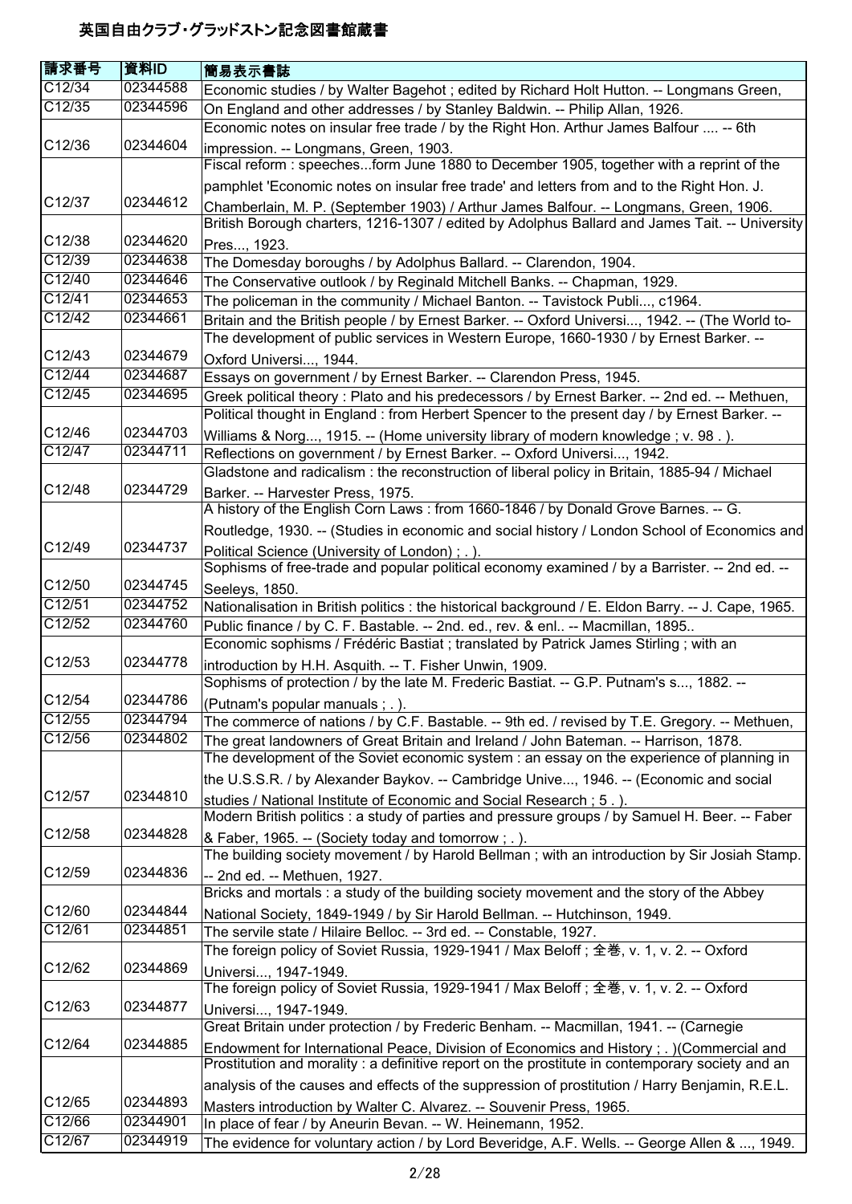# 英国自由クラブ・グラッドストン記念図書館蔵書

| 請求番号 | 資料ID | 簡易表示書誌 |
|---|---|---|
| C12/34 | 02344588 | Economic studies / by Walter Bagehot ; edited by Richard Holt Hutton. -- Longmans Green, |
| C12/35 | 02344596 | On England and other addresses / by Stanley Baldwin. -- Philip Allan, 1926. |
| C12/36 | 02344604 | Economic notes on insular free trade / by the Right Hon. Arthur James Balfour .... -- 6th impression. -- Longmans, Green, 1903. |
| C12/37 | 02344612 | Fiscal reform : speeches...form June 1880 to December 1905, together with a reprint of the pamphlet 'Economic notes on insular free trade' and letters from and to the Right Hon. J. Chamberlain, M. P. (September 1903) / Arthur James Balfour. -- Longmans, Green, 1906. |
| C12/38 | 02344620 | British Borough charters, 1216-1307 / edited by Adolphus Ballard and James Tait. -- University Pres..., 1923. |
| C12/39 | 02344638 | The Domesday boroughs / by Adolphus Ballard. -- Clarendon, 1904. |
| C12/40 | 02344646 | The Conservative outlook / by Reginald Mitchell Banks. -- Chapman, 1929. |
| C12/41 | 02344653 | The policeman in the community / Michael Banton. -- Tavistock Publi..., c1964. |
| C12/42 | 02344661 | Britain and the British people / by Ernest Barker. -- Oxford Universi..., 1942. -- (The World to- |
| C12/43 | 02344679 | The development of public services in Western Europe, 1660-1930 / by Ernest Barker. -- Oxford Universi..., 1944. |
| C12/44 | 02344687 | Essays on government / by Ernest Barker. -- Clarendon Press, 1945. |
| C12/45 | 02344695 | Greek political theory : Plato and his predecessors / by Ernest Barker. -- 2nd ed. -- Methuen, |
| C12/46 | 02344703 | Political thought in England : from Herbert Spencer to the present day / by Ernest Barker. -- Williams & Norg..., 1915. -- (Home university library of modern knowledge ; v. 98 . ). |
| C12/47 | 02344711 | Reflections on government / by Ernest Barker. -- Oxford Universi..., 1942. |
| C12/48 | 02344729 | Gladstone and radicalism : the reconstruction of liberal policy in Britain, 1885-94 / Michael Barker. -- Harvester Press, 1975. |
| C12/49 | 02344737 | A history of the English Corn Laws : from 1660-1846 / by Donald Grove Barnes. -- G. Routledge, 1930. -- (Studies in economic and social history / London School of Economics and Political Science (University of London) ; . ). |
| C12/50 | 02344745 | Sophisms of free-trade and popular political economy examined / by a Barrister. -- 2nd ed. -- Seeleys, 1850. |
| C12/51 | 02344752 | Nationalisation in British politics : the historical background / E. Eldon Barry. -- J. Cape, 1965. |
| C12/52 | 02344760 | Public finance / by C. F. Bastable. -- 2nd. ed., rev. & enl.. -- Macmillan, 1895.. |
| C12/53 | 02344778 | Economic sophisms / Frédéric Bastiat ; translated by Patrick James Stirling ; with an introduction by H.H. Asquith. -- T. Fisher Unwin, 1909. |
| C12/54 | 02344786 | Sophisms of protection / by the late M. Frederic Bastiat. -- G.P. Putnam's s..., 1882. -- (Putnam's popular manuals ; . ). |
| C12/55 | 02344794 | The commerce of nations / by C.F. Bastable. -- 9th ed. / revised by T.E. Gregory. -- Methuen, |
| C12/56 | 02344802 | The great landowners of Great Britain and Ireland / John Bateman. -- Harrison, 1878. |
| C12/57 | 02344810 | The development of the Soviet economic system : an essay on the experience of planning in the U.S.S.R. / by Alexander Baykov. -- Cambridge Unive..., 1946. -- (Economic and social studies / National Institute of Economic and Social Research ; 5 . ). |
| C12/58 | 02344828 | Modern British politics : a study of parties and pressure groups / by Samuel H. Beer. -- Faber & Faber, 1965. -- (Society today and tomorrow ; . ). |
| C12/59 | 02344836 | The building society movement / by Harold Bellman ; with an introduction by Sir Josiah Stamp. -- 2nd ed. -- Methuen, 1927. |
| C12/60 | 02344844 | Bricks and mortals : a study of the building society movement and the story of the Abbey National Society, 1849-1949 / by Sir Harold Bellman. -- Hutchinson, 1949. |
| C12/61 | 02344851 | The servile state / Hilaire Belloc. -- 3rd ed. -- Constable, 1927. |
| C12/62 | 02344869 | The foreign policy of Soviet Russia, 1929-1941 / Max Beloff ; 全巻, v. 1, v. 2. -- Oxford Universi..., 1947-1949. |
| C12/63 | 02344877 | The foreign policy of Soviet Russia, 1929-1941 / Max Beloff ; 全巻, v. 1, v. 2. -- Oxford Universi..., 1947-1949. |
| C12/64 | 02344885 | Great Britain under protection / by Frederic Benham. -- Macmillan, 1941. -- (Carnegie Endowment for International Peace, Division of Economics and History ; . )(Commercial and |
| C12/65 | 02344893 | Prostitution and morality : a definitive report on the prostitute in contemporary society and an analysis of the causes and effects of the suppression of prostitution / Harry Benjamin, R.E.L. Masters introduction by Walter C. Alvarez. -- Souvenir Press, 1965. |
| C12/66 | 02344901 | In place of fear / by Aneurin Bevan. -- W. Heinemann, 1952. |
| C12/67 | 02344919 | The evidence for voluntary action / by Lord Beveridge, A.F. Wells. -- George Allen & ..., 1949. |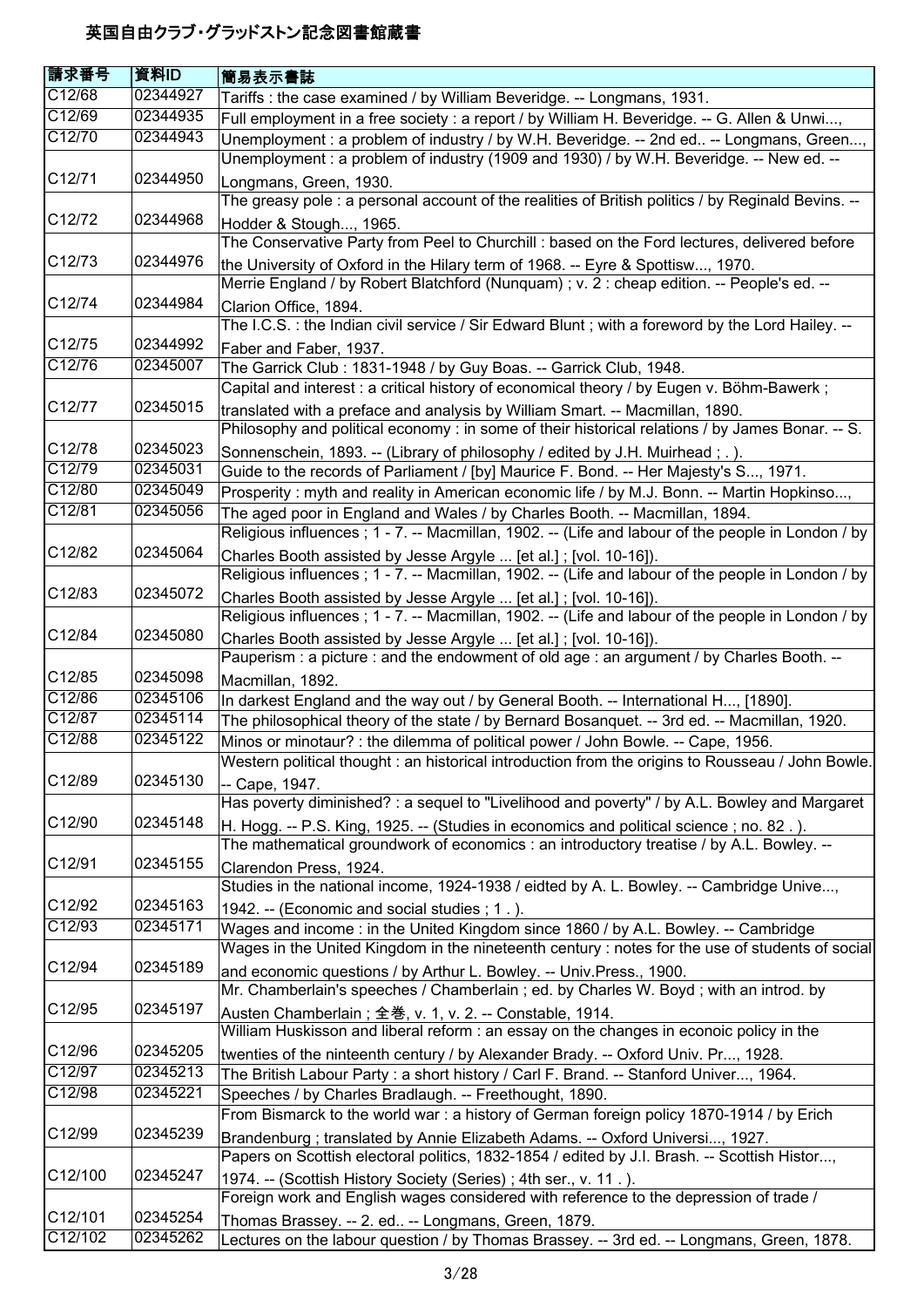# 英国自由クラブ・グラッドストン記念図書館蔵書

| 請求番号 | 資料ID | 簡易表示書誌 |
| --- | --- | --- |
| C12/68 | 02344927 | Tariffs : the case examined / by William Beveridge. -- Longmans, 1931. |
| C12/69 | 02344935 | Full employment in a free society : a report / by William H. Beveridge. -- G. Allen & Unwi..., |
| C12/70 | 02344943 | Unemployment : a problem of industry / by W.H. Beveridge. -- 2nd ed.. -- Longmans, Green..., |
| C12/71 | 02344950 | Unemployment : a problem of industry (1909 and 1930) / by W.H. Beveridge. -- New ed. -- Longmans, Green, 1930. |
| C12/72 | 02344968 | The greasy pole : a personal account of the realities of British politics / by Reginald Bevins. -- Hodder & Stough..., 1965. |
| C12/73 | 02344976 | The Conservative Party from Peel to Churchill : based on the Ford lectures, delivered before the University of Oxford in the Hilary term of 1968. -- Eyre & Spottisw..., 1970. |
| C12/74 | 02344984 | Merrie England / by Robert Blatchford (Nunquam) ; v. 2 : cheap edition. -- People's ed. -- Clarion Office, 1894. |
| C12/75 | 02344992 | The I.C.S. : the Indian civil service / Sir Edward Blunt ; with a foreword by the Lord Hailey. -- Faber and Faber, 1937. |
| C12/76 | 02345007 | The Garrick Club : 1831-1948 / by Guy Boas. -- Garrick Club, 1948. |
| C12/77 | 02345015 | Capital and interest : a critical history of economical theory / by Eugen v. Böhm-Bawerk ; translated with a preface and analysis by William Smart. -- Macmillan, 1890. |
| C12/78 | 02345023 | Philosophy and political economy : in some of their historical relations / by James Bonar. -- S. Sonnenschein, 1893. -- (Library of philosophy / edited by J.H. Muirhead ; . ). |
| C12/79 | 02345031 | Guide to the records of Parliament / [by] Maurice F. Bond. -- Her Majesty's S..., 1971. |
| C12/80 | 02345049 | Prosperity : myth and reality in American economic life / by M.J. Bonn. -- Martin Hopkinso..., |
| C12/81 | 02345056 | The aged poor in England and Wales / by Charles Booth. -- Macmillan, 1894. |
| C12/82 | 02345064 | Religious influences ; 1 - 7. -- Macmillan, 1902. -- (Life and labour of the people in London / by Charles Booth assisted by Jesse Argyle ... [et al.] ; [vol. 10-16]). |
| C12/83 | 02345072 | Religious influences ; 1 - 7. -- Macmillan, 1902. -- (Life and labour of the people in London / by Charles Booth assisted by Jesse Argyle ... [et al.] ; [vol. 10-16]). |
| C12/84 | 02345080 | Religious influences ; 1 - 7. -- Macmillan, 1902. -- (Life and labour of the people in London / by Charles Booth assisted by Jesse Argyle ... [et al.] ; [vol. 10-16]). |
| C12/85 | 02345098 | Pauperism : a picture : and the endowment of old age : an argument / by Charles Booth. -- Macmillan, 1892. |
| C12/86 | 02345106 | In darkest England and the way out / by General Booth. -- International H..., [1890]. |
| C12/87 | 02345114 | The philosophical theory of the state / by Bernard Bosanquet. -- 3rd ed. -- Macmillan, 1920. |
| C12/88 | 02345122 | Minos or minotaur? : the dilemma of political power / John Bowle. -- Cape, 1956. |
| C12/89 | 02345130 | Western political thought : an historical introduction from the origins to Rousseau / John Bowle. -- Cape, 1947. |
| C12/90 | 02345148 | Has poverty diminished? : a sequel to "Livelihood and poverty" / by A.L. Bowley and Margaret H. Hogg. -- P.S. King, 1925. -- (Studies in economics and political science ; no. 82 . ). |
| C12/91 | 02345155 | The mathematical groundwork of economics : an introductory treatise / by A.L. Bowley. -- Clarendon Press, 1924. |
| C12/92 | 02345163 | Studies in the national income, 1924-1938 / eidted by A. L. Bowley. -- Cambridge Unive..., 1942. -- (Economic and social studies ; 1 . ). |
| C12/93 | 02345171 | Wages and income : in the United Kingdom since 1860 / by A.L. Bowley. -- Cambridge |
| C12/94 | 02345189 | Wages in the United Kingdom in the nineteenth century : notes for the use of students of social and economic questions / by Arthur L. Bowley. -- Univ.Press., 1900. |
| C12/95 | 02345197 | Mr. Chamberlain's speeches / Chamberlain ; ed. by Charles W. Boyd ; with an introd. by Austen Chamberlain ; 全巻, v. 1, v. 2. -- Constable, 1914. |
| C12/96 | 02345205 | William Huskisson and liberal reform : an essay on the changes in econoic policy in the twenties of the ninteenth century / by Alexander Brady. -- Oxford Univ. Pr..., 1928. |
| C12/97 | 02345213 | The British Labour Party : a short history / Carl F. Brand. -- Stanford Univer..., 1964. |
| C12/98 | 02345221 | Speeches / by Charles Bradlaugh. -- Freethought, 1890. |
| C12/99 | 02345239 | From Bismarck to the world war : a history of German foreign policy 1870-1914 / by Erich Brandenburg ; translated by Annie Elizabeth Adams. -- Oxford Universi..., 1927. |
| C12/100 | 02345247 | Papers on Scottish electoral politics, 1832-1854 / edited by J.I. Brash. -- Scottish Histor..., 1974. -- (Scottish History Society (Series) ; 4th ser., v. 11 . ). |
| C12/101 | 02345254 | Foreign work and English wages considered with reference to the depression of trade / Thomas Brassey. -- 2. ed.. -- Longmans, Green, 1879. |
| C12/102 | 02345262 | Lectures on the labour question / by Thomas Brassey. -- 3rd ed. -- Longmans, Green, 1878. |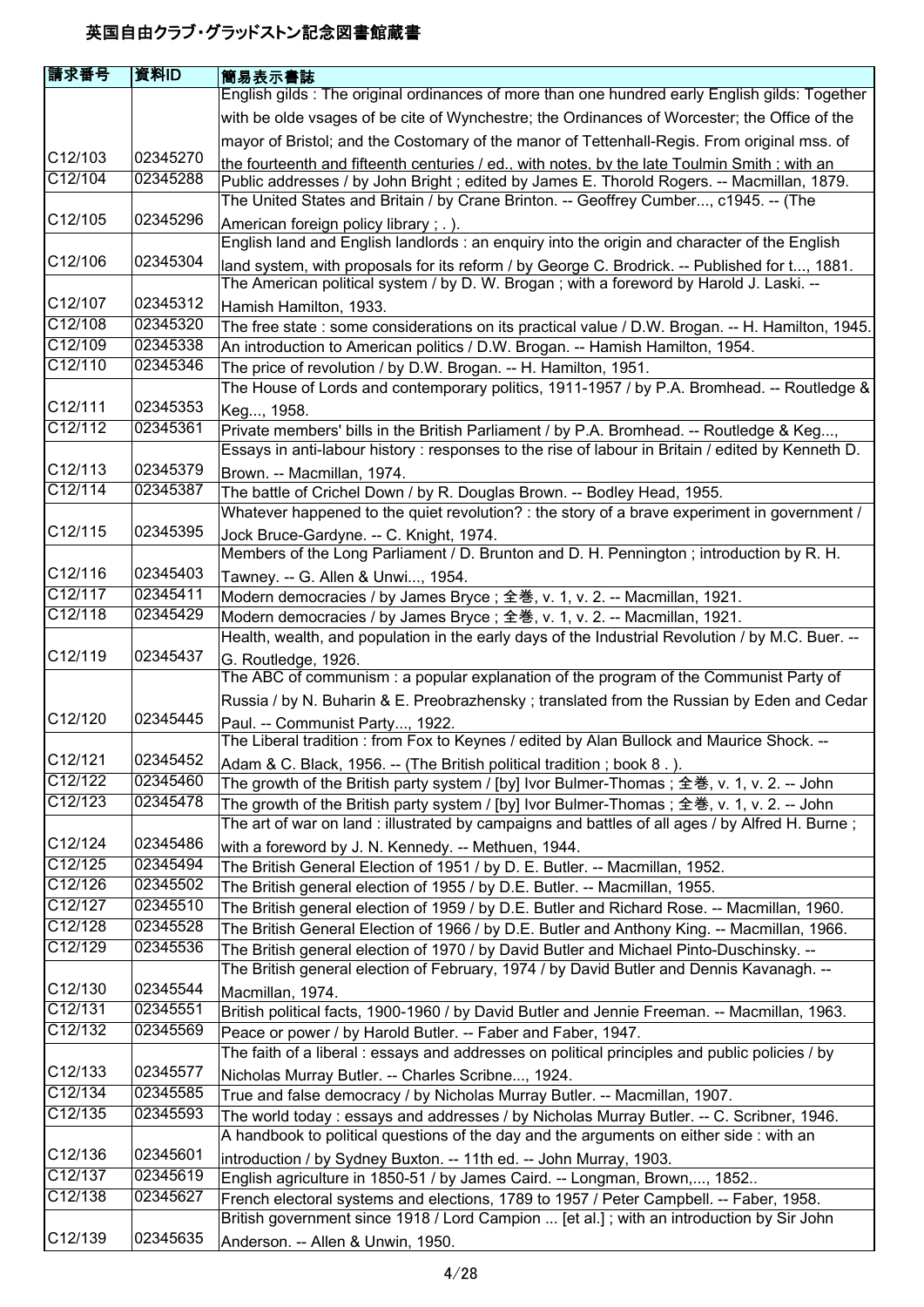# 英国自由クラブ・グラッドストン記念図書館蔵書

| 請求番号 | 資料ID | 簡易表示書誌 |
|---|---|---|
| C12/103 | 02345270 | English gilds : The original ordinances of more than one hundred early English gilds: Together with be olde vsages of be cite of Wynchestre; the Ordinances of Worcester; the Office of the mayor of Bristol; and the Costomary of the manor of Tettenhall-Regis. From original mss. of the fourteenth and fifteenth centuries / ed., with notes, by the late Toulmin Smith ; with an |
| C12/104 | 02345288 | Public addresses / by John Bright ; edited by James E. Thorold Rogers. -- Macmillan, 1879. |
| C12/105 | 02345296 | The United States and Britain / by Crane Brinton. -- Geoffrey Cumber..., c1945. -- (The American foreign policy library ; . ). |
| C12/106 | 02345304 | English land and English landlords : an enquiry into the origin and character of the English land system, with proposals for its reform / by George C. Brodrick. -- Published for t..., 1881. |
| C12/107 | 02345312 | The American political system / by D. W. Brogan ; with a foreword by Harold J. Laski. -- Hamish Hamilton, 1933. |
| C12/108 | 02345320 | The free state : some considerations on its practical value / D.W. Brogan. -- H. Hamilton, 1945. |
| C12/109 | 02345338 | An introduction to American politics / D.W. Brogan. -- Hamish Hamilton, 1954. |
| C12/110 | 02345346 | The price of revolution / by D.W. Brogan. -- H. Hamilton, 1951. |
| C12/111 | 02345353 | The House of Lords and contemporary politics, 1911-1957 / by P.A. Bromhead. -- Routledge & Keg..., 1958. |
| C12/112 | 02345361 | Private members' bills in the British Parliament / by P.A. Bromhead. -- Routledge & Keg..., |
| C12/113 | 02345379 | Essays in anti-labour history : responses to the rise of labour in Britain / edited by Kenneth D. Brown. -- Macmillan, 1974. |
| C12/114 | 02345387 | The battle of Crichel Down / by R. Douglas Brown. -- Bodley Head, 1955. |
| C12/115 | 02345395 | Whatever happened to the quiet revolution? : the story of a brave experiment in government / Jock Bruce-Gardyne. -- C. Knight, 1974. |
| C12/116 | 02345403 | Members of the Long Parliament / D. Brunton and D. H. Pennington ; introduction by R. H. Tawney. -- G. Allen & Unwi..., 1954. |
| C12/117 | 02345411 | Modern democracies / by James Bryce ; 全巻, v. 1, v. 2. -- Macmillan, 1921. |
| C12/118 | 02345429 | Modern democracies / by James Bryce ; 全巻, v. 1, v. 2. -- Macmillan, 1921. |
| C12/119 | 02345437 | Health, wealth, and population in the early days of the Industrial Revolution / by M.C. Buer. -- G. Routledge, 1926. |
| C12/120 | 02345445 | The ABC of communism : a popular explanation of the program of the Communist Party of Russia / by N. Buharin & E. Preobrazhensky ; translated from the Russian by Eden and Cedar Paul. -- Communist Party..., 1922. |
| C12/121 | 02345452 | The Liberal tradition : from Fox to Keynes / edited by Alan Bullock and Maurice Shock. -- Adam & C. Black, 1956. -- (The British political tradition ; book 8 . ). |
| C12/122 | 02345460 | The growth of the British party system / [by] Ivor Bulmer-Thomas ; 全巻, v. 1, v. 2. -- John |
| C12/123 | 02345478 | The growth of the British party system / [by] Ivor Bulmer-Thomas ; 全巻, v. 1, v. 2. -- John |
| C12/124 | 02345486 | The art of war on land : illustrated by campaigns and battles of all ages / by Alfred H. Burne ; with a foreword by J. N. Kennedy. -- Methuen, 1944. |
| C12/125 | 02345494 | The British General Election of 1951 / by D. E. Butler. -- Macmillan, 1952. |
| C12/126 | 02345502 | The British general election of 1955 / by D.E. Butler. -- Macmillan, 1955. |
| C12/127 | 02345510 | The British general election of 1959 / by D.E. Butler and Richard Rose. -- Macmillan, 1960. |
| C12/128 | 02345528 | The British General Election of 1966 / by D.E. Butler and Anthony King. -- Macmillan, 1966. |
| C12/129 | 02345536 | The British general election of 1970 / by David Butler and Michael Pinto-Duschinsky. -- |
| C12/130 | 02345544 | The British general election of February, 1974 / by David Butler and Dennis Kavanagh. -- Macmillan, 1974. |
| C12/131 | 02345551 | British political facts, 1900-1960 / by David Butler and Jennie Freeman. -- Macmillan, 1963. |
| C12/132 | 02345569 | Peace or power / by Harold Butler. -- Faber and Faber, 1947. |
| C12/133 | 02345577 | The faith of a liberal : essays and addresses on political principles and public policies / by Nicholas Murray Butler. -- Charles Scribne..., 1924. |
| C12/134 | 02345585 | True and false democracy / by Nicholas Murray Butler. -- Macmillan, 1907. |
| C12/135 | 02345593 | The world today : essays and addresses / by Nicholas Murray Butler. -- C. Scribner, 1946. |
| C12/136 | 02345601 | A handbook to political questions of the day and the arguments on either side : with an introduction / by Sydney Buxton. -- 11th ed. -- John Murray, 1903. |
| C12/137 | 02345619 | English agriculture in 1850-51 / by James Caird. -- Longman, Brown,..., 1852.. |
| C12/138 | 02345627 | French electoral systems and elections, 1789 to 1957 / Peter Campbell. -- Faber, 1958. |
| C12/139 | 02345635 | British government since 1918 / Lord Campion ... [et al.] ; with an introduction by Sir John Anderson. -- Allen & Unwin, 1950. |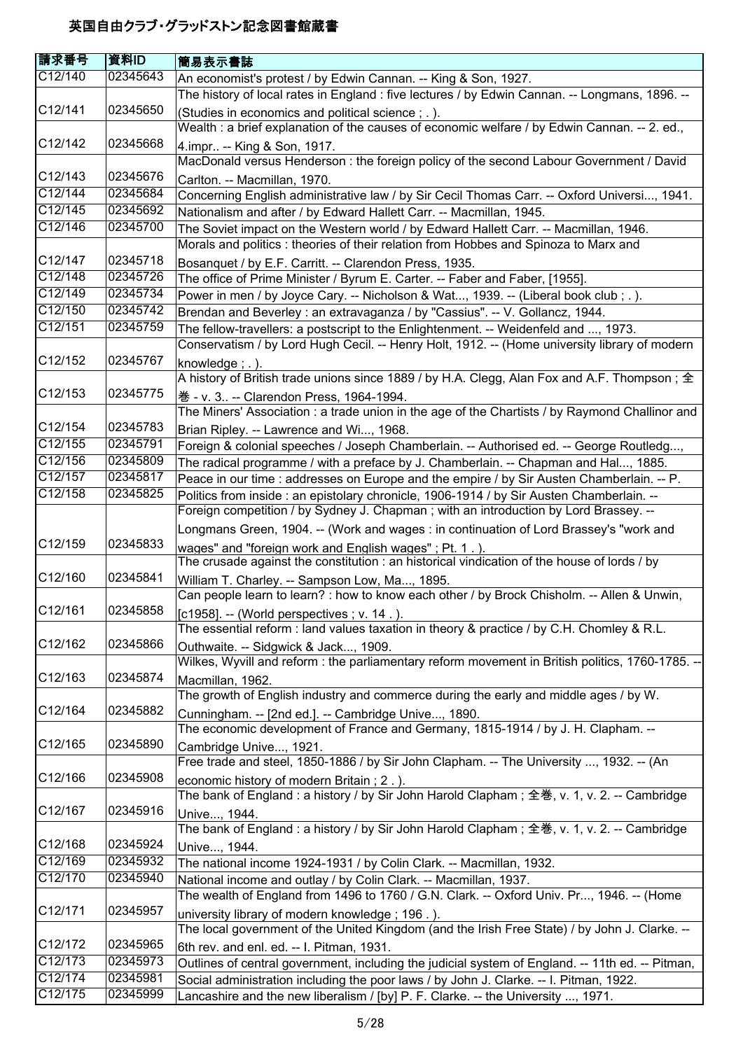# 英国自由クラブ・グラッドストン記念図書館蔵書

| 請求番号 | 資料ID | 簡易表示書誌 |
|---|---|---|
| C12/140 | 02345643 | An economist's protest / by Edwin Cannan. -- King & Son, 1927. |
| C12/141 | 02345650 | The history of local rates in England : five lectures / by Edwin Cannan. -- Longmans, 1896. -- (Studies in economics and political science ; . ). |
| C12/142 | 02345668 | Wealth : a brief explanation of the causes of economic welfare / by Edwin Cannan. -- 2. ed., 4.impr.. -- King & Son, 1917. |
| C12/143 | 02345676 | MacDonald versus Henderson : the foreign policy of the second Labour Government / David Carlton. -- Macmillan, 1970. |
| C12/144 | 02345684 | Concerning English administrative law / by Sir Cecil Thomas Carr. -- Oxford Universi..., 1941. |
| C12/145 | 02345692 | Nationalism and after / by Edward Hallett Carr. -- Macmillan, 1945. |
| C12/146 | 02345700 | The Soviet impact on the Western world / by Edward Hallett Carr. -- Macmillan, 1946. |
| C12/147 | 02345718 | Morals and politics : theories of their relation from Hobbes and Spinoza to Marx and Bosanquet / by E.F. Carritt. -- Clarendon Press, 1935. |
| C12/148 | 02345726 | The office of Prime Minister / Byrum E. Carter. -- Faber and Faber, [1955]. |
| C12/149 | 02345734 | Power in men / by Joyce Cary. -- Nicholson & Wat..., 1939. -- (Liberal book club ; . ). |
| C12/150 | 02345742 | Brendan and Beverley : an extravaganza / by "Cassius". -- V. Gollancz, 1944. |
| C12/151 | 02345759 | The fellow-travellers: a postscript to the Enlightenment. -- Weidenfeld and ..., 1973. |
| C12/152 | 02345767 | Conservatism / by Lord Hugh Cecil. -- Henry Holt, 1912. -- (Home university library of modern knowledge ; . ). |
| C12/153 | 02345775 | A history of British trade unions since 1889 / by H.A. Clegg, Alan Fox and A.F. Thompson ; 全巻 - v. 3.. -- Clarendon Press, 1964-1994. |
| C12/154 | 02345783 | The Miners' Association : a trade union in the age of the Chartists / by Raymond Challinor and Brian Ripley. -- Lawrence and Wi..., 1968. |
| C12/155 | 02345791 | Foreign & colonial speeches / Joseph Chamberlain. -- Authorised ed. -- George Routledg..., |
| C12/156 | 02345809 | The radical programme / with a preface by J. Chamberlain. -- Chapman and Hal..., 1885. |
| C12/157 | 02345817 | Peace in our time : addresses on Europe and the empire / by Sir Austen Chamberlain. -- P. |
| C12/158 | 02345825 | Politics from inside : an epistolary chronicle, 1906-1914 / by Sir Austen Chamberlain. -- |
| C12/159 | 02345833 | Foreign competition / by Sydney J. Chapman ; with an introduction by Lord Brassey. -- Longmans Green, 1904. -- (Work and wages : in continuation of Lord Brassey's "work and wages" and "foreign work and English wages" ; Pt. 1 . ). |
| C12/160 | 02345841 | The crusade against the constitution : an historical vindication of the house of lords / by William T. Charley. -- Sampson Low, Ma..., 1895. |
| C12/161 | 02345858 | Can people learn to learn? : how to know each other / by Brock Chisholm. -- Allen & Unwin, [c1958]. -- (World perspectives ; v. 14 . ). |
| C12/162 | 02345866 | The essential reform : land values taxation in theory & practice / by C.H. Chomley & R.L. Outhwaite. -- Sidgwick & Jack..., 1909. |
| C12/163 | 02345874 | Wilkes, Wyvill and reform : the parliamentary reform movement in British politics, 1760-1785. -- Macmillan, 1962. |
| C12/164 | 02345882 | The growth of English industry and commerce during the early and middle ages / by W. Cunningham. -- [2nd ed.]. -- Cambridge Unive..., 1890. |
| C12/165 | 02345890 | The economic development of France and Germany, 1815-1914 / by J. H. Clapham. -- Cambridge Unive..., 1921. |
| C12/166 | 02345908 | Free trade and steel, 1850-1886 / by Sir John Clapham. -- The University ..., 1932. -- (An economic history of modern Britain ; 2 . ). |
| C12/167 | 02345916 | The bank of England : a history / by Sir John Harold Clapham ; 全巻, v. 1, v. 2. -- Cambridge Unive..., 1944. |
| C12/168 | 02345924 | The bank of England : a history / by Sir John Harold Clapham ; 全巻, v. 1, v. 2. -- Cambridge Unive..., 1944. |
| C12/169 | 02345932 | The national income 1924-1931 / by Colin Clark. -- Macmillan, 1932. |
| C12/170 | 02345940 | National income and outlay / by Colin Clark. -- Macmillan, 1937. |
| C12/171 | 02345957 | The wealth of England from 1496 to 1760 / G.N. Clark. -- Oxford Univ. Pr..., 1946. -- (Home university library of modern knowledge ; 196 . ). |
| C12/172 | 02345965 | The local government of the United Kingdom (and the Irish Free State) / by John J. Clarke. -- 6th rev. and enl. ed. -- I. Pitman, 1931. |
| C12/173 | 02345973 | Outlines of central government, including the judicial system of England. -- 11th ed. -- Pitman, |
| C12/174 | 02345981 | Social administration including the poor laws / by John J. Clarke. -- I. Pitman, 1922. |
| C12/175 | 02345999 | Lancashire and the new liberalism / [by] P. F. Clarke. -- the University ..., 1971. |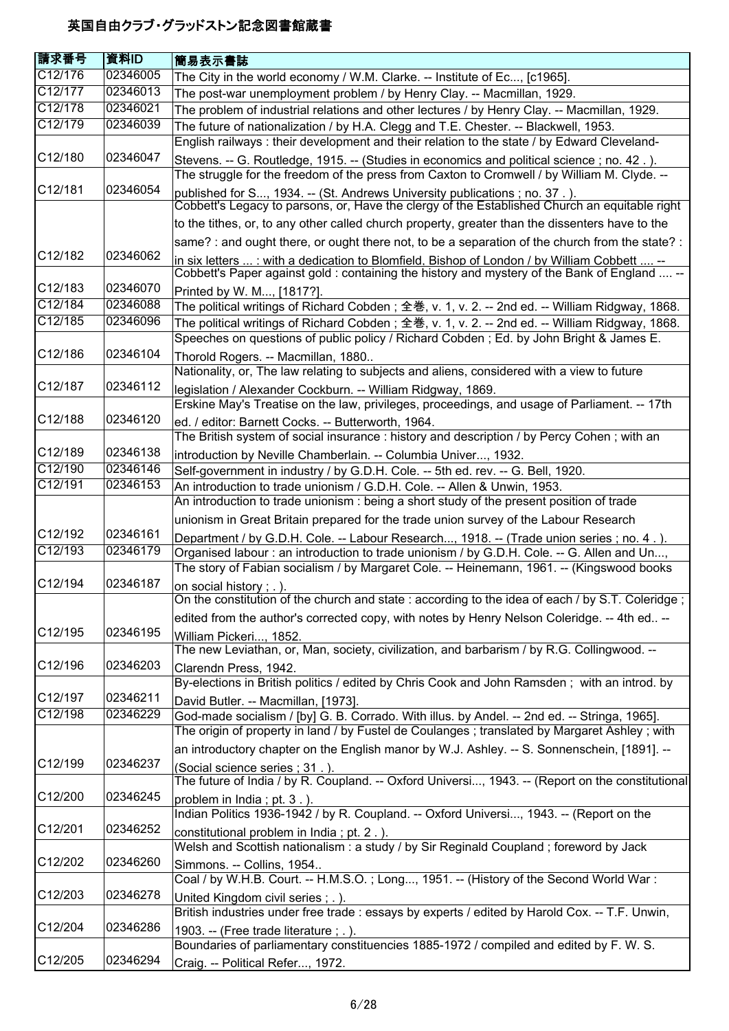# 英国自由クラブ・グラッドストン記念図書館蔵書

| 請求番号 | 資料ID | 簡易表示書誌 |
|---|---|---|
| C12/176 | 02346005 | The City in the world economy / W.M. Clarke. -- Institute of Ec..., [c1965]. |
| C12/177 | 02346013 | The post-war unemployment problem / by Henry Clay. -- Macmillan, 1929. |
| C12/178 | 02346021 | The problem of industrial relations and other lectures / by Henry Clay. -- Macmillan, 1929. |
| C12/179 | 02346039 | The future of nationalization / by H.A. Clegg and T.E. Chester. -- Blackwell, 1953. |
| C12/180 | 02346047 | English railways : their development and their relation to the state / by Edward Cleveland-Stevens. -- G. Routledge, 1915. -- (Studies in economics and political science ; no. 42 . ). |
| C12/181 | 02346054 | The struggle for the freedom of the press from Caxton to Cromwell / by William M. Clyde. -- published for S..., 1934. -- (St. Andrews University publications ; no. 37 . ). |
| C12/182 | 02346062 | Cobbett's Legacy to parsons, or, Have the clergy of the Established Church an equitable right to the tithes, or, to any other called church property, greater than the dissenters have to the same? : and ought there, or ought there not, to be a separation of the church from the state? : in six letters ... : with a dedication to Blomfield, Bishop of London / by William Cobbett .... -- |
| C12/183 | 02346070 | Cobbett's Paper against gold : containing the history and mystery of the Bank of England .... -- Printed by W. M..., [1817?]. |
| C12/184 | 02346088 | The political writings of Richard Cobden ; 全巻, v. 1, v. 2. -- 2nd ed. -- William Ridgway, 1868. |
| C12/185 | 02346096 | The political writings of Richard Cobden ; 全巻, v. 1, v. 2. -- 2nd ed. -- William Ridgway, 1868. |
| C12/186 | 02346104 | Speeches on questions of public policy / Richard Cobden ; Ed. by John Bright & James E. Thorold Rogers. -- Macmillan, 1880.. |
| C12/187 | 02346112 | Nationality, or, The law relating to subjects and aliens, considered with a view to future legislation / Alexander Cockburn. -- William Ridgway, 1869. |
| C12/188 | 02346120 | Erskine May's Treatise on the law, privileges, proceedings, and usage of Parliament. -- 17th ed. / editor: Barnett Cocks. -- Butterworth, 1964. |
| C12/189 | 02346138 | The British system of social insurance : history and description / by Percy Cohen ; with an introduction by Neville Chamberlain. -- Columbia Univer..., 1932. |
| C12/190 | 02346146 | Self-government in industry / by G.D.H. Cole. -- 5th ed. rev. -- G. Bell, 1920. |
| C12/191 | 02346153 | An introduction to trade unionism / G.D.H. Cole. -- Allen & Unwin, 1953. |
| C12/192 | 02346161 | An introduction to trade unionism : being a short study of the present position of trade unionism in Great Britain prepared for the trade union survey of the Labour Research Department / by G.D.H. Cole. -- Labour Research..., 1918. -- (Trade union series ; no. 4 . ). |
| C12/193 | 02346179 | Organised labour : an introduction to trade unionism / by G.D.H. Cole. -- G. Allen and Un..., |
| C12/194 | 02346187 | The story of Fabian socialism / by Margaret Cole. -- Heinemann, 1961. -- (Kingswood books on social history ; . ). |
| C12/195 | 02346195 | On the constitution of the church and state : according to the idea of each / by S.T. Coleridge ; edited from the author's corrected copy, with notes by Henry Nelson Coleridge. -- 4th ed.. -- William Pickeri..., 1852. |
| C12/196 | 02346203 | The new Leviathan, or, Man, society, civilization, and barbarism / by R.G. Collingwood. -- Clarendn Press, 1942. |
| C12/197 | 02346211 | By-elections in British politics / edited by Chris Cook and John Ramsden ; with an introd. by David Butler. -- Macmillan, [1973]. |
| C12/198 | 02346229 | God-made socialism / [by] G. B. Corrado. With illus. by Andel. -- 2nd ed. -- Stringa, 1965]. |
| C12/199 | 02346237 | The origin of property in land / by Fustel de Coulanges ; translated by Margaret Ashley ; with an introductory chapter on the English manor by W.J. Ashley. -- S. Sonnenschein, [1891]. -- (Social science series ; 31 . ). |
| C12/200 | 02346245 | The future of India / by R. Coupland. -- Oxford Universi..., 1943. -- (Report on the constitutional problem in India ; pt. 3 . ). |
| C12/201 | 02346252 | Indian Politics 1936-1942 / by R. Coupland. -- Oxford Universi..., 1943. -- (Report on the constitutional problem in India ; pt. 2 . ). |
| C12/202 | 02346260 | Welsh and Scottish nationalism : a study / by Sir Reginald Coupland ; foreword by Jack Simmons. -- Collins, 1954.. |
| C12/203 | 02346278 | Coal / by W.H.B. Court. -- H.M.S.O. ; Long..., 1951. -- (History of the Second World War : United Kingdom civil series ; . ). |
| C12/204 | 02346286 | British industries under free trade : essays by experts / edited by Harold Cox. -- T.F. Unwin, 1903. -- (Free trade literature ; . ). |
| C12/205 | 02346294 | Boundaries of parliamentary constituencies 1885-1972 / compiled and edited by F. W. S. Craig. -- Political Refer..., 1972. |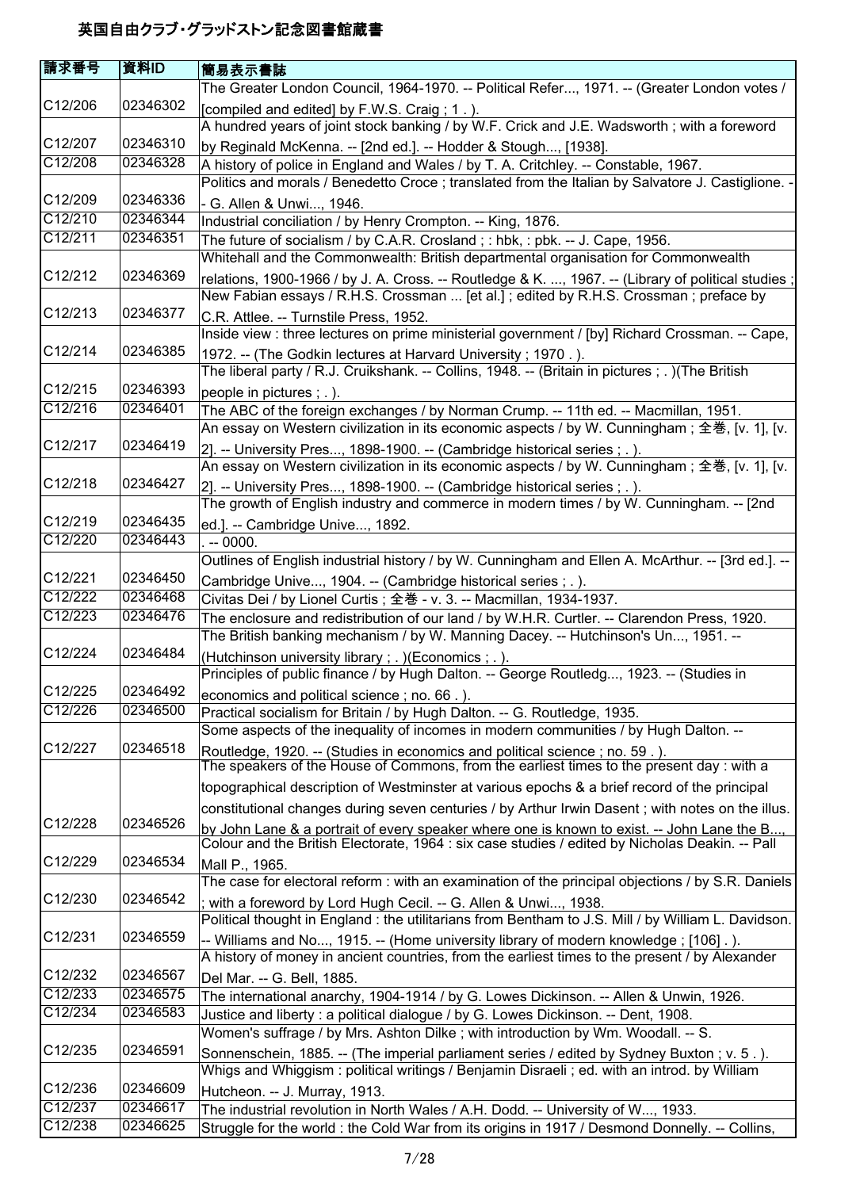# 英国自由クラブ・グラッドストン記念図書館蔵書

| 請求番号 | 資料ID | 簡易表示書誌 |
| --- | --- | --- |
| C12/206 | 02346302 | The Greater London Council, 1964-1970. -- Political Refer..., 1971. -- (Greater London votes / [compiled and edited] by F.W.S. Craig ; 1 . ). |
| C12/207 | 02346310 | A hundred years of joint stock banking / by W.F. Crick and J.E. Wadsworth ; with a foreword by Reginald McKenna. -- [2nd ed.]. -- Hodder & Stough..., [1938]. |
| C12/208 | 02346328 | A history of police in England and Wales / by T. A. Critchley. -- Constable, 1967. |
| C12/209 | 02346336 | Politics and morals / Benedetto Croce ; translated from the Italian by Salvatore J. Castiglione. -- G. Allen & Unwi..., 1946. |
| C12/210 | 02346344 | Industrial conciliation / by Henry Crompton. -- King, 1876. |
| C12/211 | 02346351 | The future of socialism / by C.A.R. Crosland ; : hbk, : pbk. -- J. Cape, 1956. |
| C12/212 | 02346369 | Whitehall and the Commonwealth: British departmental organisation for Commonwealth relations, 1900-1966 / by J. A. Cross. -- Routledge & K. ..., 1967. -- (Library of political studies ; |
| C12/213 | 02346377 | New Fabian essays / R.H.S. Crossman ... [et al.] ; edited by R.H.S. Crossman ; preface by C.R. Attlee. -- Turnstile Press, 1952. |
| C12/214 | 02346385 | Inside view : three lectures on prime ministerial government / [by] Richard Crossman. -- Cape, 1972. -- (The Godkin lectures at Harvard University ; 1970 . ). |
| C12/215 | 02346393 | The liberal party / R.J. Cruikshank. -- Collins, 1948. -- (Britain in pictures ; . )(The British people in pictures ; . ). |
| C12/216 | 02346401 | The ABC of the foreign exchanges / by Norman Crump. -- 11th ed. -- Macmillan, 1951. |
| C12/217 | 02346419 | An essay on Western civilization in its economic aspects / by W. Cunningham ; 全巻, [v. 1], [v. 2]. -- University Pres..., 1898-1900. -- (Cambridge historical series ; . ). |
| C12/218 | 02346427 | An essay on Western civilization in its economic aspects / by W. Cunningham ; 全巻, [v. 1], [v. 2]. -- University Pres..., 1898-1900. -- (Cambridge historical series ; . ). |
| C12/219 | 02346435 | The growth of English industry and commerce in modern times / by W. Cunningham. -- [2nd ed.]. -- Cambridge Unive..., 1892. |
| C12/220 | 02346443 | . -- 0000. |
| C12/221 | 02346450 | Outlines of English industrial history / by W. Cunningham and Ellen A. McArthur. -- [3rd ed.]. -- Cambridge Unive..., 1904. -- (Cambridge historical series ; . ). |
| C12/222 | 02346468 | Civitas Dei / by Lionel Curtis ; 全巻 - v. 3. -- Macmillan, 1934-1937. |
| C12/223 | 02346476 | The enclosure and redistribution of our land / by W.H.R. Curtler. -- Clarendon Press, 1920. |
| C12/224 | 02346484 | The British banking mechanism / by W. Manning Dacey. -- Hutchinson's Un..., 1951. -- (Hutchinson university library ; . )(Economics ; . ). |
| C12/225 | 02346492 | Principles of public finance / by Hugh Dalton. -- George Routledg..., 1923. -- (Studies in economics and political science ; no. 66 . ). |
| C12/226 | 02346500 | Practical socialism for Britain / by Hugh Dalton. -- G. Routledge, 1935. |
| C12/227 | 02346518 | Some aspects of the inequality of incomes in modern communities / by Hugh Dalton. -- Routledge, 1920. -- (Studies in economics and political science ; no. 59 . ). |
| C12/228 | 02346526 | The speakers of the House of Commons, from the earliest times to the present day : with a topographical description of Westminster at various epochs & a brief record of the principal constitutional changes during seven centuries / by Arthur Irwin Dasent ; with notes on the illus. by John Lane & a portrait of every speaker where one is known to exist. -- John Lane the B..., |
| C12/229 | 02346534 | Colour and the British Electorate, 1964 : six case studies / edited by Nicholas Deakin. -- Pall Mall P., 1965. |
| C12/230 | 02346542 | The case for electoral reform : with an examination of the principal objections / by S.R. Daniels ; with a foreword by Lord Hugh Cecil. -- G. Allen & Unwi..., 1938. |
| C12/231 | 02346559 | Political thought in England : the utilitarians from Bentham to J.S. Mill / by William L. Davidson. -- Williams and No..., 1915. -- (Home university library of modern knowledge ; [106] . ). |
| C12/232 | 02346567 | A history of money in ancient countries, from the earliest times to the present / by Alexander Del Mar. -- G. Bell, 1885. |
| C12/233 | 02346575 | The international anarchy, 1904-1914 / by G. Lowes Dickinson. -- Allen & Unwin, 1926. |
| C12/234 | 02346583 | Justice and liberty : a political dialogue / by G. Lowes Dickinson. -- Dent, 1908. |
| C12/235 | 02346591 | Women's suffrage / by Mrs. Ashton Dilke ; with introduction by Wm. Woodall. -- S. Sonnenschein, 1885. -- (The imperial parliament series / edited by Sydney Buxton ; v. 5 . ). |
| C12/236 | 02346609 | Whigs and Whiggism : political writings / Benjamin Disraeli ; ed. with an introd. by William Hutcheon. -- J. Murray, 1913. |
| C12/237 | 02346617 | The industrial revolution in North Wales / A.H. Dodd. -- University of W..., 1933. |
| C12/238 | 02346625 | Struggle for the world : the Cold War from its origins in 1917 / Desmond Donnelly. -- Collins, |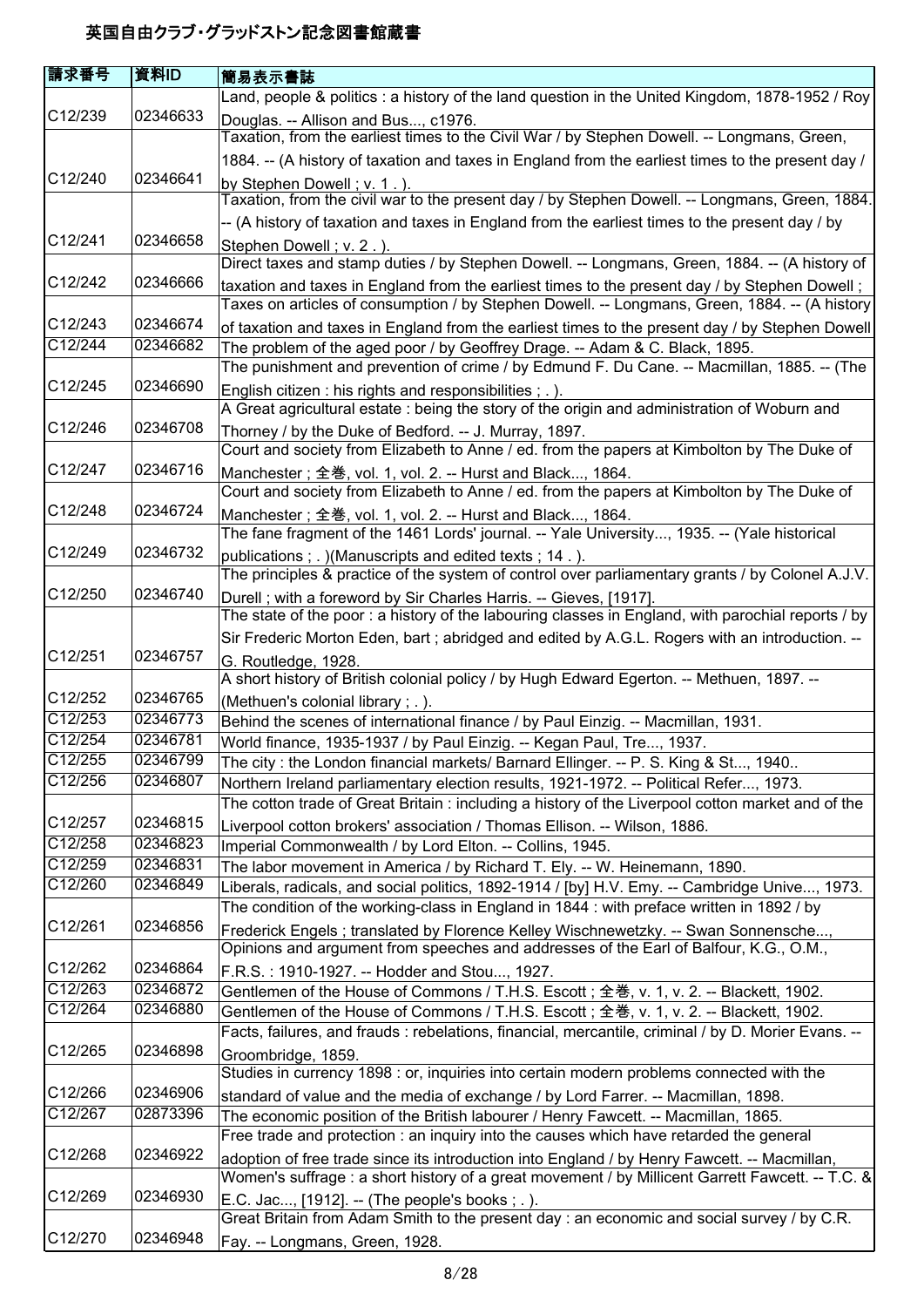# 英国自由クラブ・グラッドストン記念図書館蔵書

| 請求番号 | 資料ID | 簡易表示書誌 |
| --- | --- | --- |
| C12/239 | 02346633 | Land, people & politics : a history of the land question in the United Kingdom, 1878-1952 / Roy Douglas. -- Allison and Bus..., c1976. |
| C12/240 | 02346641 | Taxation, from the earliest times to the Civil War / by Stephen Dowell. -- Longmans, Green, 1884. -- (A history of taxation and taxes in England from the earliest times to the present day / by Stephen Dowell ; v. 1 . ). |
| C12/241 | 02346658 | Taxation, from the civil war to the present day / by Stephen Dowell. -- Longmans, Green, 1884. -- (A history of taxation and taxes in England from the earliest times to the present day / by Stephen Dowell ; v. 2 . ). |
| C12/242 | 02346666 | Direct taxes and stamp duties / by Stephen Dowell. -- Longmans, Green, 1884. -- (A history of taxation and taxes in England from the earliest times to the present day / by Stephen Dowell ; |
| C12/243 | 02346674 | Taxes on articles of consumption / by Stephen Dowell. -- Longmans, Green, 1884. -- (A history of taxation and taxes in England from the earliest times to the present day / by Stephen Dowell |
| C12/244 | 02346682 | The problem of the aged poor / by Geoffrey Drage. -- Adam & C. Black, 1895. |
| C12/245 | 02346690 | The punishment and prevention of crime / by Edmund F. Du Cane. -- Macmillan, 1885. -- (The English citizen : his rights and responsibilities ; . ). |
| C12/246 | 02346708 | A Great agricultural estate : being the story of the origin and administration of Woburn and Thorney / by the Duke of Bedford. -- J. Murray, 1897. |
| C12/247 | 02346716 | Court and society from Elizabeth to Anne / ed. from the papers at Kimbolton by The Duke of Manchester ; 全巻, vol. 1, vol. 2. -- Hurst and Black..., 1864. |
| C12/248 | 02346724 | Court and society from Elizabeth to Anne / ed. from the papers at Kimbolton by The Duke of Manchester ; 全巻, vol. 1, vol. 2. -- Hurst and Black..., 1864. |
| C12/249 | 02346732 | The fane fragment of the 1461 Lords' journal. -- Yale University..., 1935. -- (Yale historical publications ; . )(Manuscripts and edited texts ; 14 . ). |
| C12/250 | 02346740 | The principles & practice of the system of control over parliamentary grants / by Colonel A.J.V. Durell ; with a foreword by Sir Charles Harris. -- Gieves, [1917]. |
| C12/251 | 02346757 | The state of the poor : a history of the labouring classes in England, with parochial reports / by Sir Frederic Morton Eden, bart ; abridged and edited by A.G.L. Rogers with an introduction. -- G. Routledge, 1928. |
| C12/252 | 02346765 | A short history of British colonial policy / by Hugh Edward Egerton. -- Methuen, 1897. -- (Methuen's colonial library ; . ). |
| C12/253 | 02346773 | Behind the scenes of international finance / by Paul Einzig. -- Macmillan, 1931. |
| C12/254 | 02346781 | World finance, 1935-1937 / by Paul Einzig. -- Kegan Paul, Tre..., 1937. |
| C12/255 | 02346799 | The city : the London financial markets/ Barnard Ellinger. -- P. S. King & St..., 1940.. |
| C12/256 | 02346807 | Northern Ireland parliamentary election results, 1921-1972. -- Political Refer..., 1973. |
| C12/257 | 02346815 | The cotton trade of Great Britain : including a history of the Liverpool cotton market and of the Liverpool cotton brokers' association / Thomas Ellison. -- Wilson, 1886. |
| C12/258 | 02346823 | Imperial Commonwealth / by Lord Elton. -- Collins, 1945. |
| C12/259 | 02346831 | The labor movement in America / by Richard T. Ely. -- W. Heinemann, 1890. |
| C12/260 | 02346849 | Liberals, radicals, and social politics, 1892-1914 / [by] H.V. Emy. -- Cambridge Unive..., 1973. |
| C12/261 | 02346856 | The condition of the working-class in England in 1844 : with preface written in 1892 / by Frederick Engels ; translated by Florence Kelley Wischnewetzky. -- Swan Sonnensche..., |
| C12/262 | 02346864 | Opinions and argument from speeches and addresses of the Earl of Balfour, K.G., O.M., F.R.S. : 1910-1927. -- Hodder and Stou..., 1927. |
| C12/263 | 02346872 | Gentlemen of the House of Commons / T.H.S. Escott ; 全巻, v. 1, v. 2. -- Blackett, 1902. |
| C12/264 | 02346880 | Gentlemen of the House of Commons / T.H.S. Escott ; 全巻, v. 1, v. 2. -- Blackett, 1902. |
| C12/265 | 02346898 | Facts, failures, and frauds : rebelations, financial, mercantile, criminal / by D. Morier Evans. -- Groombridge, 1859. |
| C12/266 | 02346906 | Studies in currency 1898 : or, inquiries into certain modern problems connected with the standard of value and the media of exchange / by Lord Farrer. -- Macmillan, 1898. |
| C12/267 | 02873396 | The economic position of the British labourer / Henry Fawcett. -- Macmillan, 1865. |
| C12/268 | 02346922 | Free trade and protection : an inquiry into the causes which have retarded the general adoption of free trade since its introduction into England / by Henry Fawcett. -- Macmillan, |
| C12/269 | 02346930 | Women's suffrage : a short history of a great movement / by Millicent Garrett Fawcett. -- T.C. & E.C. Jac..., [1912]. -- (The people's books ; . ). |
| C12/270 | 02346948 | Great Britain from Adam Smith to the present day : an economic and social survey / by C.R. Fay. -- Longmans, Green, 1928. |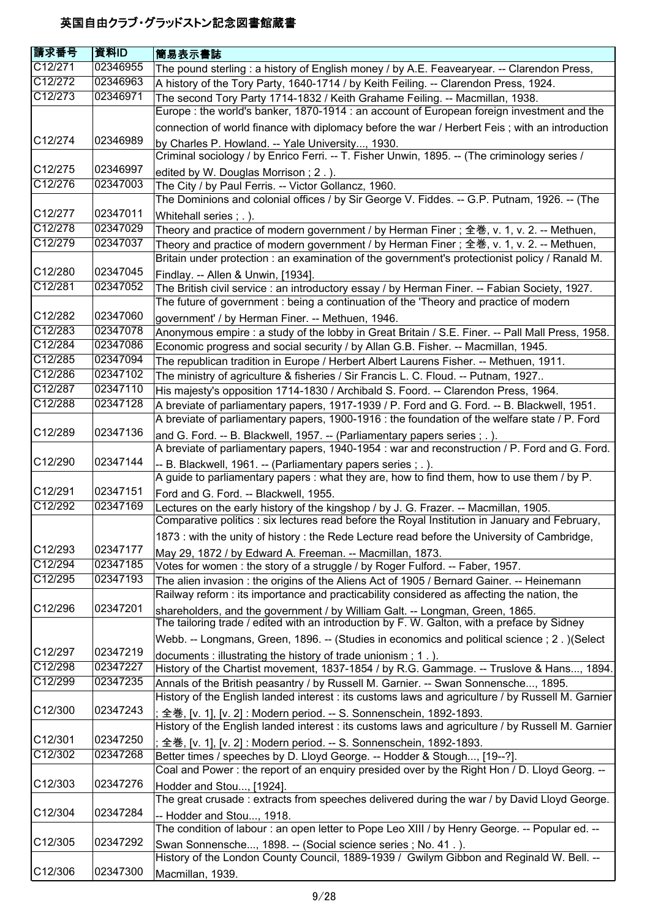# 英国自由クラブ・グラッドストン記念図書館蔵書

| 請求番号 | 資料ID | 簡易表示書誌 |
| --- | --- | --- |
| C12/271 | 02346955 | The pound sterling : a history of English money / by A.E. Feavearyear. -- Clarendon Press, |
| C12/272 | 02346963 | A history of the Tory Party, 1640-1714 / by Keith Feiling. -- Clarendon Press, 1924. |
| C12/273 | 02346971 | The second Tory Party 1714-1832 / Keith Grahame Feiling. -- Macmillan, 1938. |
| C12/274 | 02346989 | Europe : the world's banker, 1870-1914 : an account of European foreign investment and the connection of world finance with diplomacy before the war / Herbert Feis ; with an introduction by Charles P. Howland. -- Yale University..., 1930. |
| C12/275 | 02346997 | Criminal sociology / by Enrico Ferri. -- T. Fisher Unwin, 1895. -- (The criminology series / edited by W. Douglas Morrison ; 2 . ). |
| C12/276 | 02347003 | The City / by Paul Ferris. -- Victor Gollancz, 1960. |
| C12/277 | 02347011 | The Dominions and colonial offices / by Sir George V. Fiddes. -- G.P. Putnam, 1926. -- (The Whitehall series ; . ). |
| C12/278 | 02347029 | Theory and practice of modern government / by Herman Finer ; 全巻, v. 1, v. 2. -- Methuen, |
| C12/279 | 02347037 | Theory and practice of modern government / by Herman Finer ; 全巻, v. 1, v. 2. -- Methuen, |
| C12/280 | 02347045 | Britain under protection : an examination of the government's protectionist policy / Ranald M. Findlay. -- Allen & Unwin, [1934]. |
| C12/281 | 02347052 | The British civil service : an introductory essay / by Herman Finer. -- Fabian Society, 1927. |
| C12/282 | 02347060 | The future of government : being a continuation of the 'Theory and practice of modern government' / by Herman Finer. -- Methuen, 1946. |
| C12/283 | 02347078 | Anonymous empire : a study of the lobby in Great Britain / S.E. Finer. -- Pall Mall Press, 1958. |
| C12/284 | 02347086 | Economic progress and social security / by Allan G.B. Fisher. -- Macmillan, 1945. |
| C12/285 | 02347094 | The republican tradition in Europe / Herbert Albert Laurens Fisher. -- Methuen, 1911. |
| C12/286 | 02347102 | The ministry of agriculture & fisheries / Sir Francis L. C. Floud. -- Putnam, 1927.. |
| C12/287 | 02347110 | His majesty's opposition 1714-1830 / Archibald S. Foord. -- Clarendon Press, 1964. |
| C12/288 | 02347128 | A breviate of parliamentary papers, 1917-1939 / P. Ford and G. Ford. -- B. Blackwell, 1951. |
| C12/289 | 02347136 | A breviate of parliamentary papers, 1900-1916 : the foundation of the welfare state / P. Ford and G. Ford. -- B. Blackwell, 1957. -- (Parliamentary papers series ; . ). |
| C12/290 | 02347144 | A breviate of parliamentary papers, 1940-1954 : war and reconstruction / P. Ford and G. Ford. -- B. Blackwell, 1961. -- (Parliamentary papers series ; . ). |
| C12/291 | 02347151 | A guide to parliamentary papers : what they are, how to find them, how to use them / by P. Ford and G. Ford. -- Blackwell, 1955. |
| C12/292 | 02347169 | Lectures on the early history of the kingshop / by J. G. Frazer. -- Macmillan, 1905. |
| C12/293 | 02347177 | Comparative politics : six lectures read before the Royal Institution in January and February, 1873 : with the unity of history : the Rede Lecture read before the University of Cambridge, May 29, 1872 / by Edward A. Freeman. -- Macmillan, 1873. |
| C12/294 | 02347185 | Votes for women : the story of a struggle / by Roger Fulford. -- Faber, 1957. |
| C12/295 | 02347193 | The alien invasion : the origins of the Aliens Act of 1905 / Bernard Gainer. -- Heinemann |
| C12/296 | 02347201 | Railway reform : its importance and practicability considered as affecting the nation, the shareholders, and the government / by William Galt. -- Longman, Green, 1865. |
| C12/297 | 02347219 | The tailoring trade / edited with an introduction by F. W. Galton, with a preface by Sidney Webb. -- Longmans, Green, 1896. -- (Studies in economics and political science ; 2 . )(Select documents : illustrating the history of trade unionism ; 1 . ). |
| C12/298 | 02347227 | History of the Chartist movement, 1837-1854 / by R.G. Gammage. -- Truslove & Hans..., 1894. |
| C12/299 | 02347235 | Annals of the British peasantry / by Russell M. Garnier. -- Swan Sonnensche..., 1895. |
| C12/300 | 02347243 | History of the English landed interest : its customs laws and agriculture / by Russell M. Garnier ; 全巻, [v. 1], [v. 2] : Modern period. -- S. Sonnenschein, 1892-1893. |
| C12/301 | 02347250 | History of the English landed interest : its customs laws and agriculture / by Russell M. Garnier ; 全巻, [v. 1], [v. 2] : Modern period. -- S. Sonnenschein, 1892-1893. |
| C12/302 | 02347268 | Better times / speeches by D. Lloyd George. -- Hodder & Stough..., [19--?]. |
| C12/303 | 02347276 | Coal and Power : the report of an enquiry presided over by the Right Hon / D. Lloyd Georg. -- Hodder and Stou..., [1924]. |
| C12/304 | 02347284 | The great crusade : extracts from speeches delivered during the war / by David Lloyd George. -- Hodder and Stou..., 1918. |
| C12/305 | 02347292 | The condition of labour : an open letter to Pope Leo XIII / by Henry George. -- Popular ed. -- Swan Sonnensche..., 1898. -- (Social science series ; No. 41 . ). |
| C12/306 | 02347300 | History of the London County Council, 1889-1939 / Gwilym Gibbon and Reginald W. Bell. -- Macmillan, 1939. |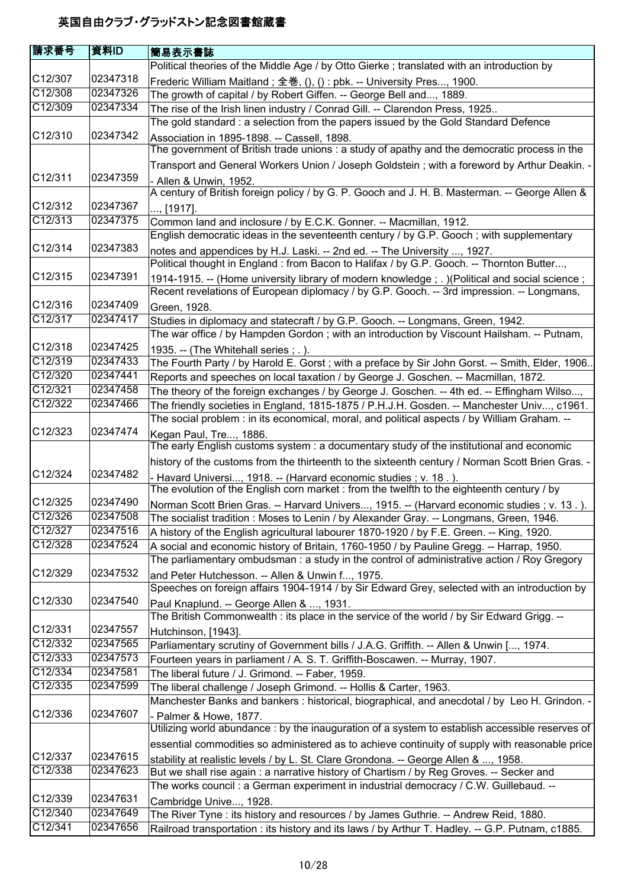# 英国自由クラブ・グラッドストン記念図書館蔵書

| 請求番号 | 資料ID | 簡易表示書誌 |
|---|---|---|
| C12/307 | 02347318 | Political theories of the Middle Age / by Otto Gierke ; translated with an introduction by Frederic William Maitland ; 全巻, (), () : pbk. -- University Pres..., 1900. |
| C12/308 | 02347326 | The growth of capital / by Robert Giffen. -- George Bell and..., 1889. |
| C12/309 | 02347334 | The rise of the Irish linen industry / Conrad Gill. -- Clarendon Press, 1925.. |
| C12/310 | 02347342 | The gold standard : a selection from the papers issued by the Gold Standard Defence Association in 1895-1898. -- Cassell, 1898. |
| C12/311 | 02347359 | The government of British trade unions : a study of apathy and the democratic process in the Transport and General Workers Union / Joseph Goldstein ; with a foreword by Arthur Deakin. -- Allen & Unwin, 1952. |
| C12/312 | 02347367 | A century of British foreign policy / by G. P. Gooch and J. H. B. Masterman. -- George Allen & ..., [1917]. |
| C12/313 | 02347375 | Common land and inclosure / by E.C.K. Gonner. -- Macmillan, 1912. |
| C12/314 | 02347383 | English democratic ideas in the seventeenth century / by G.P. Gooch ; with supplementary notes and appendices by H.J. Laski. -- 2nd ed. -- The University ..., 1927. |
| C12/315 | 02347391 | Political thought in England : from Bacon to Halifax / by G.P. Gooch. -- Thornton Butter..., 1914-1915. -- (Home university library of modern knowledge ; . )(Political and social science ; |
| C12/316 | 02347409 | Recent revelations of European diplomacy / by G.P. Gooch. -- 3rd impression. -- Longmans, Green, 1928. |
| C12/317 | 02347417 | Studies in diplomacy and statecraft / by G.P. Gooch. -- Longmans, Green, 1942. |
| C12/318 | 02347425 | The war office / by Hampden Gordon ; with an introduction by Viscount Hailsham. -- Putnam, 1935. -- (The Whitehall series ; . ). |
| C12/319 | 02347433 | The Fourth Party / by Harold E. Gorst ; with a preface by Sir John Gorst. -- Smith, Elder, 1906.. |
| C12/320 | 02347441 | Reports and speeches on local taxation / by George J. Goschen. -- Macmillan, 1872. |
| C12/321 | 02347458 | The theory of the foreign exchanges / by George J. Goschen. -- 4th ed. -- Effingham Wilso..., |
| C12/322 | 02347466 | The friendly societies in England, 1815-1875 / P.H.J.H. Gosden. -- Manchester Univ..., c1961. |
| C12/323 | 02347474 | The social problem : in its economical, moral, and political aspects / by William Graham. -- Kegan Paul, Tre..., 1886. |
| C12/324 | 02347482 | The early English customs system : a documentary study of the institutional and economic history of the customs from the thirteenth to the sixteenth century / Norman Scott Brien Gras. -- Havard Universi..., 1918. -- (Harvard economic studies ; v. 18 . ). |
| C12/325 | 02347490 | The evolution of the English corn market : from the twelfth to the eighteenth century / by Norman Scott Brien Gras. -- Harvard Univers..., 1915. -- (Harvard economic studies ; v. 13 . ). |
| C12/326 | 02347508 | The socialist tradition : Moses to Lenin / by Alexander Gray. -- Longmans, Green, 1946. |
| C12/327 | 02347516 | A history of the English agricultural labourer 1870-1920 / by F.E. Green. -- King, 1920. |
| C12/328 | 02347524 | A social and economic history of Britain, 1760-1950 / by Pauline Gregg. -- Harrap, 1950. |
| C12/329 | 02347532 | The parliamentary ombudsman : a study in the control of administrative action / Roy Gregory and Peter Hutchesson. -- Allen & Unwin f..., 1975. |
| C12/330 | 02347540 | Speeches on foreign affairs 1904-1914 / by Sir Edward Grey, selected with an introduction by Paul Knaplund. -- George Allen & ..., 1931. |
| C12/331 | 02347557 | The British Commonwealth : its place in the service of the world / by Sir Edward Grigg. -- Hutchinson, [1943]. |
| C12/332 | 02347565 | Parliamentary scrutiny of Government bills / J.A.G. Griffith. -- Allen & Unwin [..., 1974. |
| C12/333 | 02347573 | Fourteen years in parliament / A. S. T. Griffith-Boscawen. -- Murray, 1907. |
| C12/334 | 02347581 | The liberal future / J. Grimond. -- Faber, 1959. |
| C12/335 | 02347599 | The liberal challenge / Joseph Grimond. -- Hollis & Carter, 1963. |
| C12/336 | 02347607 | Manchester Banks and bankers : historical, biographical, and anecdotal / by Leo H. Grindon. -- Palmer & Howe, 1877. |
| C12/337 | 02347615 | Utilizing world abundance : by the inauguration of a system to establish accessible reserves of essential commodities so administered as to achieve continuity of supply with reasonable price stability at realistic levels / by L. St. Clare Grondona. -- George Allen & ..., 1958. |
| C12/338 | 02347623 | But we shall rise again : a narrative history of Chartism / by Reg Groves. -- Secker and |
| C12/339 | 02347631 | The works council : a German experiment in industrial democracy / C.W. Guillebaud. -- Cambridge Unive..., 1928. |
| C12/340 | 02347649 | The River Tyne : its history and resources / by James Guthrie. -- Andrew Reid, 1880. |
| C12/341 | 02347656 | Railroad transportation : its history and its laws / by Arthur T. Hadley. -- G.P. Putnam, c1885. |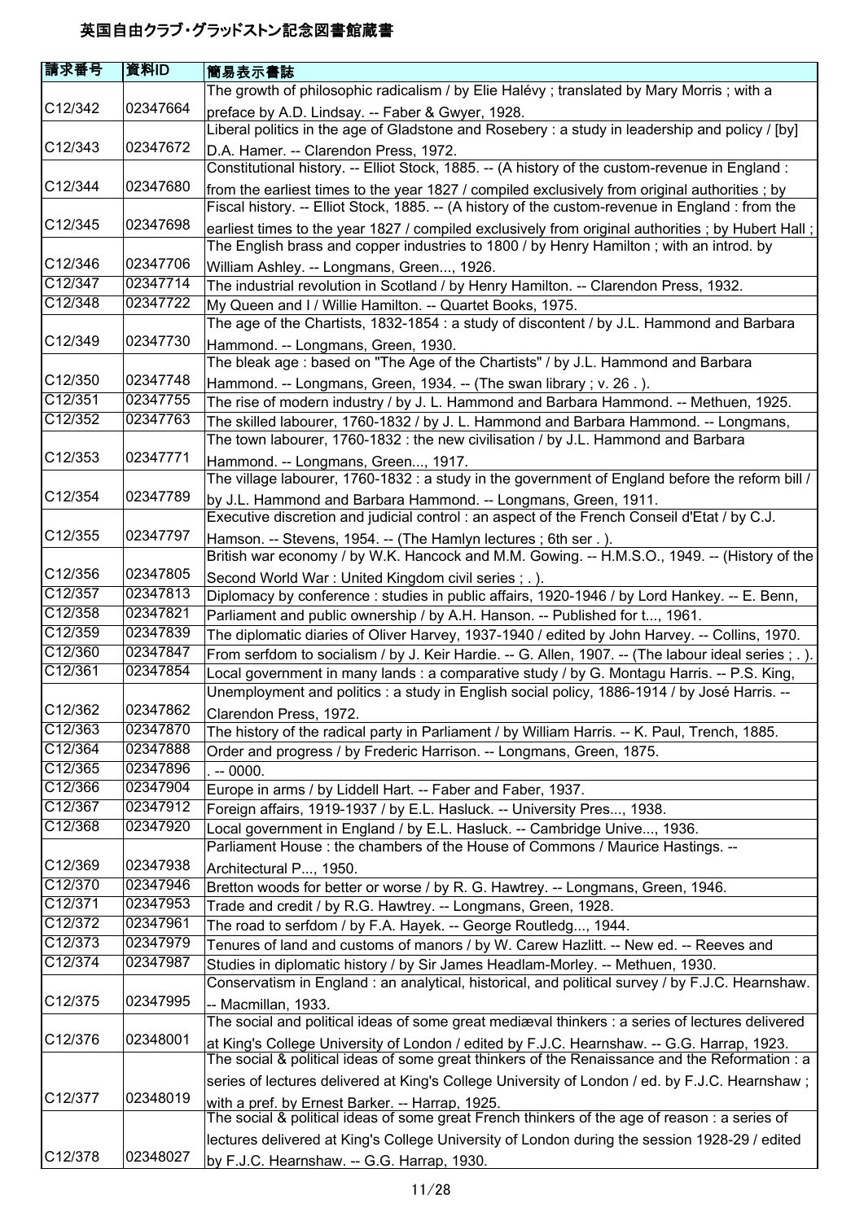# 英国自由クラブ・グラッドストン記念図書館蔵書

| 請求番号 | 資料ID | 簡易表示書誌 |
|---|---|---|
| C12/342 | 02347664 | The growth of philosophic radicalism / by Elie Halévy ; translated by Mary Morris ; with a preface by A.D. Lindsay. -- Faber & Gwyer, 1928. |
| C12/343 | 02347672 | Liberal politics in the age of Gladstone and Rosebery : a study in leadership and policy / [by] D.A. Hamer. -- Clarendon Press, 1972. |
| C12/344 | 02347680 | Constitutional history. -- Elliot Stock, 1885. -- (A history of the custom-revenue in England : from the earliest times to the year 1827 / compiled exclusively from original authorities ; by |
| C12/345 | 02347698 | Fiscal history. -- Elliot Stock, 1885. -- (A history of the custom-revenue in England : from the earliest times to the year 1827 / compiled exclusively from original authorities ; by Hubert Hall ; |
| C12/346 | 02347706 | The English brass and copper industries to 1800 / by Henry Hamilton ; with an introd. by William Ashley. -- Longmans, Green..., 1926. |
| C12/347 | 02347714 | The industrial revolution in Scotland / by Henry Hamilton. -- Clarendon Press, 1932. |
| C12/348 | 02347722 | My Queen and I / Willie Hamilton. -- Quartet Books, 1975. |
| C12/349 | 02347730 | The age of the Chartists, 1832-1854 : a study of discontent / by J.L. Hammond and Barbara Hammond. -- Longmans, Green, 1930. |
| C12/350 | 02347748 | The bleak age : based on "The Age of the Chartists" / by J.L. Hammond and Barbara Hammond. -- Longmans, Green, 1934. -- (The swan library ; v. 26 . ). |
| C12/351 | 02347755 | The rise of modern industry / by J. L. Hammond and Barbara Hammond. -- Methuen, 1925. |
| C12/352 | 02347763 | The skilled labourer, 1760-1832 / by J. L. Hammond and Barbara Hammond. -- Longmans, |
| C12/353 | 02347771 | The town labourer, 1760-1832 : the new civilisation / by J.L. Hammond and Barbara Hammond. -- Longmans, Green..., 1917. |
| C12/354 | 02347789 | The village labourer, 1760-1832 : a study in the government of England before the reform bill / by J.L. Hammond and Barbara Hammond. -- Longmans, Green, 1911. |
| C12/355 | 02347797 | Executive discretion and judicial control : an aspect of the French Conseil d'Etat / by C.J. Hamson. -- Stevens, 1954. -- (The Hamlyn lectures ; 6th ser . ). |
| C12/356 | 02347805 | British war economy / by W.K. Hancock and M.M. Gowing. -- H.M.S.O., 1949. -- (History of the Second World War : United Kingdom civil series ; . ). |
| C12/357 | 02347813 | Diplomacy by conference : studies in public affairs, 1920-1946 / by Lord Hankey. -- E. Benn, |
| C12/358 | 02347821 | Parliament and public ownership / by A.H. Hanson. -- Published for t..., 1961. |
| C12/359 | 02347839 | The diplomatic diaries of Oliver Harvey, 1937-1940 / edited by John Harvey. -- Collins, 1970. |
| C12/360 | 02347847 | From serfdom to socialism / by J. Keir Hardie. -- G. Allen, 1907. -- (The labour ideal series ; . ). |
| C12/361 | 02347854 | Local government in many lands : a comparative study / by G. Montagu Harris. -- P.S. King, |
| C12/362 | 02347862 | Unemployment and politics : a study in English social policy, 1886-1914 / by José Harris. -- Clarendon Press, 1972. |
| C12/363 | 02347870 | The history of the radical party in Parliament / by William Harris. -- K. Paul, Trench, 1885. |
| C12/364 | 02347888 | Order and progress / by Frederic Harrison. -- Longmans, Green, 1875. |
| C12/365 | 02347896 | . -- 0000. |
| C12/366 | 02347904 | Europe in arms / by Liddell Hart. -- Faber and Faber, 1937. |
| C12/367 | 02347912 | Foreign affairs, 1919-1937 / by E.L. Hasluck. -- University Pres..., 1938. |
| C12/368 | 02347920 | Local government in England / by E.L. Hasluck. -- Cambridge Unive..., 1936. |
| C12/369 | 02347938 | Parliament House : the chambers of the House of Commons / Maurice Hastings. -- Architectural P..., 1950. |
| C12/370 | 02347946 | Bretton woods for better or worse / by R. G. Hawtrey. -- Longmans, Green, 1946. |
| C12/371 | 02347953 | Trade and credit / by R.G. Hawtrey. -- Longmans, Green, 1928. |
| C12/372 | 02347961 | The road to serfdom / by F.A. Hayek. -- George Routledg..., 1944. |
| C12/373 | 02347979 | Tenures of land and customs of manors / by W. Carew Hazlitt. -- New ed. -- Reeves and |
| C12/374 | 02347987 | Studies in diplomatic history / by Sir James Headlam-Morley. -- Methuen, 1930. |
| C12/375 | 02347995 | Conservatism in England : an analytical, historical, and political survey / by F.J.C. Hearnshaw. -- Macmillan, 1933. |
| C12/376 | 02348001 | The social and political ideas of some great mediæval thinkers : a series of lectures delivered at King's College University of London / edited by F.J.C. Hearnshaw. -- G.G. Harrap, 1923. |
| C12/377 | 02348019 | The social & political ideas of some great thinkers of the Renaissance and the Reformation : a series of lectures delivered at King's College University of London / ed. by F.J.C. Hearnshaw ; with a pref. by Ernest Barker. -- Harrap, 1925. |
| C12/378 | 02348027 | The social & political ideas of some great French thinkers of the age of reason : a series of lectures delivered at King's College University of London during the session 1928-29 / edited by F.J.C. Hearnshaw. -- G.G. Harrap, 1930. |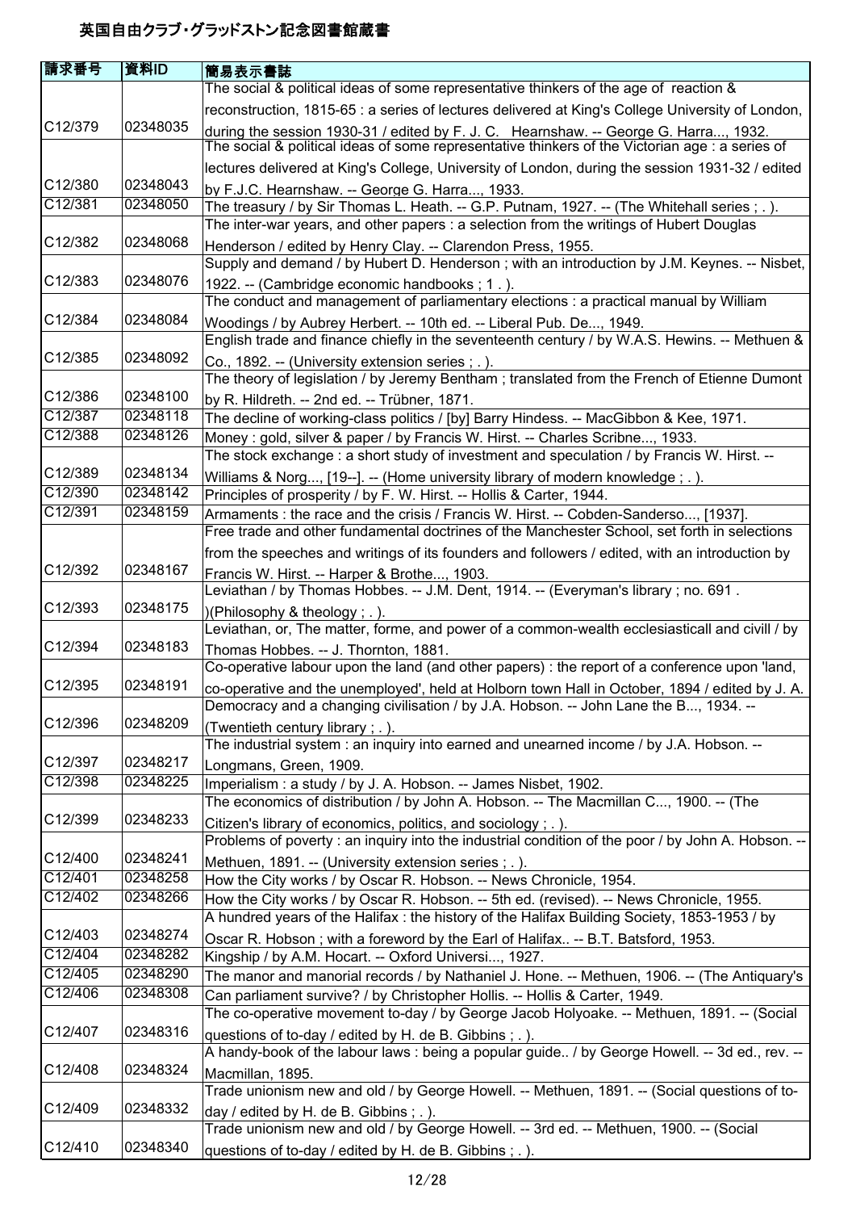# 英国自由クラブ・グラッドストン記念図書館蔵書

| 請求番号 | 資料ID | 簡易表示書誌 |
|---|---|---|
| C12/379 | 02348035 | The social & political ideas of some representative thinkers of the age of reaction & reconstruction, 1815-65 : a series of lectures delivered at King's College University of London, during the session 1930-31 / edited by F. J. C. Hearnshaw. -- George G. Harra..., 1932. |
| C12/380 | 02348043 | The social & political ideas of some representative thinkers of the Victorian age : a series of lectures delivered at King's College, University of London, during the session 1931-32 / edited by F.J.C. Hearnshaw. -- George G. Harra..., 1933. |
| C12/381 | 02348050 | The treasury / by Sir Thomas L. Heath. -- G.P. Putnam, 1927. -- (The Whitehall series ; . ). |
| C12/382 | 02348068 | The inter-war years, and other papers : a selection from the writings of Hubert Douglas Henderson / edited by Henry Clay. -- Clarendon Press, 1955. |
| C12/383 | 02348076 | Supply and demand / by Hubert D. Henderson ; with an introduction by J.M. Keynes. -- Nisbet, 1922. -- (Cambridge economic handbooks ; 1 . ). |
| C12/384 | 02348084 | The conduct and management of parliamentary elections : a practical manual by William Woodings / by Aubrey Herbert. -- 10th ed. -- Liberal Pub. De..., 1949. |
| C12/385 | 02348092 | English trade and finance chiefly in the seventeenth century / by W.A.S. Hewins. -- Methuen & Co., 1892. -- (University extension series ; . ). |
| C12/386 | 02348100 | The theory of legislation / by Jeremy Bentham ; translated from the French of Etienne Dumont by R. Hildreth. -- 2nd ed. -- Trübner, 1871. |
| C12/387 | 02348118 | The decline of working-class politics / [by] Barry Hindess. -- MacGibbon & Kee, 1971. |
| C12/388 | 02348126 | Money : gold, silver & paper / by Francis W. Hirst. -- Charles Scribne..., 1933. |
| C12/389 | 02348134 | The stock exchange : a short study of investment and speculation / by Francis W. Hirst. -- Williams & Norg..., [19--]. -- (Home university library of modern knowledge ; . ). |
| C12/390 | 02348142 | Principles of prosperity / by F. W. Hirst. -- Hollis & Carter, 1944. |
| C12/391 | 02348159 | Armaments : the race and the crisis / Francis W. Hirst. -- Cobden-Sanderso..., [1937]. |
| C12/392 | 02348167 | Free trade and other fundamental doctrines of the Manchester School, set forth in selections from the speeches and writings of its founders and followers / edited, with an introduction by Francis W. Hirst. -- Harper & Brothe..., 1903. |
| C12/393 | 02348175 | Leviathan / by Thomas Hobbes. -- J.M. Dent, 1914. -- (Everyman's library ; no. 691 . )(Philosophy & theology ; . ). |
| C12/394 | 02348183 | Leviathan, or, The matter, forme, and power of a common-wealth ecclesiasticall and civill / by Thomas Hobbes. -- J. Thornton, 1881. |
| C12/395 | 02348191 | Co-operative labour upon the land (and other papers) : the report of a conference upon 'land, co-operative and the unemployed', held at Holborn town Hall in October, 1894 / edited by J. A. |
| C12/396 | 02348209 | Democracy and a changing civilisation / by J.A. Hobson. -- John Lane the B..., 1934. -- (Twentieth century library ; . ). |
| C12/397 | 02348217 | The industrial system : an inquiry into earned and unearned income / by J.A. Hobson. -- Longmans, Green, 1909. |
| C12/398 | 02348225 | Imperialism : a study / by J. A. Hobson. -- James Nisbet, 1902. |
| C12/399 | 02348233 | The economics of distribution / by John A. Hobson. -- The Macmillan C..., 1900. -- (The Citizen's library of economics, politics, and sociology ; . ). |
| C12/400 | 02348241 | Problems of poverty : an inquiry into the industrial condition of the poor / by John A. Hobson. -- Methuen, 1891. -- (University extension series ; . ). |
| C12/401 | 02348258 | How the City works / by Oscar R. Hobson. -- News Chronicle, 1954. |
| C12/402 | 02348266 | How the City works / by Oscar R. Hobson. -- 5th ed. (revised). -- News Chronicle, 1955. |
| C12/403 | 02348274 | A hundred years of the Halifax : the history of the Halifax Building Society, 1853-1953 / by Oscar R. Hobson ; with a foreword by the Earl of Halifax.. -- B.T. Batsford, 1953. |
| C12/404 | 02348282 | Kingship / by A.M. Hocart. -- Oxford Universi..., 1927. |
| C12/405 | 02348290 | The manor and manorial records / by Nathaniel J. Hone. -- Methuen, 1906. -- (The Antiquary's |
| C12/406 | 02348308 | Can parliament survive? / by Christopher Hollis. -- Hollis & Carter, 1949. |
| C12/407 | 02348316 | The co-operative movement to-day / by George Jacob Holyoake. -- Methuen, 1891. -- (Social questions of to-day / edited by H. de B. Gibbins ; . ). |
| C12/408 | 02348324 | A handy-book of the labour laws : being a popular guide.. / by George Howell. -- 3d ed., rev. -- Macmillan, 1895. |
| C12/409 | 02348332 | Trade unionism new and old / by George Howell. -- Methuen, 1891. -- (Social questions of to-day / edited by H. de B. Gibbins ; . ). |
| C12/410 | 02348340 | Trade unionism new and old / by George Howell. -- 3rd ed. -- Methuen, 1900. -- (Social questions of to-day / edited by H. de B. Gibbins ; . ). |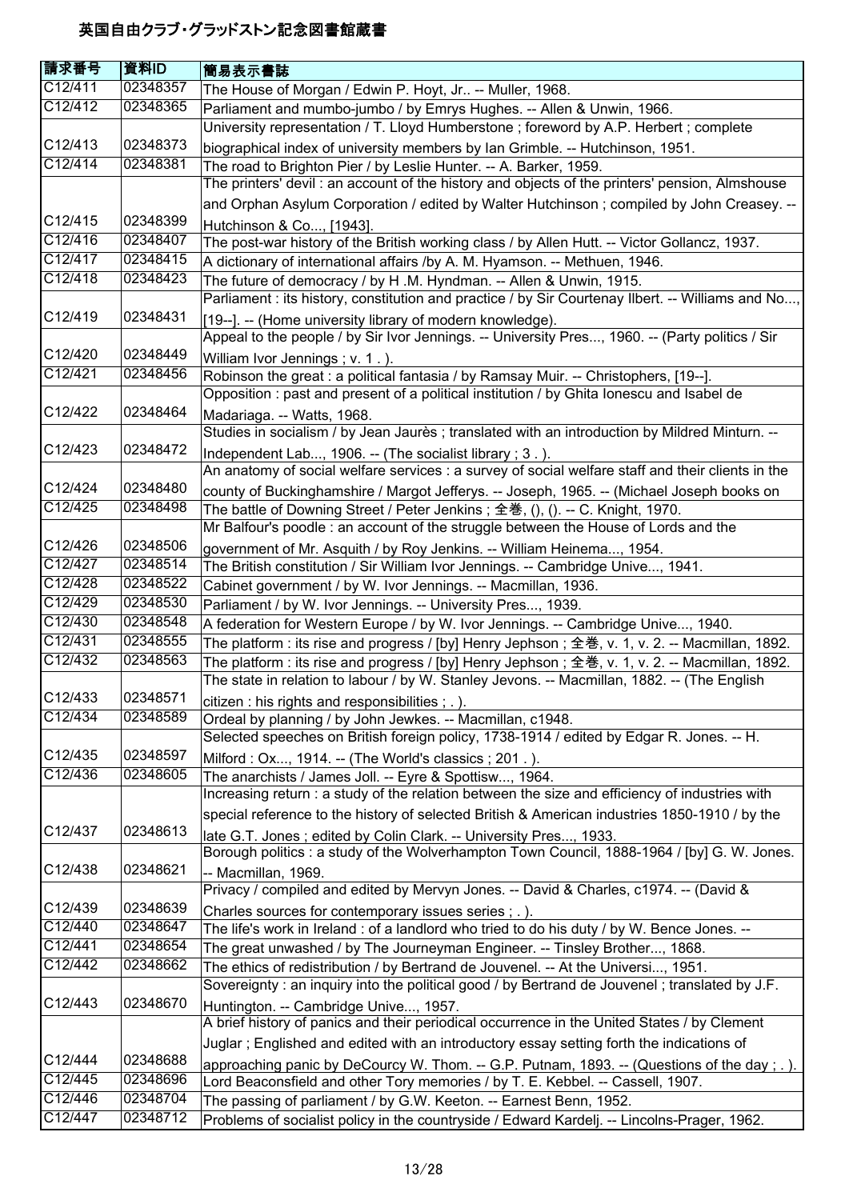# 英国自由クラブ・グラッドストン記念図書館蔵書

| 請求番号 | 資料ID | 簡易表示書誌 |
| --- | --- | --- |
| C12/411 | 02348357 | The House of Morgan / Edwin P. Hoyt, Jr.. -- Muller, 1968. |
| C12/412 | 02348365 | Parliament and mumbo-jumbo / by Emrys Hughes. -- Allen & Unwin, 1966. |
| C12/413 | 02348373 | University representation / T. Lloyd Humberstone ; foreword by A.P. Herbert ; complete biographical index of university members by Ian Grimble. -- Hutchinson, 1951. |
| C12/414 | 02348381 | The road to Brighton Pier / by Leslie Hunter. -- A. Barker, 1959. |
| C12/415 | 02348399 | The printers' devil : an account of the history and objects of the printers' pension, Almshouse and Orphan Asylum Corporation / edited by Walter Hutchinson ; compiled by John Creasey. -- Hutchinson & Co..., [1943]. |
| C12/416 | 02348407 | The post-war history of the British working class / by Allen Hutt. -- Victor Gollancz, 1937. |
| C12/417 | 02348415 | A dictionary of international affairs /by A. M. Hyamson. -- Methuen, 1946. |
| C12/418 | 02348423 | The future of democracy / by H .M. Hyndman. -- Allen & Unwin, 1915. |
| C12/419 | 02348431 | Parliament : its history, constitution and practice / by Sir Courtenay Ilbert. -- Williams and No..., [19--]. -- (Home university library of modern knowledge). |
| C12/420 | 02348449 | Appeal to the people / by Sir Ivor Jennings. -- University Pres..., 1960. -- (Party politics / Sir William Ivor Jennings ; v. 1 . ). |
| C12/421 | 02348456 | Robinson the great : a political fantasia / by Ramsay Muir. -- Christophers, [19--]. |
| C12/422 | 02348464 | Opposition : past and present of a political institution / by Ghita Ionescu and Isabel de Madariaga. -- Watts, 1968. |
| C12/423 | 02348472 | Studies in socialism / by Jean Jaurès ; translated with an introduction by Mildred Minturn. -- Independent Lab..., 1906. -- (The socialist library ; 3 . ). |
| C12/424 | 02348480 | An anatomy of social welfare services : a survey of social welfare staff and their clients in the county of Buckinghamshire / Margot Jefferys. -- Joseph, 1965. -- (Michael Joseph books on |
| C12/425 | 02348498 | The battle of Downing Street / Peter Jenkins ; 全巻, (), (). -- C. Knight, 1970. |
| C12/426 | 02348506 | Mr Balfour's poodle : an account of the struggle between the House of Lords and the government of Mr. Asquith / by Roy Jenkins. -- William Heinema..., 1954. |
| C12/427 | 02348514 | The British constitution / Sir William Ivor Jennings. -- Cambridge Unive..., 1941. |
| C12/428 | 02348522 | Cabinet government / by W. Ivor Jennings. -- Macmillan, 1936. |
| C12/429 | 02348530 | Parliament / by W. Ivor Jennings. -- University Pres..., 1939. |
| C12/430 | 02348548 | A federation for Western Europe / by W. Ivor Jennings. -- Cambridge Unive..., 1940. |
| C12/431 | 02348555 | The platform : its rise and progress / [by] Henry Jephson ; 全巻, v. 1, v. 2. -- Macmillan, 1892. |
| C12/432 | 02348563 | The platform : its rise and progress / [by] Henry Jephson ; 全巻, v. 1, v. 2. -- Macmillan, 1892. |
| C12/433 | 02348571 | The state in relation to labour / by W. Stanley Jevons. -- Macmillan, 1882. -- (The English citizen : his rights and responsibilities ; . ). |
| C12/434 | 02348589 | Ordeal by planning / by John Jewkes. -- Macmillan, c1948. |
| C12/435 | 02348597 | Selected speeches on British foreign policy, 1738-1914 / edited by Edgar R. Jones. -- H. Milford : Ox..., 1914. -- (The World's classics ; 201 . ). |
| C12/436 | 02348605 | The anarchists / James Joll. -- Eyre & Spottisw..., 1964. |
| C12/437 | 02348613 | Increasing return : a study of the relation between the size and efficiency of industries with special reference to the history of selected British & American industries 1850-1910 / by the late G.T. Jones ; edited by Colin Clark. -- University Pres..., 1933. |
| C12/438 | 02348621 | Borough politics : a study of the Wolverhampton Town Council, 1888-1964 / [by] G. W. Jones. -- Macmillan, 1969. |
| C12/439 | 02348639 | Privacy / compiled and edited by Mervyn Jones. -- David & Charles, c1974. -- (David & Charles sources for contemporary issues series ; . ). |
| C12/440 | 02348647 | The life's work in Ireland : of a landlord who tried to do his duty / by W. Bence Jones. -- |
| C12/441 | 02348654 | The great unwashed / by The Journeyman Engineer. -- Tinsley Brother..., 1868. |
| C12/442 | 02348662 | The ethics of redistribution / by Bertrand de Jouvenel. -- At the Universi..., 1951. |
| C12/443 | 02348670 | Sovereignty : an inquiry into the political good / by Bertrand de Jouvenel ; translated by J.F. Huntington. -- Cambridge Unive..., 1957. |
| C12/444 | 02348688 | A brief history of panics and their periodical occurrence in the United States / by Clement Juglar ; Englished and edited with an introductory essay setting forth the indications of approaching panic by DeCourcy W. Thom. -- G.P. Putnam, 1893. -- (Questions of the day ; . ). |
| C12/445 | 02348696 | Lord Beaconsfield and other Tory memories / by T. E. Kebbel. -- Cassell, 1907. |
| C12/446 | 02348704 | The passing of parliament / by G.W. Keeton. -- Earnest Benn, 1952. |
| C12/447 | 02348712 | Problems of socialist policy in the countryside / Edward Kardelj. -- Lincolns-Prager, 1962. |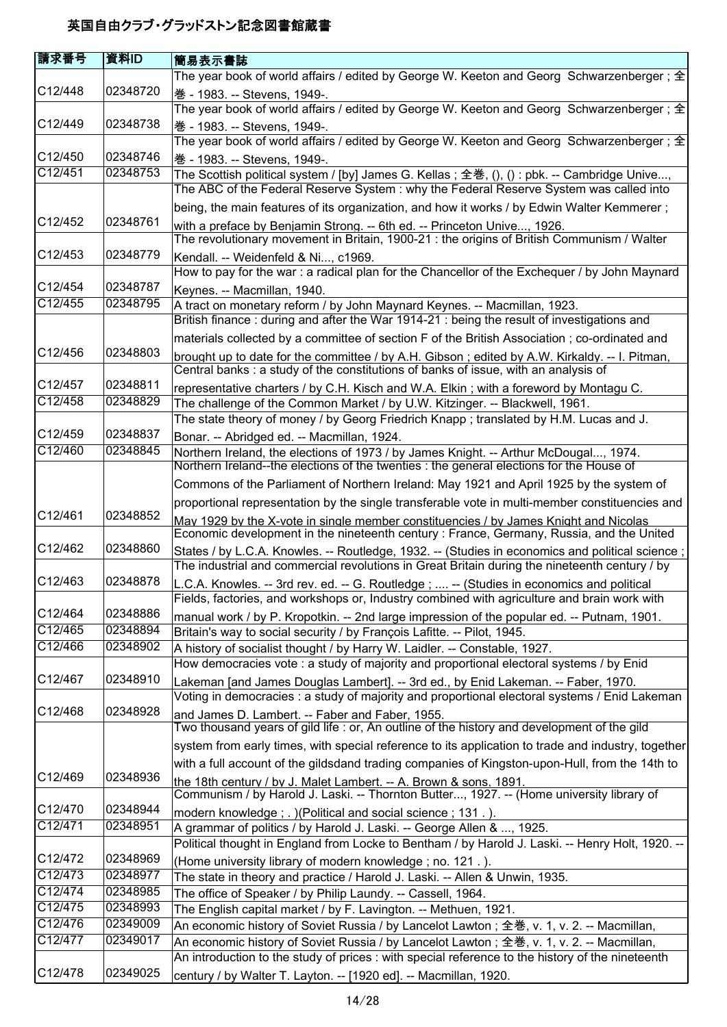# 英国自由クラブ・グラッドストン記念図書館蔵書

| 請求番号 | 資料ID | 簡易表示書誌 |
| --- | --- | --- |
| C12/448 | 02348720 | The year book of world affairs / edited by George W. Keeton and Georg Schwarzenberger ; 全巻 - 1983. -- Stevens, 1949-. |
| C12/449 | 02348738 | The year book of world affairs / edited by George W. Keeton and Georg Schwarzenberger ; 全巻 - 1983. -- Stevens, 1949-. |
| C12/450 | 02348746 | The year book of world affairs / edited by George W. Keeton and Georg Schwarzenberger ; 全巻 - 1983. -- Stevens, 1949-. |
| C12/451 | 02348753 | The Scottish political system / [by] James G. Kellas ; 全巻, (), () : pbk. -- Cambridge Unive..., |
| C12/452 | 02348761 | The ABC of the Federal Reserve System : why the Federal Reserve System was called into being, the main features of its organization, and how it works / by Edwin Walter Kemmerer ; with a preface by Benjamin Strong. -- 6th ed. -- Princeton Unive..., 1926. |
| C12/453 | 02348779 | The revolutionary movement in Britain, 1900-21 : the origins of British Communism / Walter Kendall. -- Weidenfeld & Ni..., c1969. |
| C12/454 | 02348787 | How to pay for the war : a radical plan for the Chancellor of the Exchequer / by John Maynard Keynes. -- Macmillan, 1940. |
| C12/455 | 02348795 | A tract on monetary reform / by John Maynard Keynes. -- Macmillan, 1923. |
| C12/456 | 02348803 | British finance : during and after the War 1914-21 : being the result of investigations and materials collected by a committee of section F of the British Association ; co-ordinated and brought up to date for the committee / by A.H. Gibson ; edited by A.W. Kirkaldy. -- I. Pitman, |
| C12/457 | 02348811 | Central banks : a study of the constitutions of banks of issue, with an analysis of representative charters / by C.H. Kisch and W.A. Elkin ; with a foreword by Montagu C. |
| C12/458 | 02348829 | The challenge of the Common Market / by U.W. Kitzinger. -- Blackwell, 1961. |
| C12/459 | 02348837 | The state theory of money / by Georg Friedrich Knapp ; translated by H.M. Lucas and J. Bonar. -- Abridged ed. -- Macmillan, 1924. |
| C12/460 | 02348845 | Northern Ireland, the elections of 1973 / by James Knight. -- Arthur McDougal..., 1974. |
| C12/461 | 02348852 | Northern Ireland--the elections of the twenties : the general elections for the House of Commons of the Parliament of Northern Ireland: May 1921 and April 1925 by the system of proportional representation by the single transferable vote in multi-member constituencies and May 1929 by the X-vote in single member constituencies / by James Knight and Nicolas |
| C12/462 | 02348860 | Economic development in the nineteenth century : France, Germany, Russia, and the United States / by L.C.A. Knowles. -- Routledge, 1932. -- (Studies in economics and political science ; |
| C12/463 | 02348878 | The industrial and commercial revolutions in Great Britain during the nineteenth century / by L.C.A. Knowles. -- 3rd rev. ed. -- G. Routledge ; .... -- (Studies in economics and political |
| C12/464 | 02348886 | Fields, factories, and workshops or, Industry combined with agriculture and brain work with manual work / by P. Kropotkin. -- 2nd large impression of the popular ed. -- Putnam, 1901. |
| C12/465 | 02348894 | Britain's way to social security / by François Lafitte. -- Pilot, 1945. |
| C12/466 | 02348902 | A history of socialist thought / by Harry W. Laidler. -- Constable, 1927. |
| C12/467 | 02348910 | How democracies vote : a study of majority and proportional electoral systems / by Enid Lakeman [and James Douglas Lambert]. -- 3rd ed., by Enid Lakeman. -- Faber, 1970. |
| C12/468 | 02348928 | Voting in democracies : a study of majority and proportional electoral systems / Enid Lakeman and James D. Lambert. -- Faber and Faber, 1955. |
| C12/469 | 02348936 | Two thousand years of gild life : or, An outline of the history and development of the gild system from early times, with special reference to its application to trade and industry, together with a full account of the gildsdand trading companies of Kingston-upon-Hull, from the 14th to the 18th century / by J. Malet Lambert. -- A. Brown & sons, 1891. |
| C12/470 | 02348944 | Communism / by Harold J. Laski. -- Thornton Butter..., 1927. -- (Home university library of modern knowledge ; . )(Political and social science ; 131 . ). |
| C12/471 | 02348951 | A grammar of politics / by Harold J. Laski. -- George Allen & ..., 1925. |
| C12/472 | 02348969 | Political thought in England from Locke to Bentham / by Harold J. Laski. -- Henry Holt, 1920. -- (Home university library of modern knowledge ; no. 121 . ). |
| C12/473 | 02348977 | The state in theory and practice / Harold J. Laski. -- Allen & Unwin, 1935. |
| C12/474 | 02348985 | The office of Speaker / by Philip Laundy. -- Cassell, 1964. |
| C12/475 | 02348993 | The English capital market / by F. Lavington. -- Methuen, 1921. |
| C12/476 | 02349009 | An economic history of Soviet Russia / by Lancelot Lawton ; 全巻, v. 1, v. 2. -- Macmillan, |
| C12/477 | 02349017 | An economic history of Soviet Russia / by Lancelot Lawton ; 全巻, v. 1, v. 2. -- Macmillan, |
| C12/478 | 02349025 | An introduction to the study of prices : with special reference to the history of the nineteenth century / by Walter T. Layton. -- [1920 ed]. -- Macmillan, 1920. |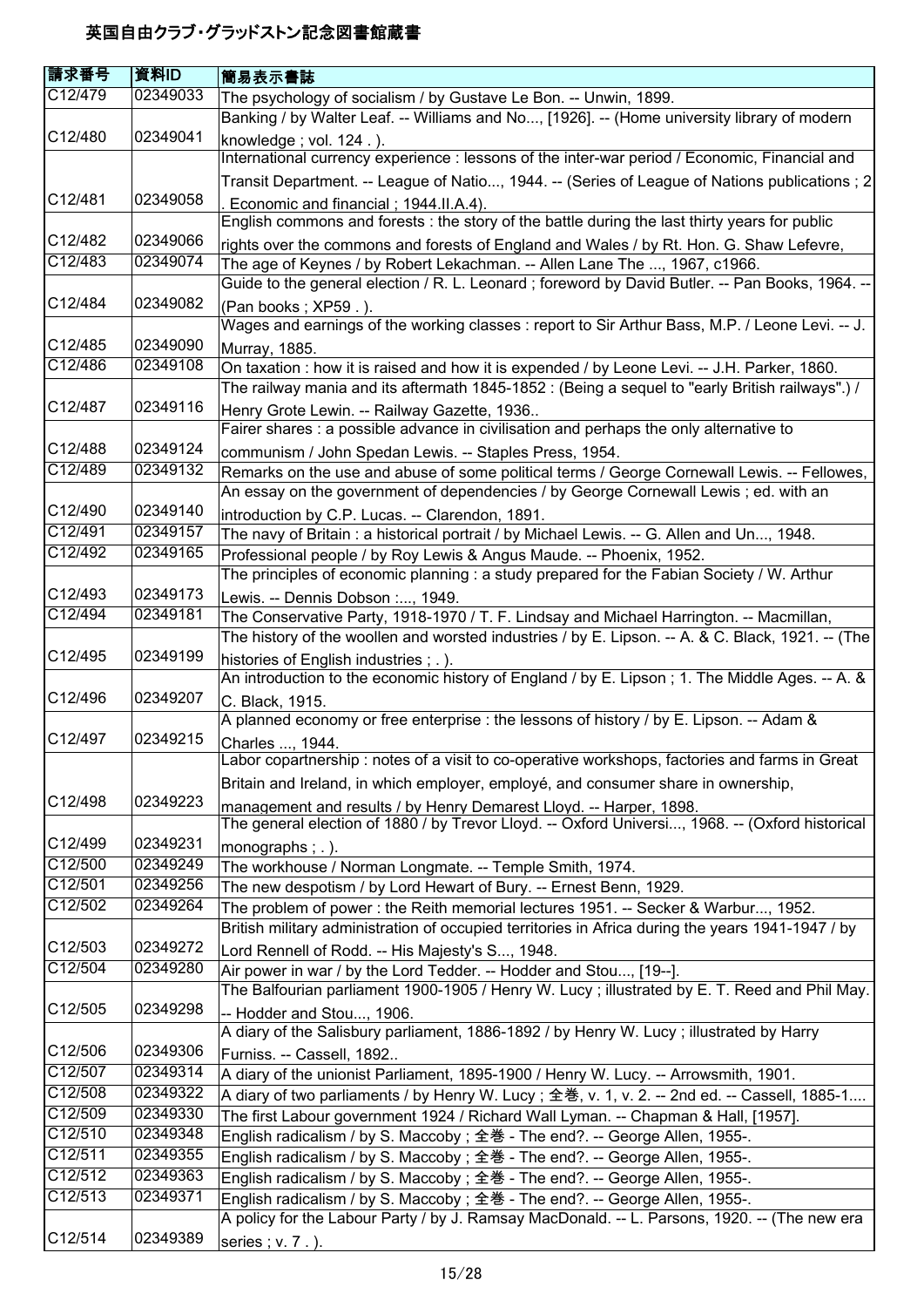# 英国自由クラブ・グラッドストン記念図書館蔵書

| 請求番号 | 資料ID | 簡易表示書誌 |
| --- | --- | --- |
| C12/479 | 02349033 | The psychology of socialism / by Gustave Le Bon. -- Unwin, 1899. |
| C12/480 | 02349041 | Banking / by Walter Leaf. -- Williams and No..., [1926]. -- (Home university library of modern knowledge ; vol. 124 . ). |
| C12/481 | 02349058 | International currency experience : lessons of the inter-war period / Economic, Financial and Transit Department. -- League of Natio..., 1944. -- (Series of League of Nations publications ; 2 . Economic and financial ; 1944.II.A.4). |
| C12/482 | 02349066 | English commons and forests : the story of the battle during the last thirty years for public rights over the commons and forests of England and Wales / by Rt. Hon. G. Shaw Lefevre, |
| C12/483 | 02349074 | The age of Keynes / by Robert Lekachman. -- Allen Lane The ..., 1967, c1966. |
| C12/484 | 02349082 | Guide to the general election / R. L. Leonard ; foreword by David Butler. -- Pan Books, 1964. -- (Pan books ; XP59 . ). |
| C12/485 | 02349090 | Wages and earnings of the working classes : report to Sir Arthur Bass, M.P. / Leone Levi. -- J. Murray, 1885. |
| C12/486 | 02349108 | On taxation : how it is raised and how it is expended / by Leone Levi. -- J.H. Parker, 1860. |
| C12/487 | 02349116 | The railway mania and its aftermath 1845-1852 : (Being a sequel to "early British railways".) / Henry Grote Lewin. -- Railway Gazette, 1936.. |
| C12/488 | 02349124 | Fairer shares : a possible advance in civilisation and perhaps the only alternative to communism / John Spedan Lewis. -- Staples Press, 1954. |
| C12/489 | 02349132 | Remarks on the use and abuse of some political terms / George Cornewall Lewis. -- Fellowes, |
| C12/490 | 02349140 | An essay on the government of dependencies / by George Cornewall Lewis ; ed. with an introduction by C.P. Lucas. -- Clarendon, 1891. |
| C12/491 | 02349157 | The navy of Britain : a historical portrait / by Michael Lewis. -- G. Allen and Un..., 1948. |
| C12/492 | 02349165 | Professional people / by Roy Lewis & Angus Maude. -- Phoenix, 1952. |
| C12/493 | 02349173 | The principles of economic planning : a study prepared for the Fabian Society / W. Arthur Lewis. -- Dennis Dobson :..., 1949. |
| C12/494 | 02349181 | The Conservative Party, 1918-1970 / T. F. Lindsay and Michael Harrington. -- Macmillan, |
| C12/495 | 02349199 | The history of the woollen and worsted industries / by E. Lipson. -- A. & C. Black, 1921. -- (The histories of English industries ; . ). |
| C12/496 | 02349207 | An introduction to the economic history of England / by E. Lipson ; 1. The Middle Ages. -- A. & C. Black, 1915. |
| C12/497 | 02349215 | A planned economy or free enterprise : the lessons of history / by E. Lipson. -- Adam & Charles ..., 1944. |
| C12/498 | 02349223 | Labor copartnership : notes of a visit to co-operative workshops, factories and farms in Great Britain and Ireland, in which employer, employé, and consumer share in ownership, management and results / by Henry Demarest Lloyd. -- Harper, 1898. |
| C12/499 | 02349231 | The general election of 1880 / by Trevor Lloyd. -- Oxford Universi..., 1968. -- (Oxford historical monographs ; . ). |
| C12/500 | 02349249 | The workhouse / Norman Longmate. -- Temple Smith, 1974. |
| C12/501 | 02349256 | The new despotism / by Lord Hewart of Bury. -- Ernest Benn, 1929. |
| C12/502 | 02349264 | The problem of power : the Reith memorial lectures 1951. -- Secker & Warbur..., 1952. |
| C12/503 | 02349272 | British military administration of occupied territories in Africa during the years 1941-1947 / by Lord Rennell of Rodd. -- His Majesty's S..., 1948. |
| C12/504 | 02349280 | Air power in war / by the Lord Tedder. -- Hodder and Stou..., [19--]. |
| C12/505 | 02349298 | The Balfourian parliament 1900-1905 / Henry W. Lucy ; illustrated by E. T. Reed and Phil May. -- Hodder and Stou..., 1906. |
| C12/506 | 02349306 | A diary of the Salisbury parliament, 1886-1892 / by Henry W. Lucy ; illustrated by Harry Furniss. -- Cassell, 1892.. |
| C12/507 | 02349314 | A diary of the unionist Parliament, 1895-1900 / Henry W. Lucy. -- Arrowsmith, 1901. |
| C12/508 | 02349322 | A diary of two parliaments / by Henry W. Lucy ; 全巻, v. 1, v. 2. -- 2nd ed. -- Cassell, 1885-1.... |
| C12/509 | 02349330 | The first Labour government 1924 / Richard Wall Lyman. -- Chapman & Hall, [1957]. |
| C12/510 | 02349348 | English radicalism / by S. Maccoby ; 全巻 - The end?. -- George Allen, 1955-. |
| C12/511 | 02349355 | English radicalism / by S. Maccoby ; 全巻 - The end?. -- George Allen, 1955-. |
| C12/512 | 02349363 | English radicalism / by S. Maccoby ; 全巻 - The end?. -- George Allen, 1955-. |
| C12/513 | 02349371 | English radicalism / by S. Maccoby ; 全巻 - The end?. -- George Allen, 1955-. |
| C12/514 | 02349389 | A policy for the Labour Party / by J. Ramsay MacDonald. -- L. Parsons, 1920. -- (The new era series ; v. 7 . ). |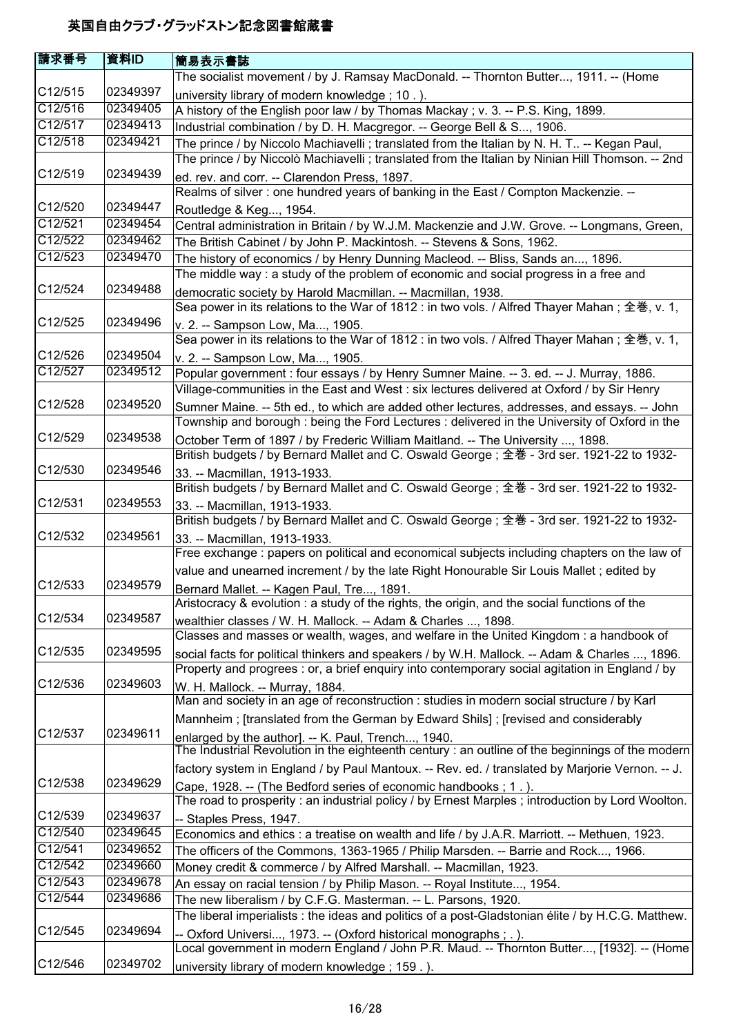# 英国自由クラブ・グラッドストン記念図書館蔵書

| 請求番号 | 資料ID | 簡易表示書誌 |
|---|---|---|
| C12/515 | 02349397 | The socialist movement / by J. Ramsay MacDonald. -- Thornton Butter..., 1911. -- (Home university library of modern knowledge ; 10 . ). |
| C12/516 | 02349405 | A history of the English poor law / by Thomas Mackay ; v. 3. -- P.S. King, 1899. |
| C12/517 | 02349413 | Industrial combination / by D. H. Macgregor. -- George Bell & S..., 1906. |
| C12/518 | 02349421 | The prince / by Niccolo Machiavelli ; translated from the Italian by N. H. T.. -- Kegan Paul, |
| C12/519 | 02349439 | The prince / by Niccolò Machiavelli ; translated from the Italian by Ninian Hill Thomson. -- 2nd ed. rev. and corr. -- Clarendon Press, 1897. |
| C12/520 | 02349447 | Realms of silver : one hundred years of banking in the East / Compton Mackenzie. -- Routledge & Keg..., 1954. |
| C12/521 | 02349454 | Central administration in Britain / by W.J.M. Mackenzie and J.W. Grove. -- Longmans, Green, |
| C12/522 | 02349462 | The British Cabinet / by John P. Mackintosh. -- Stevens & Sons, 1962. |
| C12/523 | 02349470 | The history of economics / by Henry Dunning Macleod. -- Bliss, Sands an..., 1896. |
| C12/524 | 02349488 | The middle way : a study of the problem of economic and social progress in a free and democratic society by Harold Macmillan. -- Macmillan, 1938. |
| C12/525 | 02349496 | Sea power in its relations to the War of 1812 : in two vols. / Alfred Thayer Mahan ; 全巻, v. 1, v. 2. -- Sampson Low, Ma..., 1905. |
| C12/526 | 02349504 | Sea power in its relations to the War of 1812 : in two vols. / Alfred Thayer Mahan ; 全巻, v. 1, v. 2. -- Sampson Low, Ma..., 1905. |
| C12/527 | 02349512 | Popular government : four essays / by Henry Sumner Maine. -- 3. ed. -- J. Murray, 1886. |
| C12/528 | 02349520 | Village-communities in the East and West : six lectures delivered at Oxford / by Sir Henry Sumner Maine. -- 5th ed., to which are added other lectures, addresses, and essays. -- John |
| C12/529 | 02349538 | Township and borough : being the Ford Lectures : delivered in the University of Oxford in the October Term of 1897 / by Frederic William Maitland. -- The University ..., 1898. |
| C12/530 | 02349546 | British budgets / by Bernard Mallet and C. Oswald George ; 全巻 - 3rd ser. 1921-22 to 1932-33. -- Macmillan, 1913-1933. |
| C12/531 | 02349553 | British budgets / by Bernard Mallet and C. Oswald George ; 全巻 - 3rd ser. 1921-22 to 1932-33. -- Macmillan, 1913-1933. |
| C12/532 | 02349561 | British budgets / by Bernard Mallet and C. Oswald George ; 全巻 - 3rd ser. 1921-22 to 1932-33. -- Macmillan, 1913-1933. |
| C12/533 | 02349579 | Free exchange : papers on political and economical subjects including chapters on the law of value and unearned increment / by the late Right Honourable Sir Louis Mallet ; edited by Bernard Mallet. -- Kagen Paul, Tre..., 1891. |
| C12/534 | 02349587 | Aristocracy & evolution : a study of the rights, the origin, and the social functions of the wealthier classes / W. H. Mallock. -- Adam & Charles ..., 1898. |
| C12/535 | 02349595 | Classes and masses or wealth, wages, and welfare in the United Kingdom : a handbook of social facts for political thinkers and speakers / by W.H. Mallock. -- Adam & Charles ..., 1896. |
| C12/536 | 02349603 | Property and progrees : or, a brief enquiry into contemporary social agitation in England / by W. H. Mallock. -- Murray, 1884. |
| C12/537 | 02349611 | Man and society in an age of reconstruction : studies in modern social structure / by Karl Mannheim ; [translated from the German by Edward Shils] ; [revised and considerably enlarged by the author]. -- K. Paul, Trench..., 1940. |
| C12/538 | 02349629 | The Industrial Revolution in the eighteenth century : an outline of the beginnings of the modern factory system in England / by Paul Mantoux. -- Rev. ed. / translated by Marjorie Vernon. -- J. Cape, 1928. -- (The Bedford series of economic handbooks ; 1 . ). |
| C12/539 | 02349637 | The road to prosperity : an industrial policy / by Ernest Marples ; introduction by Lord Woolton. -- Staples Press, 1947. |
| C12/540 | 02349645 | Economics and ethics : a treatise on wealth and life / by J.A.R. Marriott. -- Methuen, 1923. |
| C12/541 | 02349652 | The officers of the Commons, 1363-1965 / Philip Marsden. -- Barrie and Rock..., 1966. |
| C12/542 | 02349660 | Money credit & commerce / by Alfred Marshall. -- Macmillan, 1923. |
| C12/543 | 02349678 | An essay on racial tension / by Philip Mason. -- Royal Institute..., 1954. |
| C12/544 | 02349686 | The new liberalism / by C.F.G. Masterman. -- L. Parsons, 1920. |
| C12/545 | 02349694 | The liberal imperialists : the ideas and politics of a post-Gladstonian élite / by H.C.G. Matthew. -- Oxford Universi..., 1973. -- (Oxford historical monographs ; . ). |
| C12/546 | 02349702 | Local government in modern England / John P.R. Maud. -- Thornton Butter..., [1932]. -- (Home university library of modern knowledge ; 159 . ). |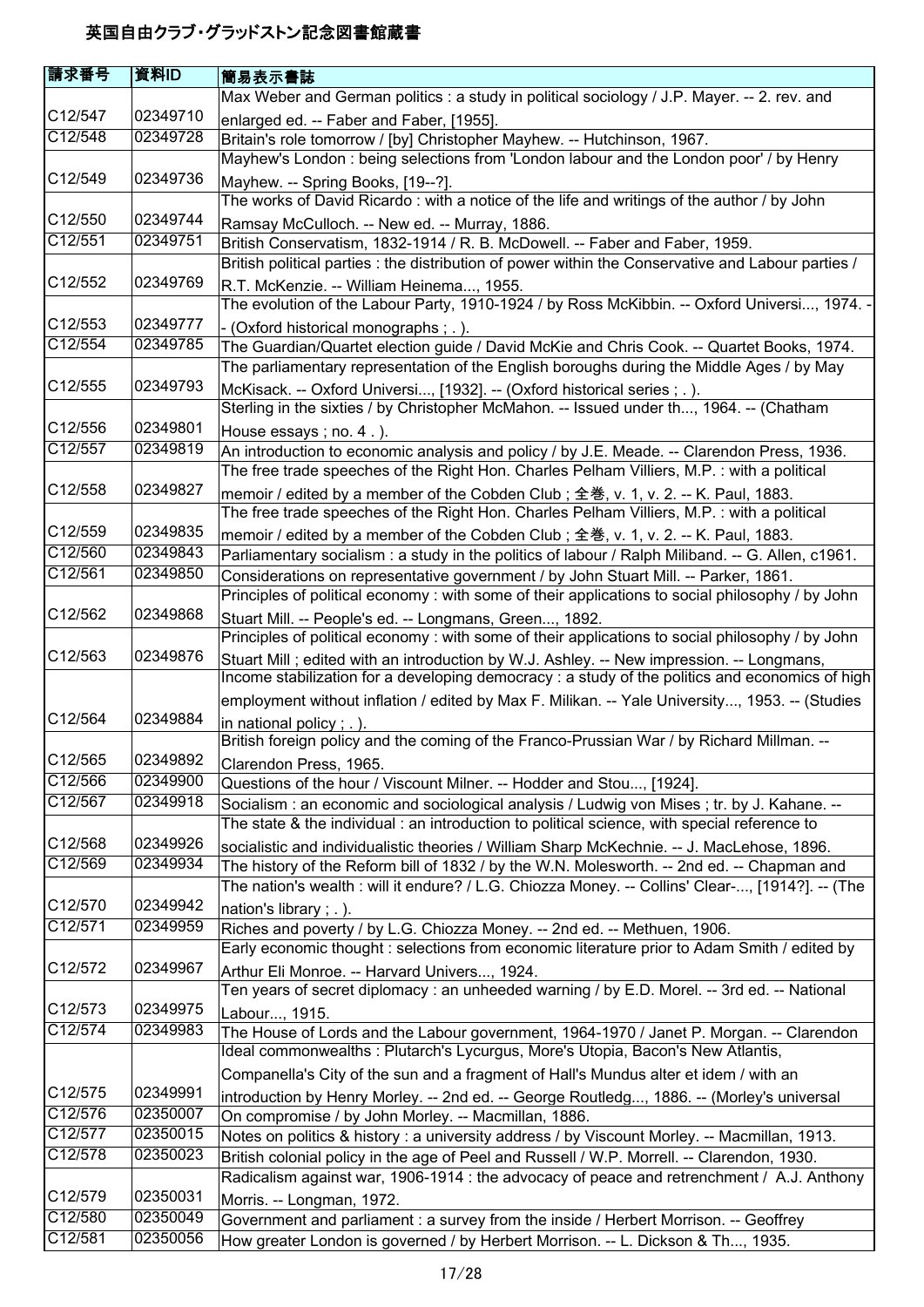# 英国自由クラブ・グラッドストン記念図書館蔵書

| 請求番号 | 資料ID | 簡易表示書誌 |
| --- | --- | --- |
| C12/547 | 02349710 | Max Weber and German politics : a study in political sociology / J.P. Mayer. -- 2. rev. and enlarged ed. -- Faber and Faber, [1955]. |
| C12/548 | 02349728 | Britain's role tomorrow / [by] Christopher Mayhew. -- Hutchinson, 1967. |
| C12/549 | 02349736 | Mayhew's London : being selections from 'London labour and the London poor' / by Henry Mayhew. -- Spring Books, [19--?]. |
| C12/550 | 02349744 | The works of David Ricardo : with a notice of the life and writings of the author / by John Ramsay McCulloch. -- New ed. -- Murray, 1886. |
| C12/551 | 02349751 | British Conservatism, 1832-1914 / R. B. McDowell. -- Faber and Faber, 1959. |
| C12/552 | 02349769 | British political parties : the distribution of power within the Conservative and Labour parties / R.T. McKenzie. -- William Heinema..., 1955. |
| C12/553 | 02349777 | The evolution of the Labour Party, 1910-1924 / by Ross McKibbin. -- Oxford Universi..., 1974. -- (Oxford historical monographs ; . ). |
| C12/554 | 02349785 | The Guardian/Quartet election guide / David McKie and Chris Cook. -- Quartet Books, 1974. |
| C12/555 | 02349793 | The parliamentary representation of the English boroughs during the Middle Ages / by May McKisack. -- Oxford Universi..., [1932]. -- (Oxford historical series ; . ). |
| C12/556 | 02349801 | Sterling in the sixties / by Christopher McMahon. -- Issued under th..., 1964. -- (Chatham House essays ; no. 4 . ). |
| C12/557 | 02349819 | An introduction to economic analysis and policy / by J.E. Meade. -- Clarendon Press, 1936. |
| C12/558 | 02349827 | The free trade speeches of the Right Hon. Charles Pelham Villiers, M.P. : with a political memoir / edited by a member of the Cobden Club ; 全巻, v. 1, v. 2. -- K. Paul, 1883. |
| C12/559 | 02349835 | The free trade speeches of the Right Hon. Charles Pelham Villiers, M.P. : with a political memoir / edited by a member of the Cobden Club ; 全巻, v. 1, v. 2. -- K. Paul, 1883. |
| C12/560 | 02349843 | Parliamentary socialism : a study in the politics of labour / Ralph Miliband. -- G. Allen, c1961. |
| C12/561 | 02349850 | Considerations on representative government / by John Stuart Mill. -- Parker, 1861. |
| C12/562 | 02349868 | Principles of political economy : with some of their applications to social philosophy / by John Stuart Mill. -- People's ed. -- Longmans, Green..., 1892. |
| C12/563 | 02349876 | Principles of political economy : with some of their applications to social philosophy / by John Stuart Mill ; edited with an introduction by W.J. Ashley. -- New impression. -- Longmans, |
| C12/564 | 02349884 | Income stabilization for a developing democracy : a study of the politics and economics of high employment without inflation / edited by Max F. Milikan. -- Yale University..., 1953. -- (Studies in national policy ; . ). |
| C12/565 | 02349892 | British foreign policy and the coming of the Franco-Prussian War / by Richard Millman. -- Clarendon Press, 1965. |
| C12/566 | 02349900 | Questions of the hour / Viscount Milner. -- Hodder and Stou..., [1924]. |
| C12/567 | 02349918 | Socialism : an economic and sociological analysis / Ludwig von Mises ; tr. by J. Kahane. -- |
| C12/568 | 02349926 | The state & the individual : an introduction to political science, with special reference to socialistic and individualistic theories / William Sharp McKechnie. -- J. MacLehose, 1896. |
| C12/569 | 02349934 | The history of the Reform bill of 1832 / by the W.N. Molesworth. -- 2nd ed. -- Chapman and |
| C12/570 | 02349942 | The nation's wealth : will it endure? / L.G. Chiozza Money. -- Collins' Clear-..., [1914?]. -- (The nation's library ; . ). |
| C12/571 | 02349959 | Riches and poverty / by L.G. Chiozza Money. -- 2nd ed. -- Methuen, 1906. |
| C12/572 | 02349967 | Early economic thought : selections from economic literature prior to Adam Smith / edited by Arthur Eli Monroe. -- Harvard Univers..., 1924. |
| C12/573 | 02349975 | Ten years of secret diplomacy : an unheeded warning / by E.D. Morel. -- 3rd ed. -- National Labour..., 1915. |
| C12/574 | 02349983 | The House of Lords and the Labour government, 1964-1970 / Janet P. Morgan. -- Clarendon |
| C12/575 | 02349991 | Ideal commonwealths : Plutarch's Lycurgus, More's Utopia, Bacon's New Atlantis, Companella's City of the sun and a fragment of Hall's Mundus alter et idem / with an introduction by Henry Morley. -- 2nd ed. -- George Routledg..., 1886. -- (Morley's universal |
| C12/576 | 02350007 | On compromise / by John Morley. -- Macmillan, 1886. |
| C12/577 | 02350015 | Notes on politics & history : a university address / by Viscount Morley. -- Macmillan, 1913. |
| C12/578 | 02350023 | British colonial policy in the age of Peel and Russell / W.P. Morrell. -- Clarendon, 1930. |
| C12/579 | 02350031 | Radicalism against war, 1906-1914 : the advocacy of peace and retrenchment / A.J. Anthony Morris. -- Longman, 1972. |
| C12/580 | 02350049 | Government and parliament : a survey from the inside / Herbert Morrison. -- Geoffrey |
| C12/581 | 02350056 | How greater London is governed / by Herbert Morrison. -- L. Dickson & Th..., 1935. |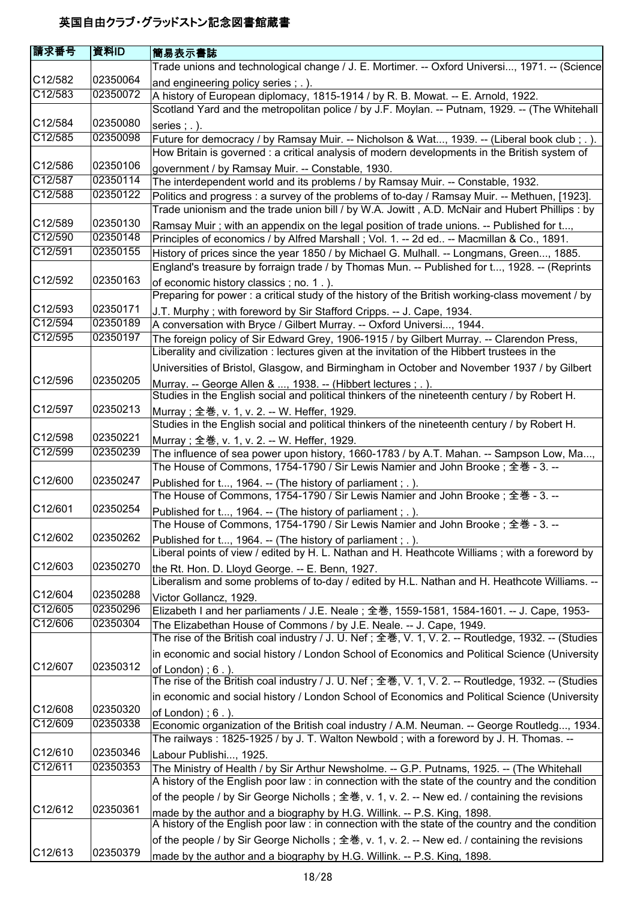# 英国自由クラブ・グラッドストン記念図書館蔵書

| 請求番号 | 資料ID | 簡易表示書誌 |
| --- | --- | --- |
| C12/582 | 02350064 | Trade unions and technological change / J. E. Mortimer. -- Oxford Universi..., 1971. -- (Science and engineering policy series ; . ). |
| C12/583 | 02350072 | A history of European diplomacy, 1815-1914 / by R. B. Mowat. -- E. Arnold, 1922. |
| C12/584 | 02350080 | Scotland Yard and the metropolitan police / by J.F. Moylan. -- Putnam, 1929. -- (The Whitehall series ; . ). |
| C12/585 | 02350098 | Future for democracy / by Ramsay Muir. -- Nicholson & Wat..., 1939. -- (Liberal book club ; . ). |
| C12/586 | 02350106 | How Britain is governed : a critical analysis of modern developments in the British system of government / by Ramsay Muir. -- Constable, 1930. |
| C12/587 | 02350114 | The interdependent world and its problems / by Ramsay Muir. -- Constable, 1932. |
| C12/588 | 02350122 | Politics and progress : a survey of the problems of to-day / Ramsay Muir. -- Methuen, [1923]. |
| C12/589 | 02350130 | Trade unionism and the trade union bill / by W.A. Jowitt , A.D. McNair and Hubert Phillips : by Ramsay Muir ; with an appendix on the legal position of trade unions. -- Published for t..., |
| C12/590 | 02350148 | Principles of economics / by Alfred Marshall ; Vol. 1. -- 2d ed.. -- Macmillan & Co., 1891. |
| C12/591 | 02350155 | History of prices since the year 1850 / by Michael G. Mulhall. -- Longmans, Green..., 1885. |
| C12/592 | 02350163 | England's treasure by forraign trade / by Thomas Mun. -- Published for t..., 1928. -- (Reprints of economic history classics ; no. 1 . ). |
| C12/593 | 02350171 | Preparing for power : a critical study of the history of the British working-class movement / by J.T. Murphy ; with foreword by Sir Stafford Cripps. -- J. Cape, 1934. |
| C12/594 | 02350189 | A conversation with Bryce / Gilbert Murray. -- Oxford Universi..., 1944. |
| C12/595 | 02350197 | The foreign policy of Sir Edward Grey, 1906-1915 / by Gilbert Murray. -- Clarendon Press, |
| C12/596 | 02350205 | Liberality and civilization : lectures given at the invitation of the Hibbert trustees in the Universities of Bristol, Glasgow, and Birmingham in October and November 1937 / by Gilbert Murray. -- George Allen & ..., 1938. -- (Hibbert lectures ; . ). |
| C12/597 | 02350213 | Studies in the English social and political thinkers of the nineteenth century / by Robert H. Murray ; 全巻, v. 1, v. 2. -- W. Heffer, 1929. |
| C12/598 | 02350221 | Studies in the English social and political thinkers of the nineteenth century / by Robert H. Murray ; 全巻, v. 1, v. 2. -- W. Heffer, 1929. |
| C12/599 | 02350239 | The influence of sea power upon history, 1660-1783 / by A.T. Mahan. -- Sampson Low, Ma..., |
| C12/600 | 02350247 | The House of Commons, 1754-1790 / Sir Lewis Namier and John Brooke ; 全巻 - 3. -- Published for t..., 1964. -- (The history of parliament ; . ). |
| C12/601 | 02350254 | The House of Commons, 1754-1790 / Sir Lewis Namier and John Brooke ; 全巻 - 3. -- Published for t..., 1964. -- (The history of parliament ; . ). |
| C12/602 | 02350262 | The House of Commons, 1754-1790 / Sir Lewis Namier and John Brooke ; 全巻 - 3. -- Published for t..., 1964. -- (The history of parliament ; . ). |
| C12/603 | 02350270 | Liberal points of view / edited by H. L. Nathan and H. Heathcote Williams ; with a foreword by the Rt. Hon. D. Lloyd George. -- E. Benn, 1927. |
| C12/604 | 02350288 | Liberalism and some problems of to-day / edited by H.L. Nathan and H. Heathcote Williams. -- Victor Gollancz, 1929. |
| C12/605 | 02350296 | Elizabeth I and her parliaments / J.E. Neale ; 全巻, 1559-1581, 1584-1601. -- J. Cape, 1953- |
| C12/606 | 02350304 | The Elizabethan House of Commons / by J.E. Neale. -- J. Cape, 1949. |
| C12/607 | 02350312 | The rise of the British coal industry / J. U. Nef ; 全巻, V. 1, V. 2. -- Routledge, 1932. -- (Studies in economic and social history / London School of Economics and Political Science (University of London) ; 6 . ). |
| C12/608 | 02350320 | The rise of the British coal industry / J. U. Nef ; 全巻, V. 1, V. 2. -- Routledge, 1932. -- (Studies in economic and social history / London School of Economics and Political Science (University of London) ; 6 . ). |
| C12/609 | 02350338 | Economic organization of the British coal industry / A.M. Neuman. -- George Routledg..., 1934. |
| C12/610 | 02350346 | The railways : 1825-1925 / by J. T. Walton Newbold ; with a foreword by J. H. Thomas. -- Labour Publishi..., 1925. |
| C12/611 | 02350353 | The Ministry of Health / by Sir Arthur Newsholme. -- G.P. Putnams, 1925. -- (The Whitehall |
| C12/612 | 02350361 | A history of the English poor law : in connection with the state of the country and the condition of the people / by Sir George Nicholls ; 全巻, v. 1, v. 2. -- New ed. / containing the revisions made by the author and a biography by H.G. Willink. -- P.S. King, 1898. |
| C12/613 | 02350379 | A history of the English poor law : in connection with the state of the country and the condition of the people / by Sir George Nicholls ; 全巻, v. 1, v. 2. -- New ed. / containing the revisions made by the author and a biography by H.G. Willink. -- P.S. King, 1898. |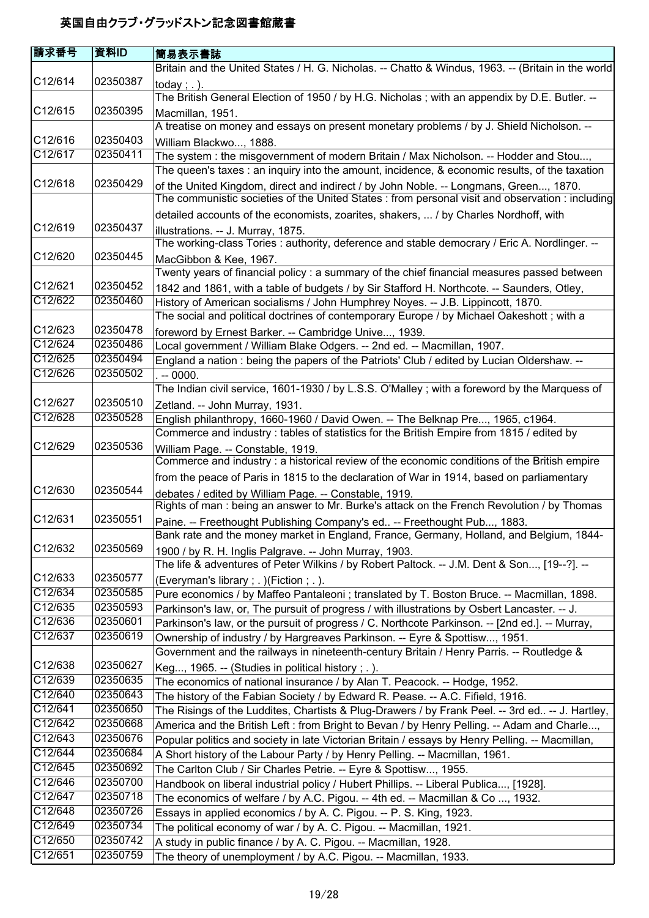英国自由クラブ・グラッドストン記念図書館蔵書

| 請求番号 | 資料ID | 簡易表示書誌 |
| --- | --- | --- |
| C12/614 | 02350387 | Britain and the United States / H. G. Nicholas. -- Chatto & Windus, 1963. -- (Britain in the world today ; . ). |
| C12/615 | 02350395 | The British General Election of 1950 / by H.G. Nicholas ; with an appendix by D.E. Butler. -- Macmillan, 1951. |
| C12/616 | 02350403 | A treatise on money and essays on present monetary problems / by J. Shield Nicholson. -- William Blackwo..., 1888. |
| C12/617 | 02350411 | The system : the misgovernment of modern Britain / Max Nicholson. -- Hodder and Stou..., |
| C12/618 | 02350429 | The queen's taxes : an inquiry into the amount, incidence, & economic results, of the taxation of the United Kingdom, direct and indirect / by John Noble. -- Longmans, Green..., 1870. |
| C12/619 | 02350437 | The communistic societies of the United States : from personal visit and observation : including detailed accounts of the economists, zoarites, shakers, ... / by Charles Nordhoff, with illustrations. -- J. Murray, 1875. |
| C12/620 | 02350445 | The working-class Tories : authority, deference and stable democrary / Eric A. Nordlinger. -- MacGibbon & Kee, 1967. |
| C12/621 | 02350452 | Twenty years of financial policy : a summary of the chief financial measures passed between 1842 and 1861, with a table of budgets / by Sir Stafford H. Northcote. -- Saunders, Otley, |
| C12/622 | 02350460 | History of American socialisms / John Humphrey Noyes. -- J.B. Lippincott, 1870. |
| C12/623 | 02350478 | The social and political doctrines of contemporary Europe / by Michael Oakeshott ; with a foreword by Ernest Barker. -- Cambridge Unive..., 1939. |
| C12/624 | 02350486 | Local government / William Blake Odgers. -- 2nd ed. -- Macmillan, 1907. |
| C12/625 | 02350494 | England a nation : being the papers of the Patriots' Club / edited by Lucian Oldershaw. -- |
| C12/626 | 02350502 | . -- 0000. |
| C12/627 | 02350510 | The Indian civil service, 1601-1930 / by L.S.S. O'Malley ; with a foreword by the Marquess of Zetland. -- John Murray, 1931. |
| C12/628 | 02350528 | English philanthropy, 1660-1960 / David Owen. -- The Belknap Pre..., 1965, c1964. |
| C12/629 | 02350536 | Commerce and industry : tables of statistics for the British Empire from 1815 / edited by William Page. -- Constable, 1919. |
| C12/630 | 02350544 | Commerce and industry : a historical review of the economic conditions of the British empire from the peace of Paris in 1815 to the declaration of War in 1914, based on parliamentary debates / edited by William Page. -- Constable, 1919. |
| C12/631 | 02350551 | Rights of man : being an answer to Mr. Burke's attack on the French Revolution / by Thomas Paine. -- Freethought Publishing Company's ed.. -- Freethought Pub..., 1883. |
| C12/632 | 02350569 | Bank rate and the money market in England, France, Germany, Holland, and Belgium, 1844-1900 / by R. H. Inglis Palgrave. -- John Murray, 1903. |
| C12/633 | 02350577 | The life & adventures of Peter Wilkins / by Robert Paltock. -- J.M. Dent & Son..., [19--?]. -- (Everyman's library ; . )(Fiction ; . ). |
| C12/634 | 02350585 | Pure economics / by Maffeo Pantaleoni ; translated by T. Boston Bruce. -- Macmillan, 1898. |
| C12/635 | 02350593 | Parkinson's law, or, The pursuit of progress / with illustrations by Osbert Lancaster. -- J. |
| C12/636 | 02350601 | Parkinson's law, or the pursuit of progress / C. Northcote Parkinson. -- [2nd ed.]. -- Murray, |
| C12/637 | 02350619 | Ownership of industry / by Hargreaves Parkinson. -- Eyre & Spottisw..., 1951. |
| C12/638 | 02350627 | Government and the railways in nineteenth-century Britain / Henry Parris. -- Routledge & Keg..., 1965. -- (Studies in political history ; . ). |
| C12/639 | 02350635 | The economics of national insurance / by Alan T. Peacock. -- Hodge, 1952. |
| C12/640 | 02350643 | The history of the Fabian Society / by Edward R. Pease. -- A.C. Fifield, 1916. |
| C12/641 | 02350650 | The Risings of the Luddites, Chartists & Plug-Drawers / by Frank Peel. -- 3rd ed.. -- J. Hartley, |
| C12/642 | 02350668 | America and the British Left : from Bright to Bevan / by Henry Pelling. -- Adam and Charle..., |
| C12/643 | 02350676 | Popular politics and society in late Victorian Britain / essays by Henry Pelling. -- Macmillan, |
| C12/644 | 02350684 | A Short history of the Labour Party / by Henry Pelling. -- Macmillan, 1961. |
| C12/645 | 02350692 | The Carlton Club / Sir Charles Petrie. -- Eyre & Spottisw..., 1955. |
| C12/646 | 02350700 | Handbook on liberal industrial policy / Hubert Phillips. -- Liberal Publica..., [1928]. |
| C12/647 | 02350718 | The economics of welfare / by A.C. Pigou. -- 4th ed. -- Macmillan & Co ..., 1932. |
| C12/648 | 02350726 | Essays in applied economics / by A. C. Pigou. -- P. S. King, 1923. |
| C12/649 | 02350734 | The political economy of war / by A. C. Pigou. -- Macmillan, 1921. |
| C12/650 | 02350742 | A study in public finance / by A. C. Pigou. -- Macmillan, 1928. |
| C12/651 | 02350759 | The theory of unemployment / by A.C. Pigou. -- Macmillan, 1933. |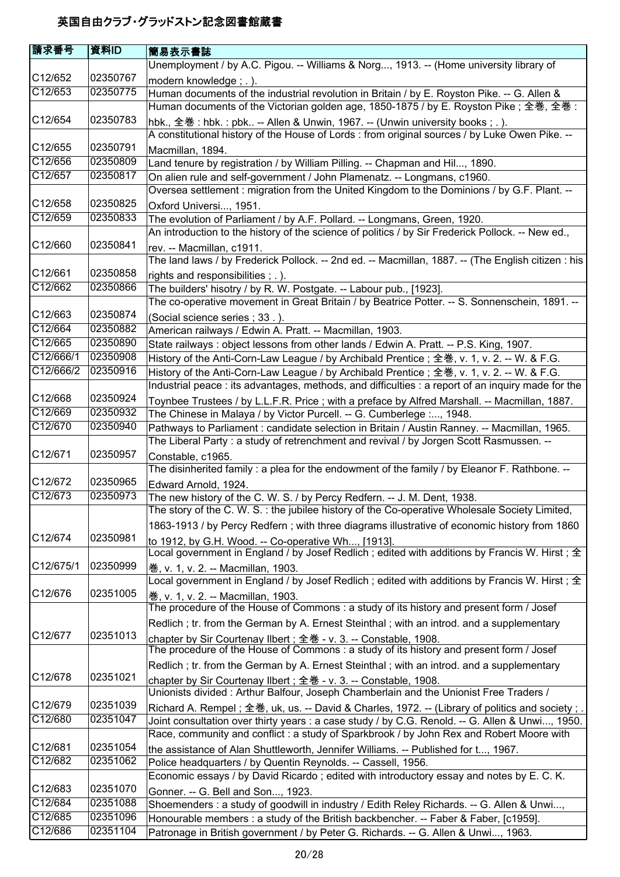# 英国自由クラブ・グラッドストン記念図書館蔵書

| 請求番号 | 資料ID | 簡易表示書誌 |
|---|---|---|
| C12/652 | 02350767 | Unemployment / by A.C. Pigou. -- Williams & Norg..., 1913. -- (Home university library of modern knowledge ; . ). |
| C12/653 | 02350775 | Human documents of the industrial revolution in Britain / by E. Royston Pike. -- G. Allen & |
| C12/654 | 02350783 | Human documents of the Victorian golden age, 1850-1875 / by E. Royston Pike ; 全巻, 全巻 : hbk., 全巻 : hbk. : pbk.. -- Allen & Unwin, 1967. -- (Unwin university books ; . ). |
| C12/655 | 02350791 | A constitutional history of the House of Lords : from original sources / by Luke Owen Pike. -- Macmillan, 1894. |
| C12/656 | 02350809 | Land tenure by registration / by William Pilling. -- Chapman and Hil..., 1890. |
| C12/657 | 02350817 | On alien rule and self-government / John Plamenatz. -- Longmans, c1960. |
| C12/658 | 02350825 | Oversea settlement : migration from the United Kingdom to the Dominions / by G.F. Plant. -- Oxford Universi..., 1951. |
| C12/659 | 02350833 | The evolution of Parliament / by A.F. Pollard. -- Longmans, Green, 1920. |
| C12/660 | 02350841 | An introduction to the history of the science of politics / by Sir Frederick Pollock. -- New ed., rev. -- Macmillan, c1911. |
| C12/661 | 02350858 | The land laws / by Frederick Pollock. -- 2nd ed. -- Macmillan, 1887. -- (The English citizen : his rights and responsibilities ; . ). |
| C12/662 | 02350866 | The builders' hisotry / by R. W. Postgate. -- Labour pub., [1923]. |
| C12/663 | 02350874 | The co-operative movement in Great Britain / by Beatrice Potter. -- S. Sonnenschein, 1891. -- (Social science series ; 33 . ). |
| C12/664 | 02350882 | American railways / Edwin A. Pratt. -- Macmillan, 1903. |
| C12/665 | 02350890 | State railways : object lessons from other lands / Edwin A. Pratt. -- P.S. King, 1907. |
| C12/666/1 | 02350908 | History of the Anti-Corn-Law League / by Archibald Prentice ; 全巻, v. 1, v. 2. -- W. & F.G. |
| C12/666/2 | 02350916 | History of the Anti-Corn-Law League / by Archibald Prentice ; 全巻, v. 1, v. 2. -- W. & F.G. |
| C12/668 | 02350924 | Industrial peace : its advantages, methods, and difficulties : a report of an inquiry made for the Toynbee Trustees / by L.L.F.R. Price ; with a preface by Alfred Marshall. -- Macmillan, 1887. |
| C12/669 | 02350932 | The Chinese in Malaya / by Victor Purcell. -- G. Cumberlege :..., 1948. |
| C12/670 | 02350940 | Pathways to Parliament : candidate selection in Britain / Austin Ranney. -- Macmillan, 1965. |
| C12/671 | 02350957 | The Liberal Party : a study of retrenchment and revival / by Jorgen Scott Rasmussen. -- Constable, c1965. |
| C12/672 | 02350965 | The disinherited family : a plea for the endowment of the family / by Eleanor F. Rathbone. -- Edward Arnold, 1924. |
| C12/673 | 02350973 | The new history of the C. W. S. / by Percy Redfern. -- J. M. Dent, 1938. |
| C12/674 | 02350981 | The story of the C. W. S. : the jubilee history of the Co-operative Wholesale Society Limited, 1863-1913 / by Percy Redfern ; with three diagrams illustrative of economic history from 1860 to 1912, by G.H. Wood. -- Co-operative Wh..., [1913]. |
| C12/675/1 | 02350999 | Local government in England / by Josef Redlich ; edited with additions by Francis W. Hirst ; 全巻, v. 1, v. 2. -- Macmillan, 1903. |
| C12/676 | 02351005 | Local government in England / by Josef Redlich ; edited with additions by Francis W. Hirst ; 全巻, v. 1, v. 2. -- Macmillan, 1903. |
| C12/677 | 02351013 | The procedure of the House of Commons : a study of its history and present form / Josef Redlich ; tr. from the German by A. Ernest Steinthal ; with an introd. and a supplementary chapter by Sir Courtenay Ilbert ; 全巻 - v. 3. -- Constable, 1908. |
| C12/678 | 02351021 | The procedure of the House of Commons : a study of its history and present form / Josef Redlich ; tr. from the German by A. Ernest Steinthal ; with an introd. and a supplementary chapter by Sir Courtenay Ilbert ; 全巻 - v. 3. -- Constable, 1908. |
| C12/679 | 02351039 | Unionists divided : Arthur Balfour, Joseph Chamberlain and the Unionist Free Traders / Richard A. Rempel ; 全巻, uk, us. -- David & Charles, 1972. -- (Library of politics and society ; . |
| C12/680 | 02351047 | Joint consultation over thirty years : a case study / by C.G. Renold. -- G. Allen & Unwi..., 1950. |
| C12/681 | 02351054 | Race, community and conflict : a study of Sparkbrook / by John Rex and Robert Moore with the assistance of Alan Shuttleworth, Jennifer Williams. -- Published for t..., 1967. |
| C12/682 | 02351062 | Police headquarters / by Quentin Reynolds. -- Cassell, 1956. |
| C12/683 | 02351070 | Economic essays / by David Ricardo ; edited with introductory essay and notes by E. C. K. Gonner. -- G. Bell and Son..., 1923. |
| C12/684 | 02351088 | Shoemenders : a study of goodwill in industry / Edith Reley Richards. -- G. Allen & Unwi..., |
| C12/685 | 02351096 | Honourable members : a study of the British backbencher. -- Faber & Faber, [c1959]. |
| C12/686 | 02351104 | Patronage in British government / by Peter G. Richards. -- G. Allen & Unwi..., 1963. |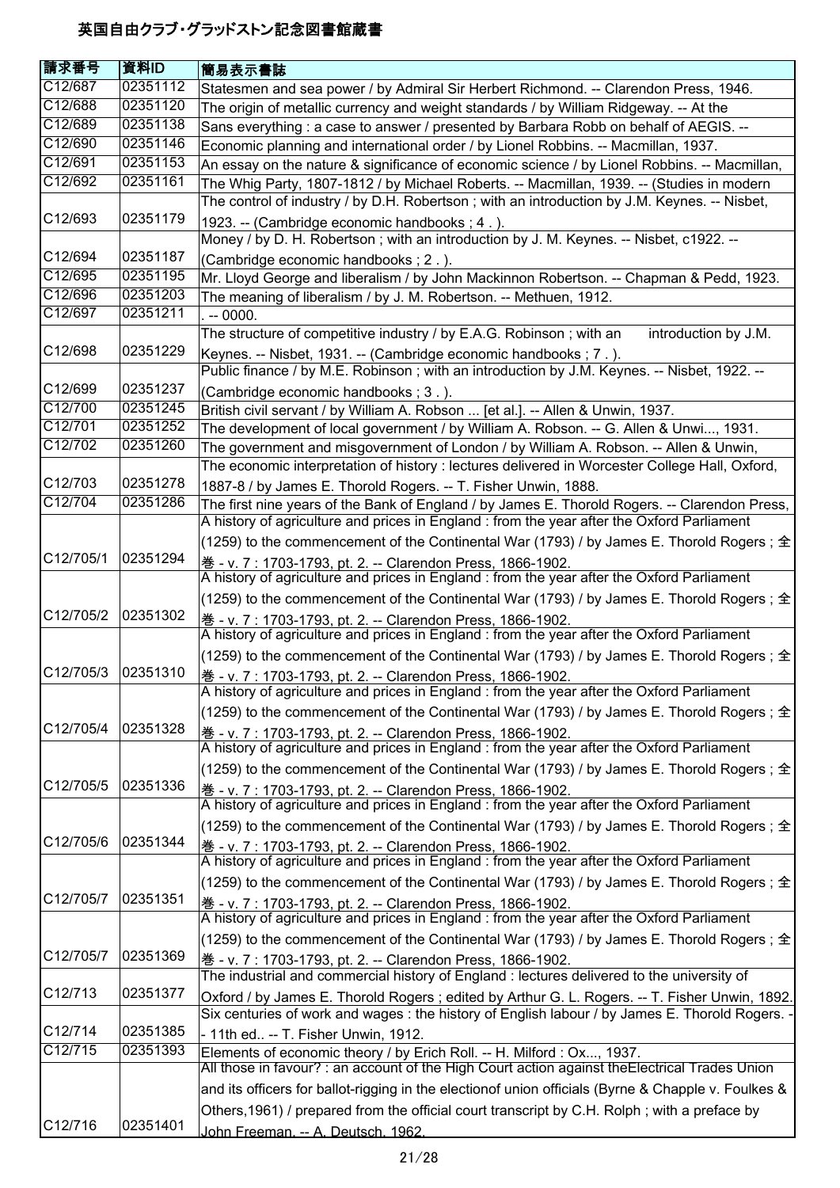# 英国自由クラブ・グラッドストン記念図書館蔵書

| 請求番号 | 資料ID | 簡易表示書誌 |
| --- | --- | --- |
| C12/687 | 02351112 | Statesmen and sea power / by Admiral Sir Herbert Richmond. -- Clarendon Press, 1946. |
| C12/688 | 02351120 | The origin of metallic currency and weight standards / by William Ridgeway. -- At the |
| C12/689 | 02351138 | Sans everything : a case to answer / presented by Barbara Robb on behalf of AEGIS. -- |
| C12/690 | 02351146 | Economic planning and international order / by Lionel Robbins. -- Macmillan, 1937. |
| C12/691 | 02351153 | An essay on the nature & significance of economic science / by Lionel Robbins. -- Macmillan, |
| C12/692 | 02351161 | The Whig Party, 1807-1812 / by Michael Roberts. -- Macmillan, 1939. -- (Studies in modern |
| C12/693 | 02351179 | The control of industry / by D.H. Robertson ; with an introduction by J.M. Keynes. -- Nisbet, 1923. -- (Cambridge economic handbooks ; 4 . ). |
| C12/694 | 02351187 | Money / by D. H. Robertson ; with an introduction by J. M. Keynes. -- Nisbet, c1922. -- (Cambridge economic handbooks ; 2 . ). |
| C12/695 | 02351195 | Mr. Lloyd George and liberalism / by John Mackinnon Robertson. -- Chapman & Pedd, 1923. |
| C12/696 | 02351203 | The meaning of liberalism / by J. M. Robertson. -- Methuen, 1912. |
| C12/697 | 02351211 | . -- 0000. |
| C12/698 | 02351229 | The structure of competitive industry / by E.A.G. Robinson ; with an introduction by J.M. Keynes. -- Nisbet, 1931. -- (Cambridge economic handbooks ; 7 . ). |
| C12/699 | 02351237 | Public finance / by M.E. Robinson ; with an introduction by J.M. Keynes. -- Nisbet, 1922. -- (Cambridge economic handbooks ; 3 . ). |
| C12/700 | 02351245 | British civil servant / by William A. Robson ... [et al.]. -- Allen & Unwin, 1937. |
| C12/701 | 02351252 | The development of local government / by William A. Robson. -- G. Allen & Unwi..., 1931. |
| C12/702 | 02351260 | The government and misgovernment of London / by William A. Robson. -- Allen & Unwin, |
| C12/703 | 02351278 | The economic interpretation of history : lectures delivered in Worcester College Hall, Oxford, 1887-8 / by James E. Thorold Rogers. -- T. Fisher Unwin, 1888. |
| C12/704 | 02351286 | The first nine years of the Bank of England / by James E. Thorold Rogers. -- Clarendon Press, |
| C12/705/1 | 02351294 | A history of agriculture and prices in England : from the year after the Oxford Parliament (1259) to the commencement of the Continental War (1793) / by James E. Thorold Rogers ; 全巻 - v. 7 : 1703-1793, pt. 2. -- Clarendon Press, 1866-1902. |
| C12/705/2 | 02351302 | A history of agriculture and prices in England : from the year after the Oxford Parliament (1259) to the commencement of the Continental War (1793) / by James E. Thorold Rogers ; 全巻 - v. 7 : 1703-1793, pt. 2. -- Clarendon Press, 1866-1902. |
| C12/705/3 | 02351310 | A history of agriculture and prices in England : from the year after the Oxford Parliament (1259) to the commencement of the Continental War (1793) / by James E. Thorold Rogers ; 全巻 - v. 7 : 1703-1793, pt. 2. -- Clarendon Press, 1866-1902. |
| C12/705/4 | 02351328 | A history of agriculture and prices in England : from the year after the Oxford Parliament (1259) to the commencement of the Continental War (1793) / by James E. Thorold Rogers ; 全巻 - v. 7 : 1703-1793, pt. 2. -- Clarendon Press, 1866-1902. |
| C12/705/5 | 02351336 | A history of agriculture and prices in England : from the year after the Oxford Parliament (1259) to the commencement of the Continental War (1793) / by James E. Thorold Rogers ; 全巻 - v. 7 : 1703-1793, pt. 2. -- Clarendon Press, 1866-1902. |
| C12/705/6 | 02351344 | A history of agriculture and prices in England : from the year after the Oxford Parliament (1259) to the commencement of the Continental War (1793) / by James E. Thorold Rogers ; 全巻 - v. 7 : 1703-1793, pt. 2. -- Clarendon Press, 1866-1902. |
| C12/705/7 | 02351351 | A history of agriculture and prices in England : from the year after the Oxford Parliament (1259) to the commencement of the Continental War (1793) / by James E. Thorold Rogers ; 全巻 - v. 7 : 1703-1793, pt. 2. -- Clarendon Press, 1866-1902. |
| C12/705/7 | 02351369 | A history of agriculture and prices in England : from the year after the Oxford Parliament (1259) to the commencement of the Continental War (1793) / by James E. Thorold Rogers ; 全巻 - v. 7 : 1703-1793, pt. 2. -- Clarendon Press, 1866-1902. |
| C12/713 | 02351377 | The industrial and commercial history of England : lectures delivered to the university of Oxford / by James E. Thorold Rogers ; edited by Arthur G. L. Rogers. -- T. Fisher Unwin, 1892. |
| C12/714 | 02351385 | Six centuries of work and wages : the history of English labour / by James E. Thorold Rogers. -- 11th ed.. -- T. Fisher Unwin, 1912. |
| C12/715 | 02351393 | Elements of economic theory / by Erich Roll. -- H. Milford : Ox..., 1937. |
| C12/716 | 02351401 | All those in favour? : an account of the High Court action against theElectrical Trades Union and its officers for ballot-rigging in the electionof union officials (Byrne & Chapple v. Foulkes & Others,1961) / prepared from the official court transcript by C.H. Rolph ; with a preface by John Freeman. -- A. Deutsch, 1962. |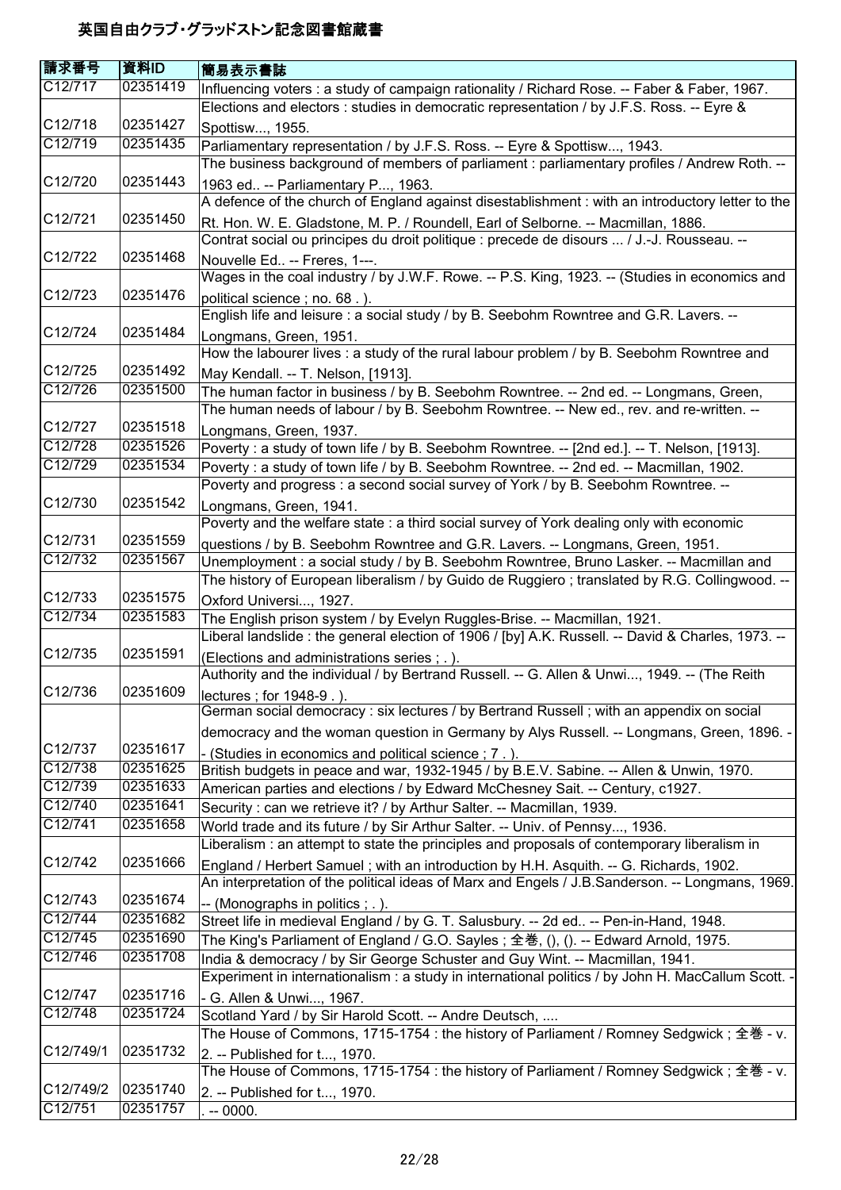# 英国自由クラブ・グラッドストン記念図書館蔵書

| 請求番号 | 資料ID | 簡易表示書誌 |
|---|---|---|
| C12/717 | 02351419 | Influencing voters : a study of campaign rationality / Richard Rose. -- Faber & Faber, 1967. |
| C12/718 | 02351427 | Elections and electors : studies in democratic representation / by J.F.S. Ross. -- Eyre & Spottisw..., 1955. |
| C12/719 | 02351435 | Parliamentary representation / by J.F.S. Ross. -- Eyre & Spottisw..., 1943. |
| C12/720 | 02351443 | The business background of members of parliament : parliamentary profiles / Andrew Roth. -- 1963 ed.. -- Parliamentary P..., 1963. |
| C12/721 | 02351450 | A defence of the church of England against disestablishment : with an introductory letter to the Rt. Hon. W. E. Gladstone, M. P. / Roundell, Earl of Selborne. -- Macmillan, 1886. |
| C12/722 | 02351468 | Contrat social ou principes du droit politique : precede de disours ... / J.-J. Rousseau. -- Nouvelle Ed.. -- Freres, 1---. |
| C12/723 | 02351476 | Wages in the coal industry / by J.W.F. Rowe. -- P.S. King, 1923. -- (Studies in economics and political science ; no. 68 . ). |
| C12/724 | 02351484 | English life and leisure : a social study / by B. Seebohm Rowntree and G.R. Lavers. -- Longmans, Green, 1951. |
| C12/725 | 02351492 | How the labourer lives : a study of the rural labour problem / by B. Seebohm Rowntree and May Kendall. -- T. Nelson, [1913]. |
| C12/726 | 02351500 | The human factor in business / by B. Seebohm Rowntree. -- 2nd ed. -- Longmans, Green, |
| C12/727 | 02351518 | The human needs of labour / by B. Seebohm Rowntree. -- New ed., rev. and re-written. -- Longmans, Green, 1937. |
| C12/728 | 02351526 | Poverty : a study of town life / by B. Seebohm Rowntree. -- [2nd ed.]. -- T. Nelson, [1913]. |
| C12/729 | 02351534 | Poverty : a study of town life / by B. Seebohm Rowntree. -- 2nd ed. -- Macmillan, 1902. |
| C12/730 | 02351542 | Poverty and progress : a second social survey of York / by B. Seebohm Rowntree. -- Longmans, Green, 1941. |
| C12/731 | 02351559 | Poverty and the welfare state : a third social survey of York dealing only with economic questions / by B. Seebohm Rowntree and G.R. Lavers. -- Longmans, Green, 1951. |
| C12/732 | 02351567 | Unemployment : a social study / by B. Seebohm Rowntree, Bruno Lasker. -- Macmillan and |
| C12/733 | 02351575 | The history of European liberalism / by Guido de Ruggiero ; translated by R.G. Collingwood. -- Oxford Universi..., 1927. |
| C12/734 | 02351583 | The English prison system / by Evelyn Ruggles-Brise. -- Macmillan, 1921. |
| C12/735 | 02351591 | Liberal landslide : the general election of 1906 / [by] A.K. Russell. -- David & Charles, 1973. -- (Elections and administrations series ; . ). |
| C12/736 | 02351609 | Authority and the individual / by Bertrand Russell. -- G. Allen & Unwi..., 1949. -- (The Reith lectures ; for 1948-9 . ). |
| C12/737 | 02351617 | German social democracy : six lectures / by Bertrand Russell ; with an appendix on social democracy and the woman question in Germany by Alys Russell. -- Longmans, Green, 1896. -- (Studies in economics and political science ; 7 . ). |
| C12/738 | 02351625 | British budgets in peace and war, 1932-1945 / by B.E.V. Sabine. -- Allen & Unwin, 1970. |
| C12/739 | 02351633 | American parties and elections / by Edward McChesney Sait. -- Century, c1927. |
| C12/740 | 02351641 | Security : can we retrieve it? / by Arthur Salter. -- Macmillan, 1939. |
| C12/741 | 02351658 | World trade and its future / by Sir Arthur Salter. -- Univ. of Pennsy..., 1936. |
| C12/742 | 02351666 | Liberalism : an attempt to state the principles and proposals of contemporary liberalism in England / Herbert Samuel ; with an introduction by H.H. Asquith. -- G. Richards, 1902. |
| C12/743 | 02351674 | An interpretation of the political ideas of Marx and Engels / J.B.Sanderson. -- Longmans, 1969. -- (Monographs in politics ; . ). |
| C12/744 | 02351682 | Street life in medieval England / by G. T. Salusbury. -- 2d ed.. -- Pen-in-Hand, 1948. |
| C12/745 | 02351690 | The King's Parliament of England / G.O. Sayles ; 全巻, (), (). -- Edward Arnold, 1975. |
| C12/746 | 02351708 | India & democracy / by Sir George Schuster and Guy Wint. -- Macmillan, 1941. |
| C12/747 | 02351716 | Experiment in internationalism : a study in international politics / by John H. MacCallum Scott. -- G. Allen & Unwi..., 1967. |
| C12/748 | 02351724 | Scotland Yard / by Sir Harold Scott. -- Andre Deutsch, .... |
| C12/749/1 | 02351732 | The House of Commons, 1715-1754 : the history of Parliament / Romney Sedgwick ; 全巻 - v. 2. -- Published for t..., 1970. |
| C12/749/2 | 02351740 | The House of Commons, 1715-1754 : the history of Parliament / Romney Sedgwick ; 全巻 - v. 2. -- Published for t..., 1970. |
| C12/751 | 02351757 | . -- 0000. |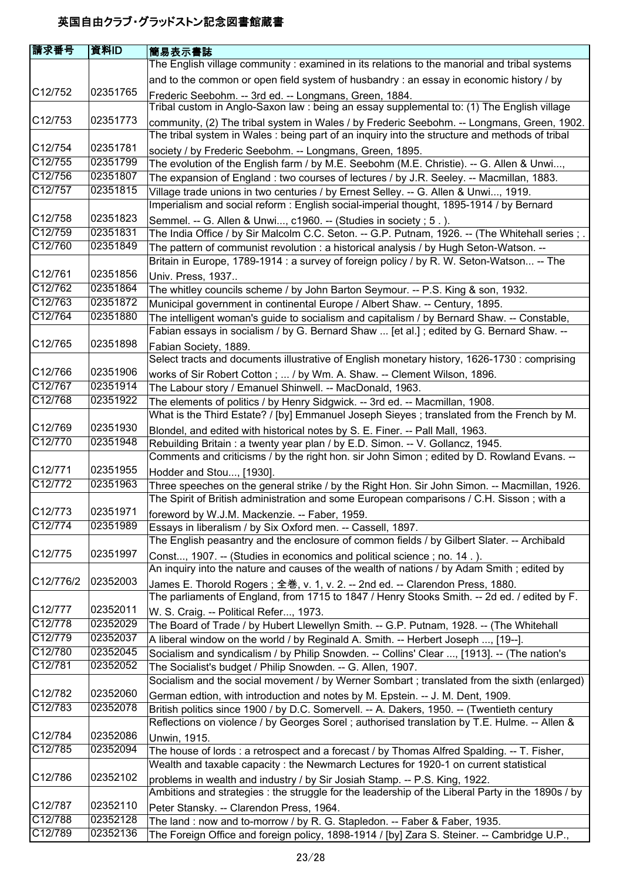# 英国自由クラブ・グラッドストン記念図書館蔵書

| 請求番号 | 資料ID | 簡易表示書誌 |
|---|---|---|
| C12/752 | 02351765 | The English village community : examined in its relations to the manorial and tribal systems and to the common or open field system of husbandry : an essay in economic history / by Frederic Seebohm. -- 3rd ed. -- Longmans, Green, 1884. |
| C12/753 | 02351773 | Tribal custom in Anglo-Saxon law : being an essay supplemental to: (1) The English village community, (2) The tribal system in Wales / by Frederic Seebohm. -- Longmans, Green, 1902. |
| C12/754 | 02351781 | The tribal system in Wales : being part of an inquiry into the structure and methods of tribal society / by Frederic Seebohm. -- Longmans, Green, 1895. |
| C12/755 | 02351799 | The evolution of the English farm / by M.E. Seebohm (M.E. Christie). -- G. Allen & Unwi..., |
| C12/756 | 02351807 | The expansion of England : two courses of lectures / by J.R. Seeley. -- Macmillan, 1883. |
| C12/757 | 02351815 | Village trade unions in two centuries / by Ernest Selley. -- G. Allen & Unwi..., 1919. |
| C12/758 | 02351823 | Imperialism and social reform : English social-imperial thought, 1895-1914 / by Bernard Semmel. -- G. Allen & Unwi..., c1960. -- (Studies in society ; 5 . ). |
| C12/759 | 02351831 | The India Office / by Sir Malcolm C.C. Seton. -- G.P. Putnam, 1926. -- (The Whitehall series ; . |
| C12/760 | 02351849 | The pattern of communist revolution : a historical analysis / by Hugh Seton-Watson. -- |
| C12/761 | 02351856 | Britain in Europe, 1789-1914 : a survey of foreign policy / by R. W. Seton-Watson... -- The Univ. Press, 1937.. |
| C12/762 | 02351864 | The whitley councils scheme / by John Barton Seymour. -- P.S. King & son, 1932. |
| C12/763 | 02351872 | Municipal government in continental Europe / Albert Shaw. -- Century, 1895. |
| C12/764 | 02351880 | The intelligent woman's guide to socialism and capitalism / by Bernard Shaw. -- Constable, |
| C12/765 | 02351898 | Fabian essays in socialism / by G. Bernard Shaw ... [et al.] ; edited by G. Bernard Shaw. -- Fabian Society, 1889. |
| C12/766 | 02351906 | Select tracts and documents illustrative of English monetary history, 1626-1730 : comprising works of Sir Robert Cotton ; ... / by Wm. A. Shaw. -- Clement Wilson, 1896. |
| C12/767 | 02351914 | The Labour story / Emanuel Shinwell. -- MacDonald, 1963. |
| C12/768 | 02351922 | The elements of politics / by Henry Sidgwick. -- 3rd ed. -- Macmillan, 1908. |
| C12/769 | 02351930 | What is the Third Estate? / [by] Emmanuel Joseph Sieyes ; translated from the French by M. Blondel, and edited with historical notes by S. E. Finer. -- Pall Mall, 1963. |
| C12/770 | 02351948 | Rebuilding Britain : a twenty year plan / by E.D. Simon. -- V. Gollancz, 1945. |
| C12/771 | 02351955 | Comments and criticisms / by the right hon. sir John Simon ; edited by D. Rowland Evans. -- Hodder and Stou..., [1930]. |
| C12/772 | 02351963 | Three speeches on the general strike / by the Right Hon. Sir John Simon. -- Macmillan, 1926. |
| C12/773 | 02351971 | The Spirit of British administration and some European comparisons / C.H. Sisson ; with a foreword by W.J.M. Mackenzie. -- Faber, 1959. |
| C12/774 | 02351989 | Essays in liberalism / by Six Oxford men. -- Cassell, 1897. |
| C12/775 | 02351997 | The English peasantry and the enclosure of common fields / by Gilbert Slater. -- Archibald Const..., 1907. -- (Studies in economics and political science ; no. 14 . ). |
| C12/776/2 | 02352003 | An inquiry into the nature and causes of the wealth of nations / by Adam Smith ; edited by James E. Thorold Rogers ; 全巻, v. 1, v. 2. -- 2nd ed. -- Clarendon Press, 1880. |
| C12/777 | 02352011 | The parliaments of England, from 1715 to 1847 / Henry Stooks Smith. -- 2d ed. / edited by F. W. S. Craig. -- Political Refer..., 1973. |
| C12/778 | 02352029 | The Board of Trade / by Hubert Llewellyn Smith. -- G.P. Putnam, 1928. -- (The Whitehall |
| C12/779 | 02352037 | A liberal window on the world / by Reginald A. Smith. -- Herbert Joseph ..., [19--]. |
| C12/780 | 02352045 | Socialism and syndicalism / by Philip Snowden. -- Collins' Clear ..., [1913]. -- (The nation's |
| C12/781 | 02352052 | The Socialist's budget / Philip Snowden. -- G. Allen, 1907. |
| C12/782 | 02352060 | Socialism and the social movement / by Werner Sombart ; translated from the sixth (enlarged) German edtion, with introduction and notes by M. Epstein. -- J. M. Dent, 1909. |
| C12/783 | 02352078 | British politics since 1900 / by D.C. Somervell. -- A. Dakers, 1950. -- (Twentieth century |
| C12/784 | 02352086 | Reflections on violence / by Georges Sorel ; authorised translation by T.E. Hulme. -- Allen & Unwin, 1915. |
| C12/785 | 02352094 | The house of lords : a retrospect and a forecast / by Thomas Alfred Spalding. -- T. Fisher, |
| C12/786 | 02352102 | Wealth and taxable capacity : the Newmarch Lectures for 1920-1 on current statistical problems in wealth and industry / by Sir Josiah Stamp. -- P.S. King, 1922. |
| C12/787 | 02352110 | Ambitions and strategies : the struggle for the leadership of the Liberal Party in the 1890s / by Peter Stansky. -- Clarendon Press, 1964. |
| C12/788 | 02352128 | The land : now and to-morrow / by R. G. Stapledon. -- Faber & Faber, 1935. |
| C12/789 | 02352136 | The Foreign Office and foreign policy, 1898-1914 / [by] Zara S. Steiner. -- Cambridge U.P., |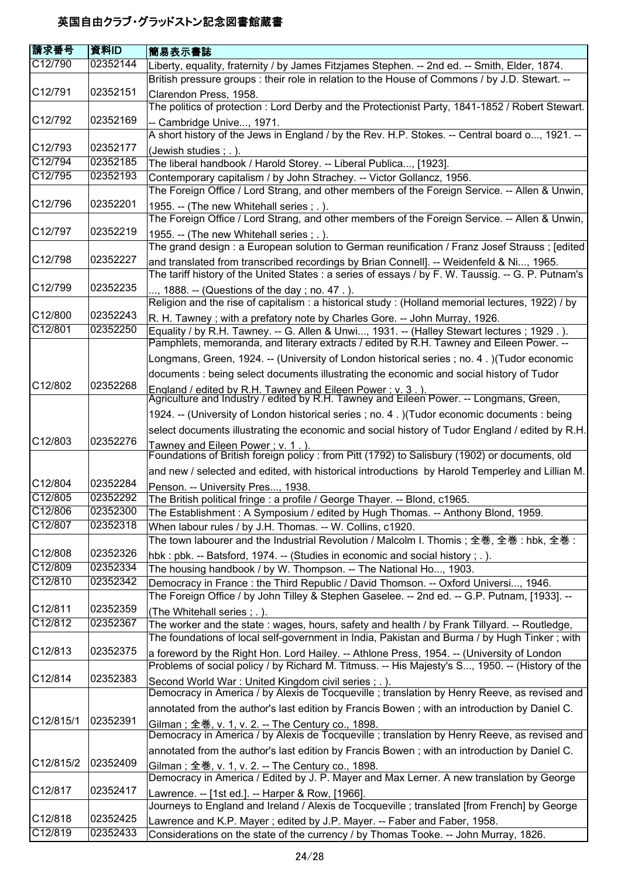# 英国自由クラブ・グラッドストン記念図書館蔵書

| 請求番号 | 資料ID | 簡易表示書誌 |
|---|---|---|
| C12/790 | 02352144 | Liberty, equality, fraternity / by James Fitzjames Stephen. -- 2nd ed. -- Smith, Elder, 1874. |
| C12/791 | 02352151 | British pressure groups : their role in relation to the House of Commons / by J.D. Stewart. -- Clarendon Press, 1958. |
| C12/792 | 02352169 | The politics of protection : Lord Derby and the Protectionist Party, 1841-1852 / Robert Stewart. -- Cambridge Unive..., 1971. |
| C12/793 | 02352177 | A short history of the Jews in England / by the Rev. H.P. Stokes. -- Central board o..., 1921. -- (Jewish studies ; . ). |
| C12/794 | 02352185 | The liberal handbook / Harold Storey. -- Liberal Publica..., [1923]. |
| C12/795 | 02352193 | Contemporary capitalism / by John Strachey. -- Victor Gollancz, 1956. |
| C12/796 | 02352201 | The Foreign Office / Lord Strang, and other members of the Foreign Service. -- Allen & Unwin, 1955. -- (The new Whitehall series ; . ). |
| C12/797 | 02352219 | The Foreign Office / Lord Strang, and other members of the Foreign Service. -- Allen & Unwin, 1955. -- (The new Whitehall series ; . ). |
| C12/798 | 02352227 | The grand design : a European solution to German reunification / Franz Josef Strauss ; [edited and translated from transcribed recordings by Brian Connell]. -- Weidenfeld & Ni..., 1965. |
| C12/799 | 02352235 | The tariff history of the United States : a series of essays / by F. W. Taussig. -- G. P. Putnam's ..., 1888. -- (Questions of the day ; no. 47 . ). |
| C12/800 | 02352243 | Religion and the rise of capitalism : a historical study : (Holland memorial lectures, 1922) / by R. H. Tawney ; with a prefatory note by Charles Gore. -- John Murray, 1926. |
| C12/801 | 02352250 | Equality / by R.H. Tawney. -- G. Allen & Unwi..., 1931. -- (Halley Stewart lectures ; 1929 . ). |
| C12/802 | 02352268 | Pamphlets, memoranda, and literary extracts / edited by R.H. Tawney and Eileen Power. -- Longmans, Green, 1924. -- (University of London historical series ; no. 4 . )(Tudor economic documents : being select documents illustrating the economic and social history of Tudor England / edited by R.H. Tawney and Eileen Power ; v. 3 . ). |
| C12/803 | 02352276 | Agriculture and Industry / edited by R.H. Tawney and Eileen Power. -- Longmans, Green, 1924. -- (University of London historical series ; no. 4 . )(Tudor economic documents : being select documents illustrating the economic and social history of Tudor England / edited by R.H. Tawney and Eileen Power ; v. 1 . ). |
| C12/804 | 02352284 | Foundations of British foreign policy : from Pitt (1792) to Salisbury (1902) or documents, old and new / selected and edited, with historical introductions by Harold Temperley and Lillian M. Penson. -- University Pres..., 1938. |
| C12/805 | 02352292 | The British political fringe : a profile / George Thayer. -- Blond, c1965. |
| C12/806 | 02352300 | The Establishment : A Symposium / edited by Hugh Thomas. -- Anthony Blond, 1959. |
| C12/807 | 02352318 | When labour rules / by J.H. Thomas. -- W. Collins, c1920. |
| C12/808 | 02352326 | The town labourer and the Industrial Revolution / Malcolm I. Thomis ; 全巻, 全巻 : hbk, 全巻 : hbk : pbk. -- Batsford, 1974. -- (Studies in economic and social history ; . ). |
| C12/809 | 02352334 | The housing handbook / by W. Thompson. -- The National Ho..., 1903. |
| C12/810 | 02352342 | Democracy in France : the Third Republic / David Thomson. -- Oxford Universi..., 1946. |
| C12/811 | 02352359 | The Foreign Office / by John Tilley & Stephen Gaselee. -- 2nd ed. -- G.P. Putnam, [1933]. -- (The Whitehall series ; . ). |
| C12/812 | 02352367 | The worker and the state : wages, hours, safety and health / by Frank Tillyard. -- Routledge, |
| C12/813 | 02352375 | The foundations of local self-government in India, Pakistan and Burma / by Hugh Tinker ; with a foreword by the Right Hon. Lord Hailey. -- Athlone Press, 1954. -- (University of London |
| C12/814 | 02352383 | Problems of social policy / by Richard M. Titmuss. -- His Majesty's S..., 1950. -- (History of the Second World War : United Kingdom civil series ; . ). |
| C12/815/1 | 02352391 | Democracy in America / by Alexis de Tocqueville ; translation by Henry Reeve, as revised and annotated from the author's last edition by Francis Bowen ; with an introduction by Daniel C. Gilman ; 全巻, v. 1, v. 2. -- The Century co., 1898. |
| C12/815/2 | 02352409 | Democracy in America / by Alexis de Tocqueville ; translation by Henry Reeve, as revised and annotated from the author's last edition by Francis Bowen ; with an introduction by Daniel C. Gilman ; 全巻, v. 1, v. 2. -- The Century co., 1898. |
| C12/817 | 02352417 | Democracy in America / Edited by J. P. Mayer and Max Lerner. A new translation by George Lawrence. -- [1st ed.]. -- Harper & Row, [1966]. |
| C12/818 | 02352425 | Journeys to England and Ireland / Alexis de Tocqueville ; translated [from French] by George Lawrence and K.P. Mayer ; edited by J.P. Mayer. -- Faber and Faber, 1958. |
| C12/819 | 02352433 | Considerations on the state of the currency / by Thomas Tooke. -- John Murray, 1826. |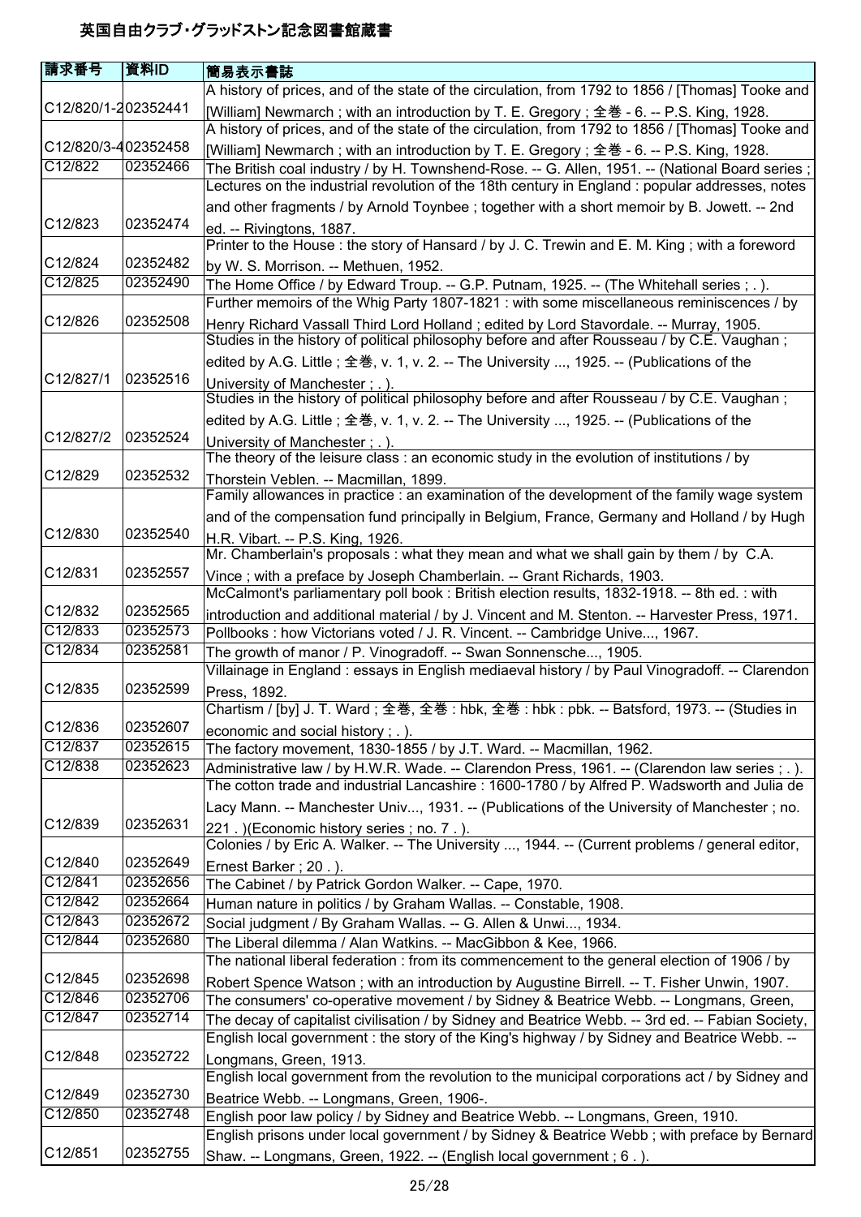# 英国自由クラブ・グラッドストン記念図書館蔵書

| 請求番号 | 資料ID | 簡易表示書誌 |
|---|---|---|
| C12/820/1-2 | 02352441 | A history of prices, and of the state of the circulation, from 1792 to 1856 / [Thomas] Tooke and [William] Newmarch ; with an introduction by T. E. Gregory ; 全巻 - 6. -- P.S. King, 1928. |
| C12/820/3-4 | 02352458 | A history of prices, and of the state of the circulation, from 1792 to 1856 / [Thomas] Tooke and [William] Newmarch ; with an introduction by T. E. Gregory ; 全巻 - 6. -- P.S. King, 1928. |
| C12/822 | 02352466 | The British coal industry / by H. Townshend-Rose. -- G. Allen, 1951. -- (National Board series ; |
| C12/823 | 02352474 | Lectures on the industrial revolution of the 18th century in England : popular addresses, notes and other fragments / by Arnold Toynbee ; together with a short memoir by B. Jowett. -- 2nd ed. -- Rivingtons, 1887. |
| C12/824 | 02352482 | Printer to the House : the story of Hansard / by J. C. Trewin and E. M. King ; with a foreword by W. S. Morrison. -- Methuen, 1952. |
| C12/825 | 02352490 | The Home Office / by Edward Troup. -- G.P. Putnam, 1925. -- (The Whitehall series ; . ). |
| C12/826 | 02352508 | Further memoirs of the Whig Party 1807-1821 : with some miscellaneous reminiscences / by Henry Richard Vassall Third Lord Holland ; edited by Lord Stavordale. -- Murray, 1905. |
| C12/827/1 | 02352516 | Studies in the history of political philosophy before and after Rousseau / by C.E. Vaughan ; edited by A.G. Little ; 全巻, v. 1, v. 2. -- The University ..., 1925. -- (Publications of the University of Manchester ; . ). |
| C12/827/2 | 02352524 | Studies in the history of political philosophy before and after Rousseau / by C.E. Vaughan ; edited by A.G. Little ; 全巻, v. 1, v. 2. -- The University ..., 1925. -- (Publications of the University of Manchester ; . ). |
| C12/829 | 02352532 | The theory of the leisure class : an economic study in the evolution of institutions / by Thorstein Veblen. -- Macmillan, 1899. |
| C12/830 | 02352540 | Family allowances in practice : an examination of the development of the family wage system and of the compensation fund principally in Belgium, France, Germany and Holland / by Hugh H.R. Vibart. -- P.S. King, 1926. |
| C12/831 | 02352557 | Mr. Chamberlain's proposals : what they mean and what we shall gain by them / by C.A. Vince ; with a preface by Joseph Chamberlain. -- Grant Richards, 1903. |
| C12/832 | 02352565 | McCalmont's parliamentary poll book : British election results, 1832-1918. -- 8th ed. : with introduction and additional material / by J. Vincent and M. Stenton. -- Harvester Press, 1971. |
| C12/833 | 02352573 | Pollbooks : how Victorians voted / J. R. Vincent. -- Cambridge Unive..., 1967. |
| C12/834 | 02352581 | The growth of manor / P. Vinogradoff. -- Swan Sonnensche..., 1905. |
| C12/835 | 02352599 | Villainage in England : essays in English mediaeval history / by Paul Vinogradoff. -- Clarendon Press, 1892. |
| C12/836 | 02352607 | Chartism / [by] J. T. Ward ; 全巻, 全巻 : hbk, 全巻 : hbk : pbk. -- Batsford, 1973. -- (Studies in economic and social history ; . ). |
| C12/837 | 02352615 | The factory movement, 1830-1855 / by J.T. Ward. -- Macmillan, 1962. |
| C12/838 | 02352623 | Administrative law / by H.W.R. Wade. -- Clarendon Press, 1961. -- (Clarendon law series ; . ). |
| C12/839 | 02352631 | The cotton trade and industrial Lancashire : 1600-1780 / by Alfred P. Wadsworth and Julia de Lacy Mann. -- Manchester Univ..., 1931. -- (Publications of the University of Manchester ; no. 221 . )(Economic history series ; no. 7 . ). |
| C12/840 | 02352649 | Colonies / by Eric A. Walker. -- The University ..., 1944. -- (Current problems / general editor, Ernest Barker ; 20 . ). |
| C12/841 | 02352656 | The Cabinet / by Patrick Gordon Walker. -- Cape, 1970. |
| C12/842 | 02352664 | Human nature in politics / by Graham Wallas. -- Constable, 1908. |
| C12/843 | 02352672 | Social judgment / By Graham Wallas. -- G. Allen & Unwi..., 1934. |
| C12/844 | 02352680 | The Liberal dilemma / Alan Watkins. -- MacGibbon & Kee, 1966. |
| C12/845 | 02352698 | The national liberal federation : from its commencement to the general election of 1906 / by Robert Spence Watson ; with an introduction by Augustine Birrell. -- T. Fisher Unwin, 1907. |
| C12/846 | 02352706 | The consumers' co-operative movement / by Sidney & Beatrice Webb. -- Longmans, Green, |
| C12/847 | 02352714 | The decay of capitalist civilisation / by Sidney and Beatrice Webb. -- 3rd ed. -- Fabian Society, |
| C12/848 | 02352722 | English local government : the story of the King's highway / by Sidney and Beatrice Webb. -- Longmans, Green, 1913. |
| C12/849 | 02352730 | English local government from the revolution to the municipal corporations act / by Sidney and Beatrice Webb. -- Longmans, Green, 1906-. |
| C12/850 | 02352748 | English poor law policy / by Sidney and Beatrice Webb. -- Longmans, Green, 1910. |
| C12/851 | 02352755 | English prisons under local government / by Sidney & Beatrice Webb ; with preface by Bernard Shaw. -- Longmans, Green, 1922. -- (English local government ; 6 . ). |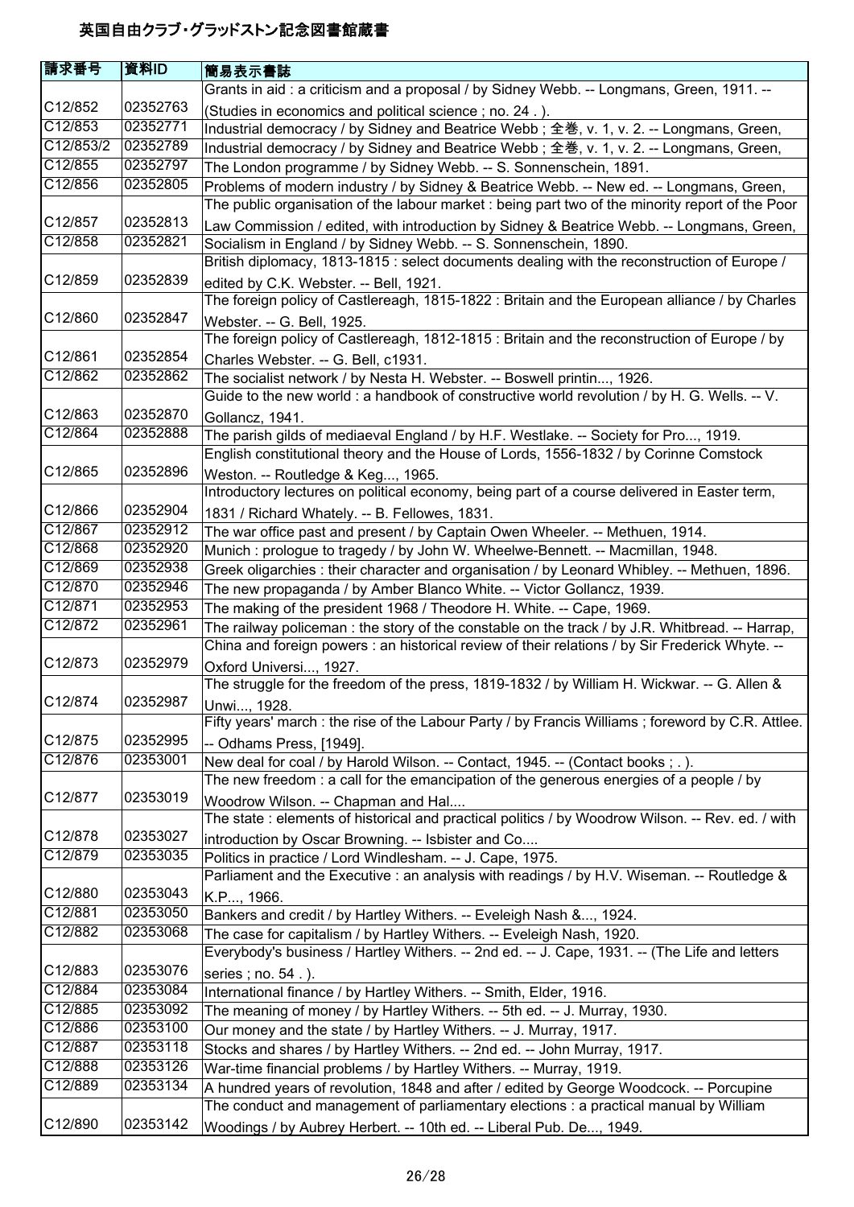# 英国自由クラブ・グラッドストン記念図書館蔵書

| 請求番号 | 資料ID | 簡易表示書誌 |
|---|---|---|
| C12/852 | 02352763 | Grants in aid : a criticism and a proposal / by Sidney Webb. -- Longmans, Green, 1911. -- (Studies in economics and political science ; no. 24 . ). |
| C12/853 | 02352771 | Industrial democracy / by Sidney and Beatrice Webb ; 全巻, v. 1, v. 2. -- Longmans, Green, |
| C12/853/2 | 02352789 | Industrial democracy / by Sidney and Beatrice Webb ; 全巻, v. 1, v. 2. -- Longmans, Green, |
| C12/855 | 02352797 | The London programme / by Sidney Webb. -- S. Sonnenschein, 1891. |
| C12/856 | 02352805 | Problems of modern industry / by Sidney & Beatrice Webb. -- New ed. -- Longmans, Green, |
| C12/857 | 02352813 | The public organisation of the labour market : being part two of the minority report of the Poor Law Commission / edited, with introduction by Sidney & Beatrice Webb. -- Longmans, Green, |
| C12/858 | 02352821 | Socialism in England / by Sidney Webb. -- S. Sonnenschein, 1890. |
| C12/859 | 02352839 | British diplomacy, 1813-1815 : select documents dealing with the reconstruction of Europe / edited by C.K. Webster. -- Bell, 1921. |
| C12/860 | 02352847 | The foreign policy of Castlereagh, 1815-1822 : Britain and the European alliance / by Charles Webster. -- G. Bell, 1925. |
| C12/861 | 02352854 | The foreign policy of Castlereagh, 1812-1815 : Britain and the reconstruction of Europe / by Charles Webster. -- G. Bell, c1931. |
| C12/862 | 02352862 | The socialist network / by Nesta H. Webster. -- Boswell printin..., 1926. |
| C12/863 | 02352870 | Guide to the new world : a handbook of constructive world revolution / by H. G. Wells. -- V. Gollancz, 1941. |
| C12/864 | 02352888 | The parish gilds of mediaeval England / by H.F. Westlake. -- Society for Pro..., 1919. |
| C12/865 | 02352896 | English constitutional theory and the House of Lords, 1556-1832 / by Corinne Comstock Weston. -- Routledge & Keg..., 1965. |
| C12/866 | 02352904 | Introductory lectures on political economy, being part of a course delivered in Easter term, 1831 / Richard Whately. -- B. Fellowes, 1831. |
| C12/867 | 02352912 | The war office past and present / by Captain Owen Wheeler. -- Methuen, 1914. |
| C12/868 | 02352920 | Munich : prologue to tragedy / by John W. Wheelwe-Bennett. -- Macmillan, 1948. |
| C12/869 | 02352938 | Greek oligarchies : their character and organisation / by Leonard Whibley. -- Methuen, 1896. |
| C12/870 | 02352946 | The new propaganda / by Amber Blanco White. -- Victor Gollancz, 1939. |
| C12/871 | 02352953 | The making of the president 1968 / Theodore H. White. -- Cape, 1969. |
| C12/872 | 02352961 | The railway policeman : the story of the constable on the track / by J.R. Whitbread. -- Harrap, |
| C12/873 | 02352979 | China and foreign powers : an historical review of their relations / by Sir Frederick Whyte. -- Oxford Universi..., 1927. |
| C12/874 | 02352987 | The struggle for the freedom of the press, 1819-1832 / by William H. Wickwar. -- G. Allen & Unwi..., 1928. |
| C12/875 | 02352995 | Fifty years' march : the rise of the Labour Party / by Francis Williams ; foreword by C.R. Attlee. -- Odhams Press, [1949]. |
| C12/876 | 02353001 | New deal for coal / by Harold Wilson. -- Contact, 1945. -- (Contact books ; . ). |
| C12/877 | 02353019 | The new freedom : a call for the emancipation of the generous energies of a people / by Woodrow Wilson. -- Chapman and Hal.... |
| C12/878 | 02353027 | The state : elements of historical and practical politics / by Woodrow Wilson. -- Rev. ed. / with introduction by Oscar Browning. -- Isbister and Co.... |
| C12/879 | 02353035 | Politics in practice / Lord Windlesham. -- J. Cape, 1975. |
| C12/880 | 02353043 | Parliament and the Executive : an analysis with readings / by H.V. Wiseman. -- Routledge & K.P..., 1966. |
| C12/881 | 02353050 | Bankers and credit / by Hartley Withers. -- Eveleigh Nash &..., 1924. |
| C12/882 | 02353068 | The case for capitalism / by Hartley Withers. -- Eveleigh Nash, 1920. |
| C12/883 | 02353076 | Everybody's business / Hartley Withers. -- 2nd ed. -- J. Cape, 1931. -- (The Life and letters series ; no. 54 . ). |
| C12/884 | 02353084 | International finance / by Hartley Withers. -- Smith, Elder, 1916. |
| C12/885 | 02353092 | The meaning of money / by Hartley Withers. -- 5th ed. -- J. Murray, 1930. |
| C12/886 | 02353100 | Our money and the state / by Hartley Withers. -- J. Murray, 1917. |
| C12/887 | 02353118 | Stocks and shares / by Hartley Withers. -- 2nd ed. -- John Murray, 1917. |
| C12/888 | 02353126 | War-time financial problems / by Hartley Withers. -- Murray, 1919. |
| C12/889 | 02353134 | A hundred years of revolution, 1848 and after / edited by George Woodcock. -- Porcupine |
| C12/890 | 02353142 | The conduct and management of parliamentary elections : a practical manual by William Woodings / by Aubrey Herbert. -- 10th ed. -- Liberal Pub. De..., 1949. |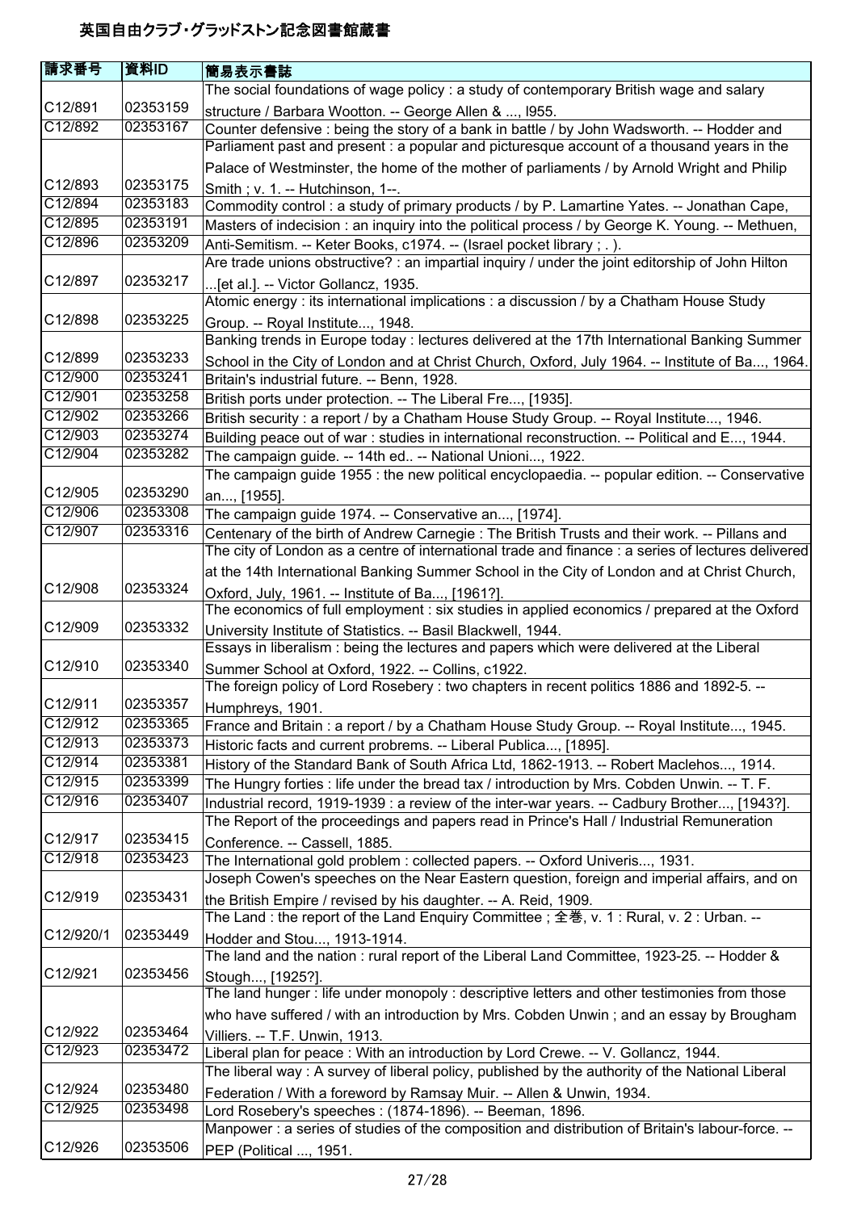| 請求番号 | 資料ID | 簡易表示書誌 |
| --- | --- | --- |
| C12/891 | 02353159 | The social foundations of wage policy : a study of contemporary British wage and salary structure / Barbara Wootton. -- George Allen & ..., l955. |
| C12/892 | 02353167 | Counter defensive : being the story of a bank in battle / by John Wadsworth. -- Hodder and |
| C12/893 | 02353175 | Parliament past and present : a popular and picturesque account of a thousand years in the Palace of Westminster, the home of the mother of parliaments / by Arnold Wright and Philip Smith ; v. 1. -- Hutchinson, 1--. |
| C12/894 | 02353183 | Commodity control : a study of primary products / by P. Lamartine Yates. -- Jonathan Cape, |
| C12/895 | 02353191 | Masters of indecision : an inquiry into the political process / by George K. Young. -- Methuen, |
| C12/896 | 02353209 | Anti-Semitism. -- Keter Books, c1974. -- (Israel pocket library ; . ). |
| C12/897 | 02353217 | Are trade unions obstructive? : an impartial inquiry / under the joint editorship of John Hilton ...[et al.]. -- Victor Gollancz, 1935. |
| C12/898 | 02353225 | Atomic energy : its international implications : a discussion / by a Chatham House Study Group. -- Royal Institute..., 1948. |
| C12/899 | 02353233 | Banking trends in Europe today : lectures delivered at the 17th International Banking Summer School in the City of London and at Christ Church, Oxford, July 1964. -- Institute of Ba..., 1964. |
| C12/900 | 02353241 | Britain's industrial future. -- Benn, 1928. |
| C12/901 | 02353258 | British ports under protection. -- The Liberal Fre..., [1935]. |
| C12/902 | 02353266 | British security : a report / by a Chatham House Study Group. -- Royal Institute..., 1946. |
| C12/903 | 02353274 | Building peace out of war : studies in international reconstruction. -- Political and E..., 1944. |
| C12/904 | 02353282 | The campaign guide. -- 14th ed.. -- National Unioni..., 1922. |
| C12/905 | 02353290 | The campaign guide 1955 : the new political encyclopaedia. -- popular edition. -- Conservative an..., [1955]. |
| C12/906 | 02353308 | The campaign guide 1974. -- Conservative an..., [1974]. |
| C12/907 | 02353316 | Centenary of the birth of Andrew Carnegie : The British Trusts and their work. -- Pillans and |
| C12/908 | 02353324 | The city of London as a centre of international trade and finance : a series of lectures delivered at the 14th International Banking Summer School in the City of London and at Christ Church, Oxford, July, 1961. -- Institute of Ba..., [1961?]. |
| C12/909 | 02353332 | The economics of full employment : six studies in applied economics / prepared at the Oxford University Institute of Statistics. -- Basil Blackwell, 1944. |
| C12/910 | 02353340 | Essays in liberalism : being the lectures and papers which were delivered at the Liberal Summer School at Oxford, 1922. -- Collins, c1922. |
| C12/911 | 02353357 | The foreign policy of Lord Rosebery : two chapters in recent politics 1886 and 1892-5. -- Humphreys, 1901. |
| C12/912 | 02353365 | France and Britain : a report / by a Chatham House Study Group. -- Royal Institute..., 1945. |
| C12/913 | 02353373 | Historic facts and current probrems. -- Liberal Publica..., [1895]. |
| C12/914 | 02353381 | History of the Standard Bank of South Africa Ltd, 1862-1913. -- Robert Maclehos..., 1914. |
| C12/915 | 02353399 | The Hungry forties : life under the bread tax / introduction by Mrs. Cobden Unwin. -- T. F. |
| C12/916 | 02353407 | Industrial record, 1919-1939 : a review of the inter-war years. -- Cadbury Brother..., [1943?]. |
| C12/917 | 02353415 | The Report of the proceedings and papers read in Prince's Hall / Industrial Remuneration Conference. -- Cassell, 1885. |
| C12/918 | 02353423 | The International gold problem : collected papers. -- Oxford Univeris..., 1931. |
| C12/919 | 02353431 | Joseph Cowen's speeches on the Near Eastern question, foreign and imperial affairs, and on the British Empire / revised by his daughter. -- A. Reid, 1909. |
| C12/920/1 | 02353449 | The Land : the report of the Land Enquiry Committee ; 全巻, v. 1 : Rural, v. 2 : Urban. -- Hodder and Stou..., 1913-1914. |
| C12/921 | 02353456 | The land and the nation : rural report of the Liberal Land Committee, 1923-25. -- Hodder & Stough..., [1925?]. |
| C12/922 | 02353464 | The land hunger : life under monopoly : descriptive letters and other testimonies from those who have suffered / with an introduction by Mrs. Cobden Unwin ; and an essay by Brougham Villiers. -- T.F. Unwin, 1913. |
| C12/923 | 02353472 | Liberal plan for peace : With an introduction by Lord Crewe. -- V. Gollancz, 1944. |
| C12/924 | 02353480 | The liberal way : A survey of liberal policy, published by the authority of the National Liberal Federation / With a foreword by Ramsay Muir. -- Allen & Unwin, 1934. |
| C12/925 | 02353498 | Lord Rosebery's speeches : (1874-1896). -- Beeman, 1896. |
| C12/926 | 02353506 | Manpower : a series of studies of the composition and distribution of Britain's labour-force. -- PEP (Political ..., 1951. |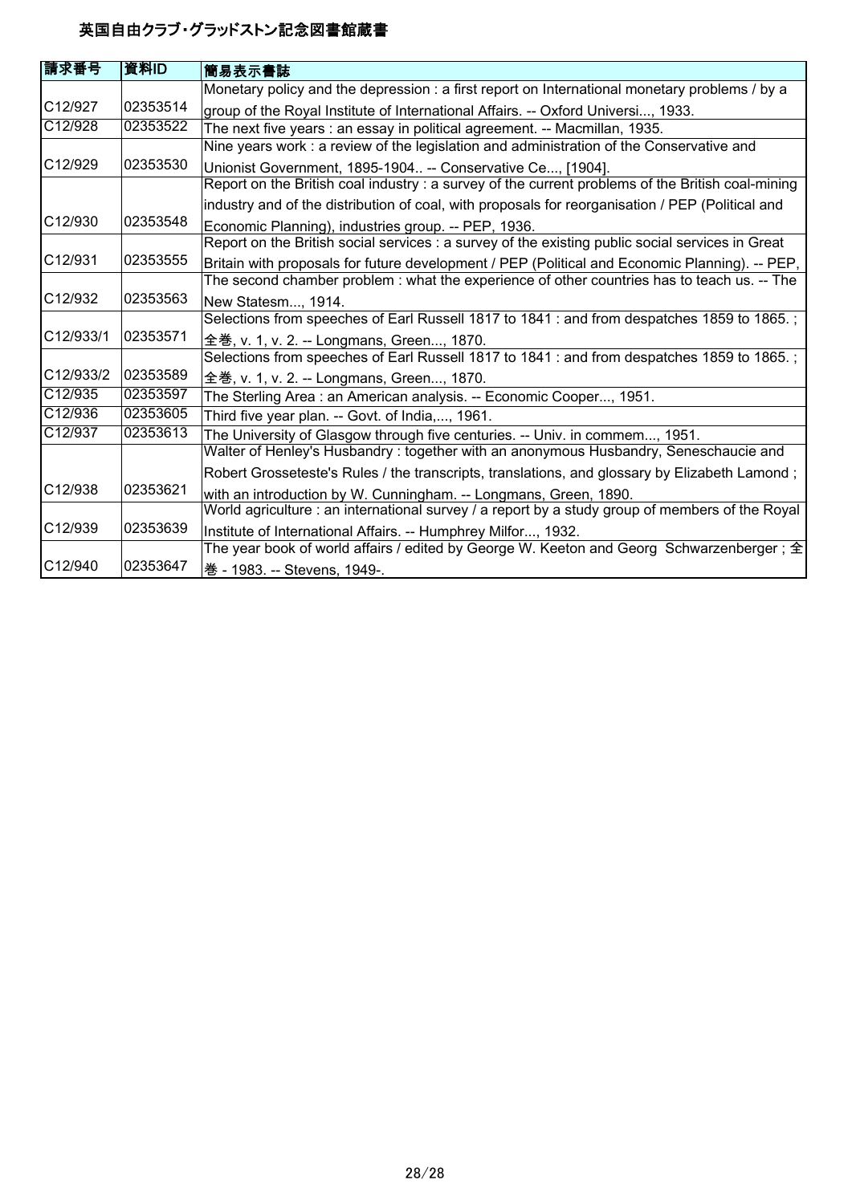# 英国自由クラブ・グラッドストン記念図書館蔵書

| 請求番号 | 資料ID | 簡易表示書誌 |
| --- | --- | --- |
| C12/927 | 02353514 | Monetary policy and the depression : a first report on International monetary problems / by a group of the Royal Institute of International Affairs. -- Oxford Universi..., 1933. |
| C12/928 | 02353522 | The next five years : an essay in political agreement. -- Macmillan, 1935. |
| C12/929 | 02353530 | Nine years work : a review of the legislation and administration of the Conservative and Unionist Government, 1895-1904.. -- Conservative Ce..., [1904]. |
| C12/930 | 02353548 | Report on the British coal industry : a survey of the current problems of the British coal-mining industry and of the distribution of coal, with proposals for reorganisation / PEP (Political and Economic Planning), industries group. -- PEP, 1936. |
| C12/931 | 02353555 | Report on the British social services : a survey of the existing public social services in Great Britain with proposals for future development / PEP (Political and Economic Planning). -- PEP, |
| C12/932 | 02353563 | The second chamber problem : what the experience of other countries has to teach us. -- The New Statesm..., 1914. |
| C12/933/1 | 02353571 | Selections from speeches of Earl Russell 1817 to 1841 : and from despatches 1859 to 1865. ; 全巻, v. 1, v. 2. -- Longmans, Green..., 1870. |
| C12/933/2 | 02353589 | Selections from speeches of Earl Russell 1817 to 1841 : and from despatches 1859 to 1865. ; 全巻, v. 1, v. 2. -- Longmans, Green..., 1870. |
| C12/935 | 02353597 | The Sterling Area : an American analysis. -- Economic Cooper..., 1951. |
| C12/936 | 02353605 | Third five year plan. -- Govt. of India,..., 1961. |
| C12/937 | 02353613 | The University of Glasgow through five centuries. -- Univ. in commem..., 1951. |
| C12/938 | 02353621 | Walter of Henley's Husbandry : together with an anonymous Husbandry, Seneschaucie and Robert Grosseteste's Rules / the transcripts, translations, and glossary by Elizabeth Lamond ; with an introduction by W. Cunningham. -- Longmans, Green, 1890. |
| C12/939 | 02353639 | World agriculture : an international survey / a report by a study group of members of the Royal Institute of International Affairs. -- Humphrey Milfor..., 1932. |
| C12/940 | 02353647 | The year book of world affairs / edited by George W. Keeton and Georg Schwarzenberger ; 全巻 - 1983. -- Stevens, 1949-. |